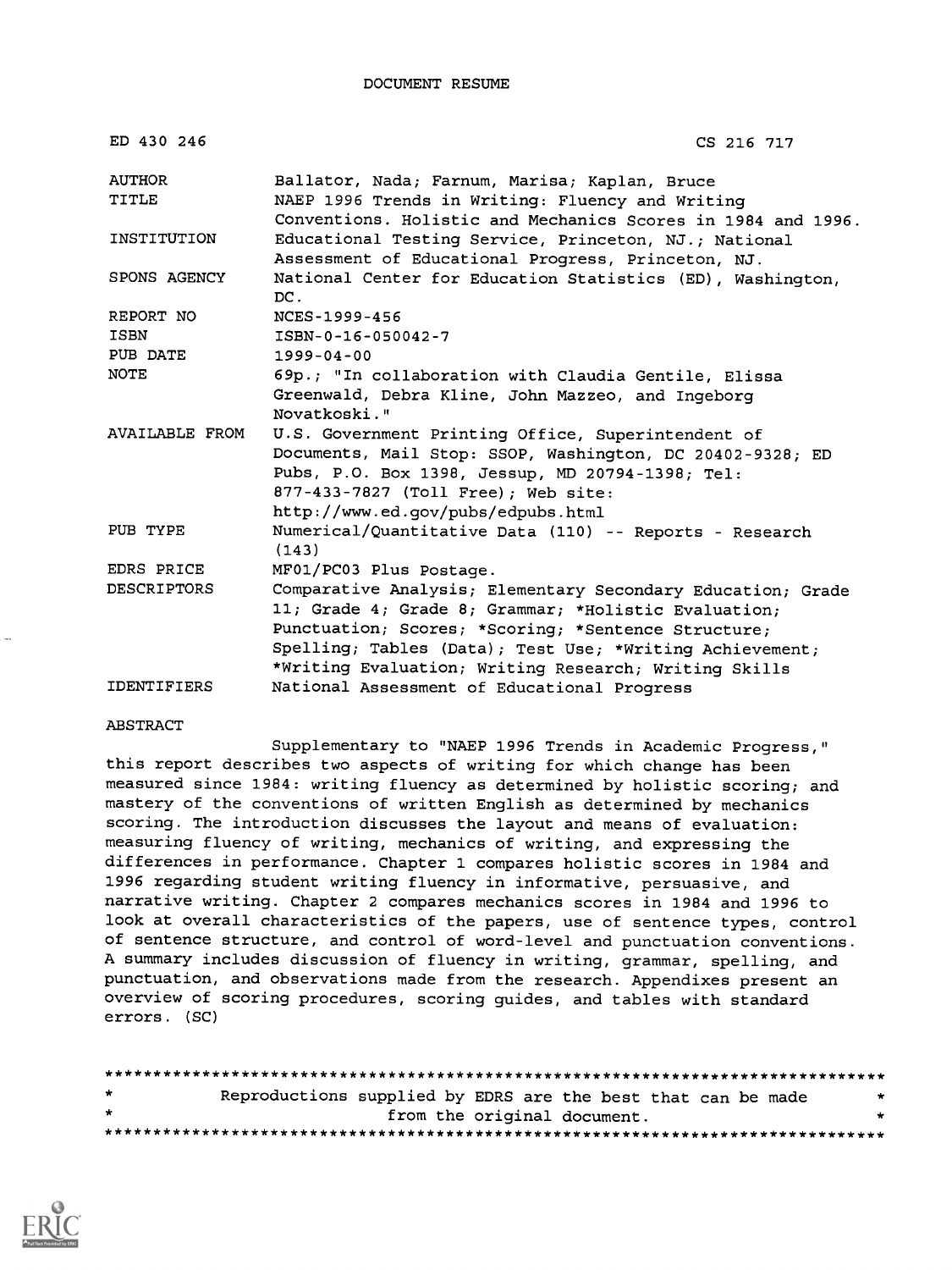DOCUMENT RESUME

| | |
|---|---|
| ED 430 246 | CS 216 717 |
| AUTHOR | Ballator, Nada; Farnum, Marisa; Kaplan, Bruce |
| TITLE | NAEP 1996 Trends in Writing: Fluency and Writing Conventions. Holistic and Mechanics Scores in 1984 and 1996. |
| INSTITUTION | Educational Testing Service, Princeton, NJ.; National Assessment of Educational Progress, Princeton, NJ. |
| SPONS AGENCY | National Center for Education Statistics (ED), Washington, DC. |
| REPORT NO | NCES-1999-456 |
| ISBN | ISBN-0-16-050042-7 |
| PUB DATE | 1999-04-00 |
| NOTE | 69p.; "In collaboration with Claudia Gentile, Elissa Greenwald, Debra Kline, John Mazzeo, and Ingeborg Novatkoski." |
| AVAILABLE FROM | U.S. Government Printing Office, Superintendent of Documents, Mail Stop: SSOP, Washington, DC 20402-9328; ED Pubs, P.O. Box 1398, Jessup, MD 20794-1398; Tel: 877-433-7827 (Toll Free); Web site: http://www.ed.gov/pubs/edpubs.html |
| PUB TYPE | Numerical/Quantitative Data (110) -- Reports - Research (143) |
| EDRS PRICE | MF01/PC03 Plus Postage. |
| DESCRIPTORS | Comparative Analysis; Elementary Secondary Education; Grade 11; Grade 4; Grade 8; Grammar; *Holistic Evaluation; Punctuation; Scores; *Scoring; *Sentence Structure; Spelling; Tables (Data); Test Use; *Writing Achievement; *Writing Evaluation; Writing Research; Writing Skills |
| IDENTIFIERS | National Assessment of Educational Progress |

ABSTRACT

Supplementary to "NAEP 1996 Trends in Academic Progress," this report describes two aspects of writing for which change has been measured since 1984: writing fluency as determined by holistic scoring; and mastery of the conventions of written English as determined by mechanics scoring. The introduction discusses the layout and means of evaluation: measuring fluency of writing, mechanics of writing, and expressing the differences in performance. Chapter 1 compares holistic scores in 1984 and 1996 regarding student writing fluency in informative, persuasive, and narrative writing. Chapter 2 compares mechanics scores in 1984 and 1996 to look at overall characteristics of the papers, use of sentence types, control of sentence structure, and control of word-level and punctuation conventions. A summary includes discussion of fluency in writing, grammar, spelling, and punctuation, and observations made from the research. Appendixes present an overview of scoring procedures, scoring guides, and tables with standard errors. (SC)

********************************************************************************
* Reproductions supplied by EDRS are the best that can be made *
* from the original document. *
********************************************************************************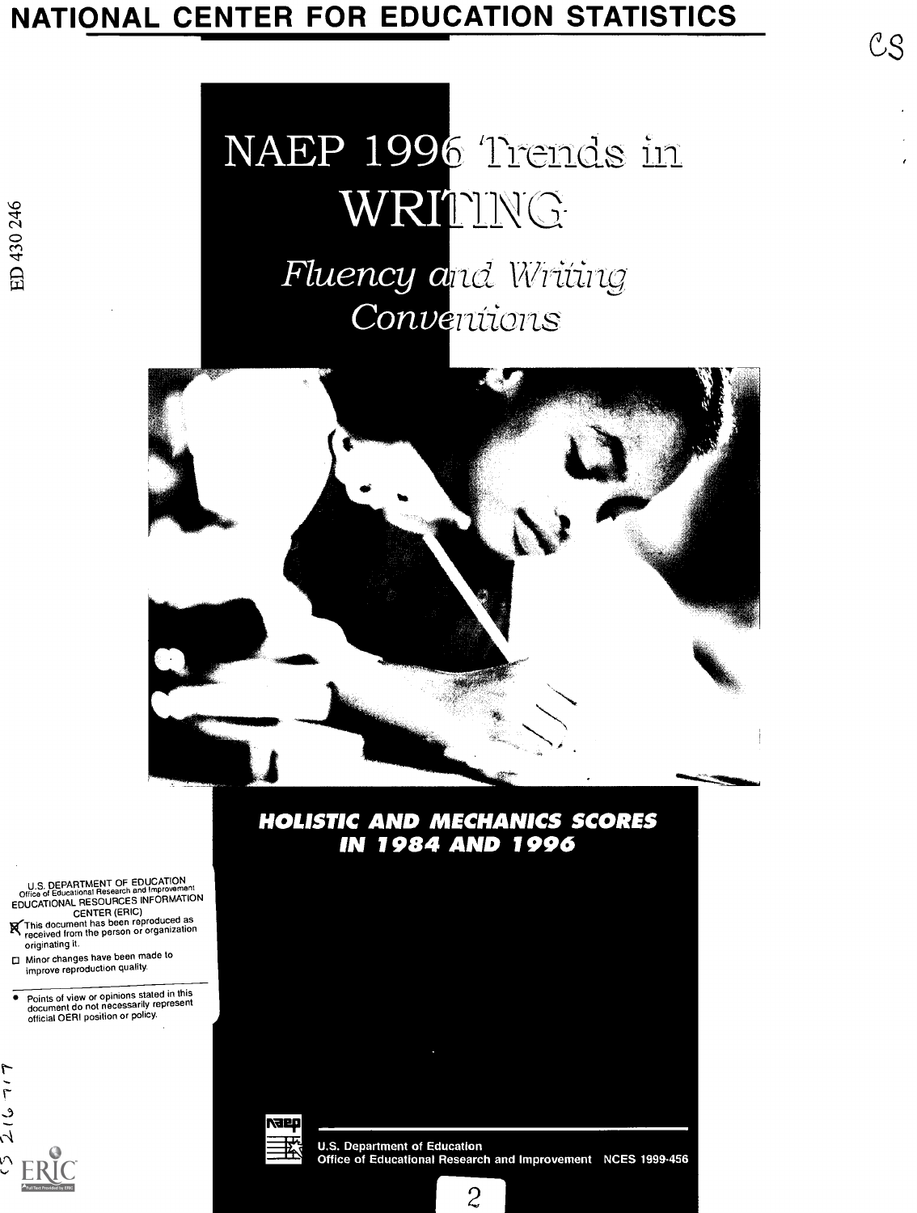# NATIONAL CENTER FOR EDUCATION STATISTICS

CS

ED 430 246

# NAEP 1996 Trends in WRITING

## *Fluency and Writing Conventions*

**HOLISTIC AND MECHANICS SCORES IN 1984 AND 1996**

U.S. DEPARTMENT OF EDUCATION
Office of Educational Research and Improvement
EDUCATIONAL RESOURCES INFORMATION CENTER (ERIC)

- [x] This document has been reproduced as received from the person or organization originating it.
- [ ] Minor changes have been made to improve reproduction quality.

- Points of view or opinions stated in this document do not necessarily represent official OERI position or policy.

CS 216 717

U.S. Department of Education
Office of Educational Research and Improvement NCES 1999-456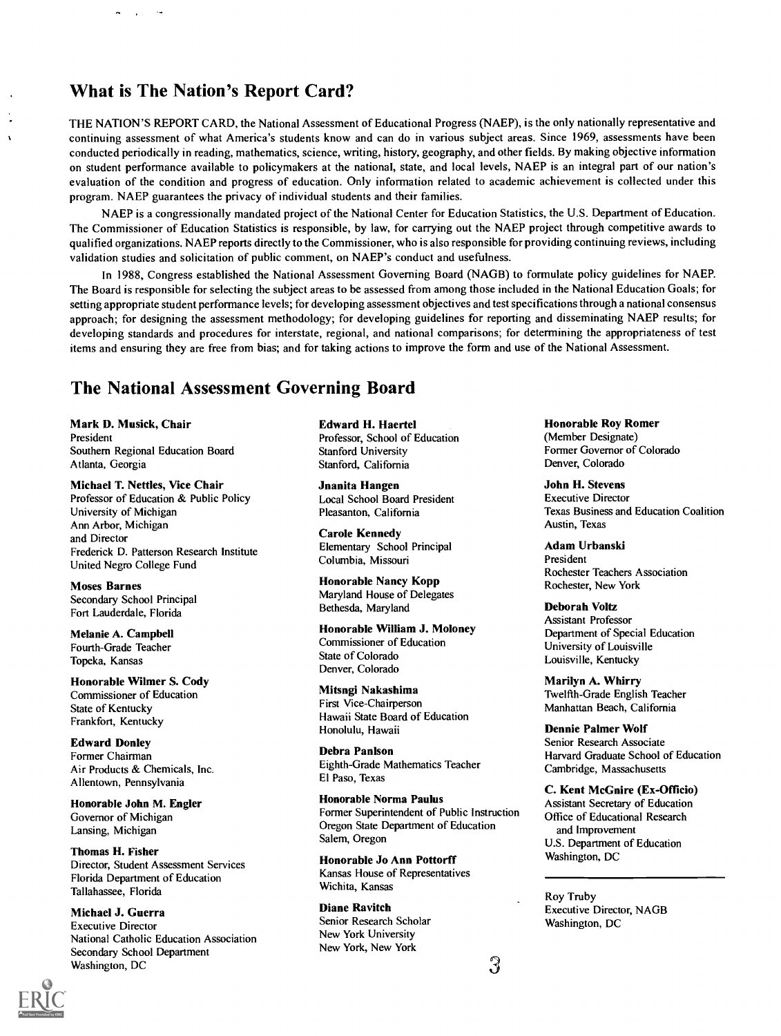## What is The Nation's Report Card?

THE NATION'S REPORT CARD, the National Assessment of Educational Progress (NAEP), is the only nationally representative and continuing assessment of what America's students know and can do in various subject areas. Since 1969, assessments have been conducted periodically in reading, mathematics, science, writing, history, geography, and other fields. By making objective information on student performance available to policymakers at the national, state, and local levels, NAEP is an integral part of our nation's evaluation of the condition and progress of education. Only information related to academic achievement is collected under this program. NAEP guarantees the privacy of individual students and their families.

NAEP is a congressionally mandated project of the National Center for Education Statistics, the U.S. Department of Education. The Commissioner of Education Statistics is responsible, by law, for carrying out the NAEP project through competitive awards to qualified organizations. NAEP reports directly to the Commissioner, who is also responsible for providing continuing reviews, including validation studies and solicitation of public comment, on NAEP's conduct and usefulness.

In 1988, Congress established the National Assessment Governing Board (NAGB) to formulate policy guidelines for NAEP. The Board is responsible for selecting the subject areas to be assessed from among those included in the National Education Goals; for setting appropriate student performance levels; for developing assessment objectives and test specifications through a national consensus approach; for designing the assessment methodology; for developing guidelines for reporting and disseminating NAEP results; for developing standards and procedures for interstate, regional, and national comparisons; for determining the appropriateness of test items and ensuring they are free from bias; and for taking actions to improve the form and use of the National Assessment.

## The National Assessment Governing Board

**Mark D. Musick, Chair**
President
Southern Regional Education Board
Atlanta, Georgia

**Michael T. Nettles, Vice Chair**
Professor of Education & Public Policy
University of Michigan
Ann Arbor, Michigan
and Director
Frederick D. Patterson Research Institute
United Negro College Fund

**Moses Barnes**
Secondary School Principal
Fort Lauderdale, Florida

**Melanie A. Campbell**
Fourth-Grade Teacher
Topeka, Kansas

**Honorable Wilmer S. Cody**
Commissioner of Education
State of Kentucky
Frankfort, Kentucky

**Edward Donley**
Former Chairman
Air Products & Chemicals, Inc.
Allentown, Pennsylvania

**Honorable John M. Engler**
Governor of Michigan
Lansing, Michigan

**Thomas H. Fisher**
Director, Student Assessment Services
Florida Department of Education
Tallahassee, Florida

**Michael J. Guerra**
Executive Director
National Catholic Education Association
Secondary School Department
Washington, DC

**Edward H. Haertel**
Professor, School of Education
Stanford University
Stanford, California

**Jnanita Hangen**
Local School Board President
Pleasanton, California

**Carole Kennedy**
Elementary School Principal
Columbia, Missouri

**Honorable Nancy Kopp**
Maryland House of Delegates
Bethesda, Maryland

**Honorable William J. Moloney**
Commissioner of Education
State of Colorado
Denver, Colorado

**Mitsngi Nakashima**
First Vice-Chairperson
Hawaii State Board of Education
Honolulu, Hawaii

**Debra Panlson**
Eighth-Grade Mathematics Teacher
El Paso, Texas

**Honorable Norma Paulus**
Former Superintendent of Public Instruction
Oregon State Department of Education
Salem, Oregon

**Honorable Jo Ann Pottorff**
Kansas House of Representatives
Wichita, Kansas

**Diane Ravitch**
Senior Research Scholar
New York University
New York, New York

**Honorable Roy Romer**
(Member Designate)
Former Governor of Colorado
Denver, Colorado

**John H. Stevens**
Executive Director
Texas Business and Education Coalition
Austin, Texas

**Adam Urbanski**
President
Rochester Teachers Association
Rochester, New York

**Deborah Voltz**
Assistant Professor
Department of Special Education
University of Louisville
Louisville, Kentucky

**Marilyn A. Whirry**
Twelfth-Grade English Teacher
Manhattan Beach, California

**Dennie Palmer Wolf**
Senior Research Associate
Harvard Graduate School of Education
Cambridge, Massachusetts

**C. Kent McGnire (Ex-Officio)**
Assistant Secretary of Education
Office of Educational Research
and Improvement
U.S. Department of Education
Washington, DC

---

Roy Truby
Executive Director, NAGB
Washington, DC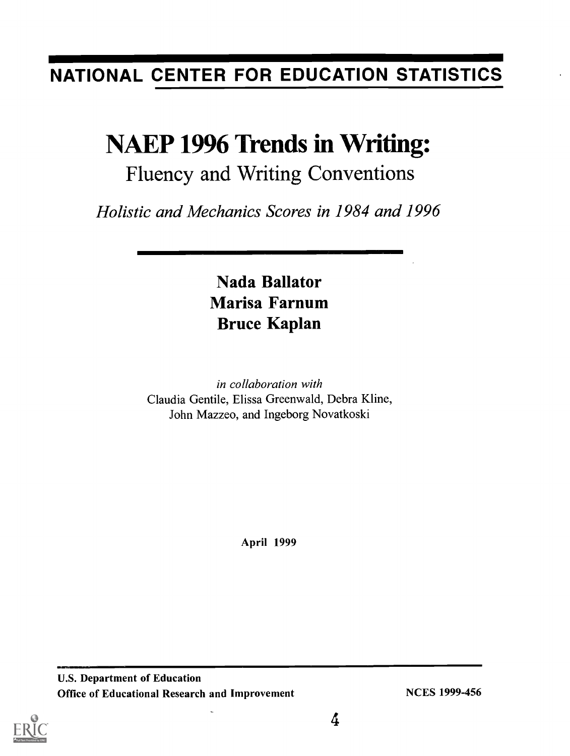# NATIONAL CENTER FOR EDUCATION STATISTICS

# NAEP 1996 Trends in Writing:

## Fluency and Writing Conventions

*Holistic and Mechanics Scores in 1984 and 1996*

**Nada Ballator**
**Marisa Farnum**
**Bruce Kaplan**

*in collaboration with*
Claudia Gentile, Elissa Greenwald, Debra Kline,
John Mazzeo, and Ingeborg Novatkoski

**April 1999**

**U.S. Department of Education**
**Office of Educational Research and Improvement**

**NCES 1999-456**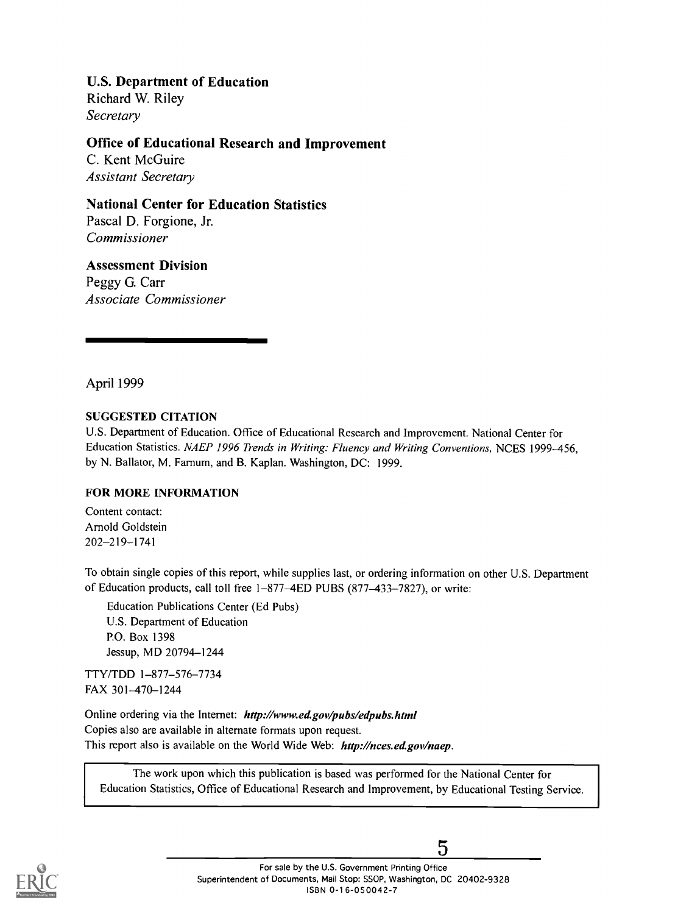**U.S. Department of Education**
Richard W. Riley
*Secretary*

**Office of Educational Research and Improvement**
C. Kent McGuire
*Assistant Secretary*

**National Center for Education Statistics**
Pascal D. Forgione, Jr.
*Commissioner*

**Assessment Division**
Peggy G. Carr
*Associate Commissioner*

---

April 1999

**SUGGESTED CITATION**

U.S. Department of Education. Office of Educational Research and Improvement. National Center for Education Statistics. *NAEP 1996 Trends in Writing: Fluency and Writing Conventions,* NCES 1999–456, by N. Ballator, M. Farnum, and B. Kaplan. Washington, DC: 1999.

**FOR MORE INFORMATION**

Content contact:
Arnold Goldstein
202–219–1741

To obtain single copies of this report, while supplies last, or ordering information on other U.S. Department of Education products, call toll free 1–877–4ED PUBS (877–433–7827), or write:

Education Publications Center (Ed Pubs)
U.S. Department of Education
P.O. Box 1398
Jessup, MD 20794–1244

TTY/TDD 1–877–576–7734
FAX 301–470–1244

Online ordering via the Internet: ***http://www.ed.gov/pubs/edpubs.html***
Copies also are available in alternate formats upon request.
This report also is available on the World Wide Web: ***http://nces.ed.gov/naep***.

The work upon which this publication is based was performed for the National Center for Education Statistics, Office of Educational Research and Improvement, by Educational Testing Service.

For sale by the U.S. Government Printing Office
Superintendent of Documents, Mail Stop: SSOP, Washington, DC 20402-9328
ISBN 0-16-050042-7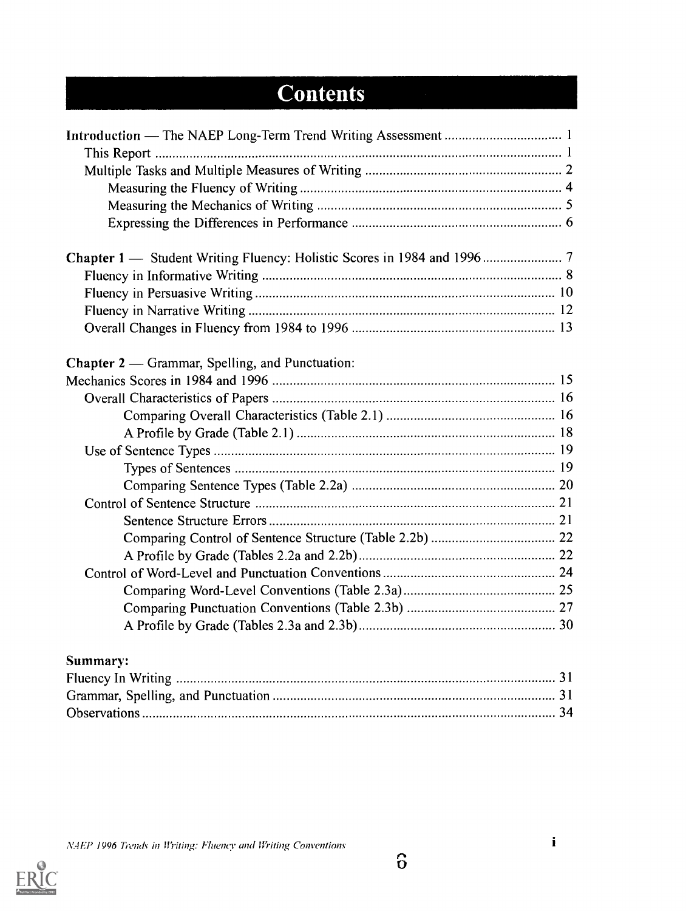# Contents

Introduction — The NAEP Long-Term Trend Writing Assessment .................................. 1
- This Report ..................................................................................................... 1
- Multiple Tasks and Multiple Measures of Writing ........................................... 2
  - Measuring the Fluency of Writing ............................................................ 4
  - Measuring the Mechanics of Writing ....................................................... 5
  - Expressing the Differences in Performance ............................................. 6

**Chapter 1** — Student Writing Fluency: Holistic Scores in 1984 and 1996 ...................... 7
- Fluency in Informative Writing ...................................................................... 8
- Fluency in Persuasive Writing ....................................................................... 10
- Fluency in Narrative Writing ......................................................................... 12
- Overall Changes in Fluency from 1984 to 1996 ............................................ 13

**Chapter 2** — Grammar, Spelling, and Punctuation:
Mechanics Scores in 1984 and 1996 ................................................................... 15
- Overall Characteristics of Papers .................................................................. 16
  - Comparing Overall Characteristics (Table 2.1) ....................................... 16
  - A Profile by Grade (Table 2.1) ............................................................... 18
- Use of Sentence Types .................................................................................. 19
  - Types of Sentences ................................................................................ 19
  - Comparing Sentence Types (Table 2.2a) ................................................ 20
- Control of Sentence Structure ....................................................................... 21
  - Sentence Structure Errors ..................................................................... 21
  - Comparing Control of Sentence Structure (Table 2.2b) .......................... 22
  - A Profile by Grade (Tables 2.2a and 2.2b) .............................................. 22
- Control of Word-Level and Punctuation Conventions .................................... 24
  - Comparing Word-Level Conventions (Table 2.3a) ................................... 25
  - Comparing Punctuation Conventions (Table 2.3b) .................................. 27
  - A Profile by Grade (Tables 2.3a and 2.3b) .............................................. 30

**Summary:**
Fluency In Writing ............................................................................................. 31
Grammar, Spelling, and Punctuation .................................................................. 31
Observations ...................................................................................................... 34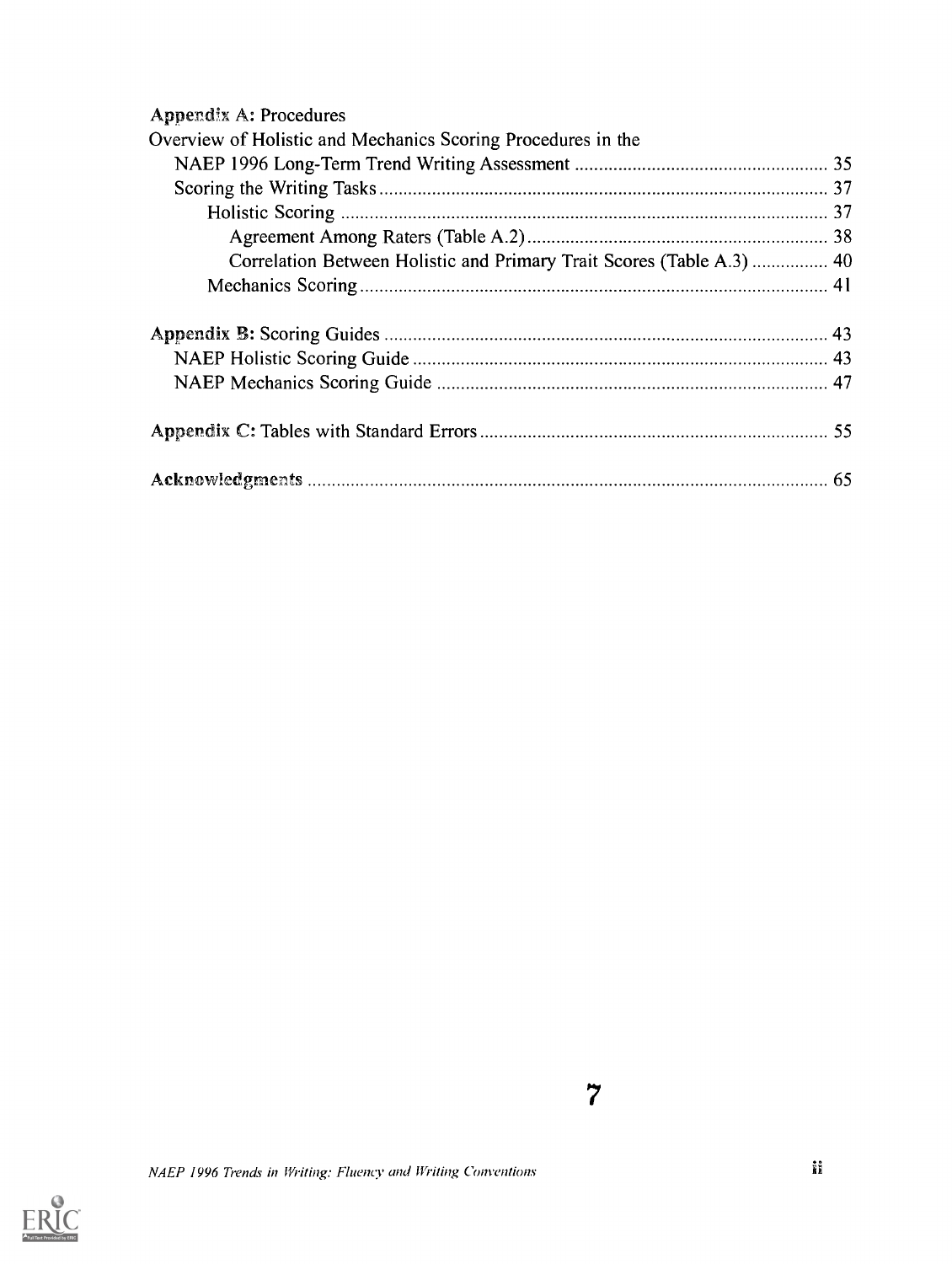**Appendix A:** Procedures

Overview of Holistic and Mechanics Scoring Procedures in the

- NAEP 1996 Long-Term Trend Writing Assessment ..................................................... 35
- Scoring the Writing Tasks ............................................................................................. 37
  - Holistic Scoring ...................................................................................................... 37
    - Agreement Among Raters (Table A.2) ............................................................... 38
    - Correlation Between Holistic and Primary Trait Scores (Table A.3) ................ 40
  - Mechanics Scoring ................................................................................................. 41

**Appendix B:** Scoring Guides ............................................................................................ 43

- NAEP Holistic Scoring Guide ...................................................................................... 43
- NAEP Mechanics Scoring Guide ................................................................................. 47

**Appendix C:** Tables with Standard Errors ......................................................................... 55

**Acknowledgments** ............................................................................................................ 65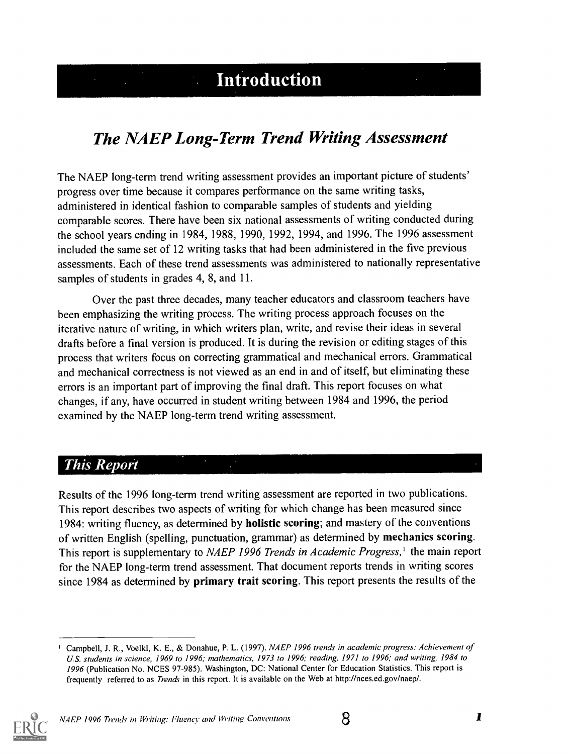# Introduction

## *The NAEP Long-Term Trend Writing Assessment*

The NAEP long-term trend writing assessment provides an important picture of students' progress over time because it compares performance on the same writing tasks, administered in identical fashion to comparable samples of students and yielding comparable scores. There have been six national assessments of writing conducted during the school years ending in 1984, 1988, 1990, 1992, 1994, and 1996. The 1996 assessment included the same set of 12 writing tasks that had been administered in the five previous assessments. Each of these trend assessments was administered to nationally representative samples of students in grades 4, 8, and 11.

Over the past three decades, many teacher educators and classroom teachers have been emphasizing the writing process. The writing process approach focuses on the iterative nature of writing, in which writers plan, write, and revise their ideas in several drafts before a final version is produced. It is during the revision or editing stages of this process that writers focus on correcting grammatical and mechanical errors. Grammatical and mechanical correctness is not viewed as an end in and of itself, but eliminating these errors is an important part of improving the final draft. This report focuses on what changes, if any, have occurred in student writing between 1984 and 1996, the period examined by the NAEP long-term trend writing assessment.

### *This Report*

Results of the 1996 long-term trend writing assessment are reported in two publications. This report describes two aspects of writing for which change has been measured since 1984: writing fluency, as determined by **holistic scoring**; and mastery of the conventions of written English (spelling, punctuation, grammar) as determined by **mechanics scoring**. This report is supplementary to *NAEP 1996 Trends in Academic Progress,*[1] the main report for the NAEP long-term trend assessment. That document reports trends in writing scores since 1984 as determined by **primary trait scoring**. This report presents the results of the

---

[1] Campbell, J. R., Voelkl, K. E., & Donahue, P. L. (1997). *NAEP 1996 trends in academic progress: Achievement of U.S. students in science, 1969 to 1996; mathematics, 1973 to 1996; reading, 1971 to 1996; and writing, 1984 to 1996* (Publication No. NCES 97-985). Washington, DC: National Center for Education Statistics. This report is frequently referred to as *Trends* in this report. It is available on the Web at http://nces.ed.gov/naep/.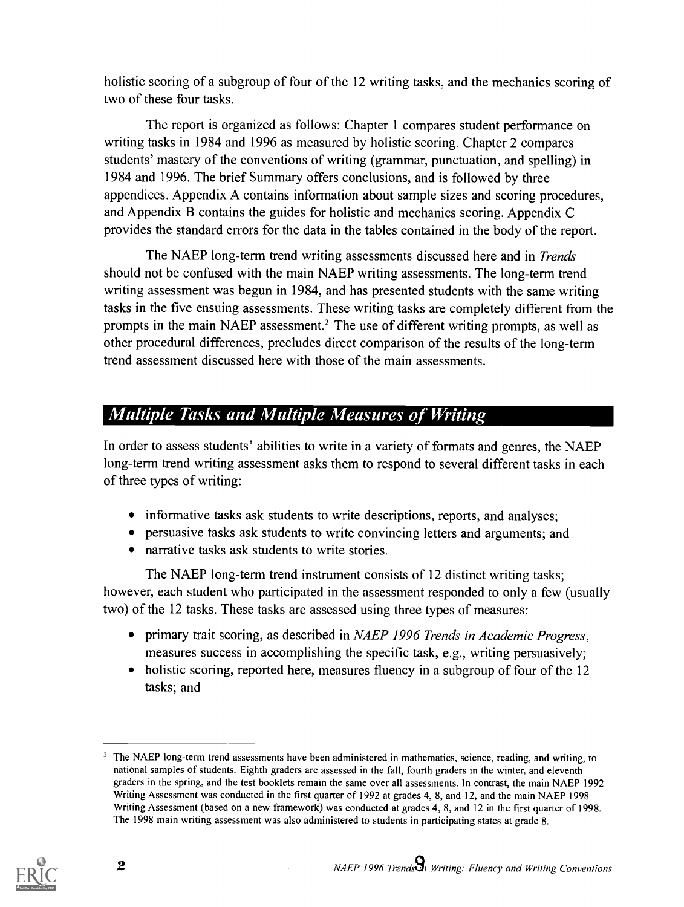holistic scoring of a subgroup of four of the 12 writing tasks, and the mechanics scoring of two of these four tasks.

The report is organized as follows: Chapter 1 compares student performance on writing tasks in 1984 and 1996 as measured by holistic scoring. Chapter 2 compares students' mastery of the conventions of writing (grammar, punctuation, and spelling) in 1984 and 1996. The brief Summary offers conclusions, and is followed by three appendices. Appendix A contains information about sample sizes and scoring procedures, and Appendix B contains the guides for holistic and mechanics scoring. Appendix C provides the standard errors for the data in the tables contained in the body of the report.

The NAEP long-term trend writing assessments discussed here and in *Trends* should not be confused with the main NAEP writing assessments. The long-term trend writing assessment was begun in 1984, and has presented students with the same writing tasks in the five ensuing assessments. These writing tasks are completely different from the prompts in the main NAEP assessment.[2] The use of different writing prompts, as well as other procedural differences, precludes direct comparison of the results of the long-term trend assessment discussed here with those of the main assessments.

## Multiple Tasks and Multiple Measures of Writing

In order to assess students' abilities to write in a variety of formats and genres, the NAEP long-term trend writing assessment asks them to respond to several different tasks in each of three types of writing:

- informative tasks ask students to write descriptions, reports, and analyses;
- persuasive tasks ask students to write convincing letters and arguments; and
- narrative tasks ask students to write stories.

The NAEP long-term trend instrument consists of 12 distinct writing tasks; however, each student who participated in the assessment responded to only a few (usually two) of the 12 tasks. These tasks are assessed using three types of measures:

- primary trait scoring, as described in *NAEP 1996 Trends in Academic Progress*, measures success in accomplishing the specific task, e.g., writing persuasively;
- holistic scoring, reported here, measures fluency in a subgroup of four of the 12 tasks; and

[2] The NAEP long-term trend assessments have been administered in mathematics, science, reading, and writing, to national samples of students. Eighth graders are assessed in the fall, fourth graders in the winter, and eleventh graders in the spring, and the test booklets remain the same over all assessments. In contrast, the main NAEP 1992 Writing Assessment was conducted in the first quarter of 1992 at grades 4, 8, and 12, and the main NAEP 1998 Writing Assessment (based on a new framework) was conducted at grades 4, 8, and 12 in the first quarter of 1998. The 1998 main writing assessment was also administered to students in participating states at grade 8.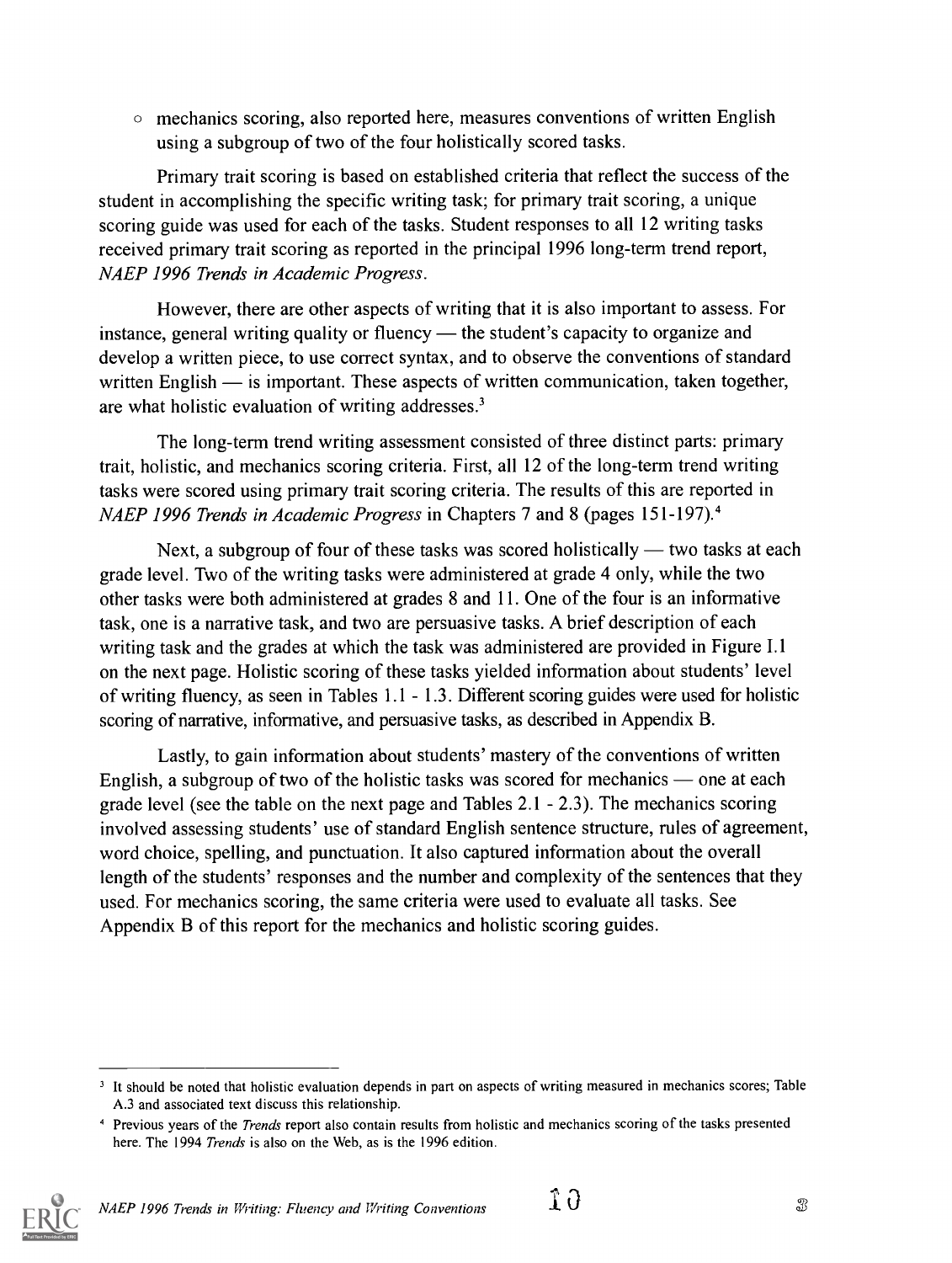- mechanics scoring, also reported here, measures conventions of written English using a subgroup of two of the four holistically scored tasks.

Primary trait scoring is based on established criteria that reflect the success of the student in accomplishing the specific writing task; for primary trait scoring, a unique scoring guide was used for each of the tasks. Student responses to all 12 writing tasks received primary trait scoring as reported in the principal 1996 long-term trend report, *NAEP 1996 Trends in Academic Progress*.

However, there are other aspects of writing that it is also important to assess. For instance, general writing quality or fluency — the student's capacity to organize and develop a written piece, to use correct syntax, and to observe the conventions of standard written English — is important. These aspects of written communication, taken together, are what holistic evaluation of writing addresses.[3]

The long-term trend writing assessment consisted of three distinct parts: primary trait, holistic, and mechanics scoring criteria. First, all 12 of the long-term trend writing tasks were scored using primary trait scoring criteria. The results of this are reported in *NAEP 1996 Trends in Academic Progress* in Chapters 7 and 8 (pages 151-197).[4]

Next, a subgroup of four of these tasks was scored holistically — two tasks at each grade level. Two of the writing tasks were administered at grade 4 only, while the two other tasks were both administered at grades 8 and 11. One of the four is an informative task, one is a narrative task, and two are persuasive tasks. A brief description of each writing task and the grades at which the task was administered are provided in Figure I.1 on the next page. Holistic scoring of these tasks yielded information about students' level of writing fluency, as seen in Tables 1.1 - 1.3. Different scoring guides were used for holistic scoring of narrative, informative, and persuasive tasks, as described in Appendix B.

Lastly, to gain information about students' mastery of the conventions of written English, a subgroup of two of the holistic tasks was scored for mechanics — one at each grade level (see the table on the next page and Tables 2.1 - 2.3). The mechanics scoring involved assessing students' use of standard English sentence structure, rules of agreement, word choice, spelling, and punctuation. It also captured information about the overall length of the students' responses and the number and complexity of the sentences that they used. For mechanics scoring, the same criteria were used to evaluate all tasks. See Appendix B of this report for the mechanics and holistic scoring guides.

---

[3] It should be noted that holistic evaluation depends in part on aspects of writing measured in mechanics scores; Table A.3 and associated text discuss this relationship.

[4] Previous years of the *Trends* report also contain results from holistic and mechanics scoring of the tasks presented here. The 1994 *Trends* is also on the Web, as is the 1996 edition.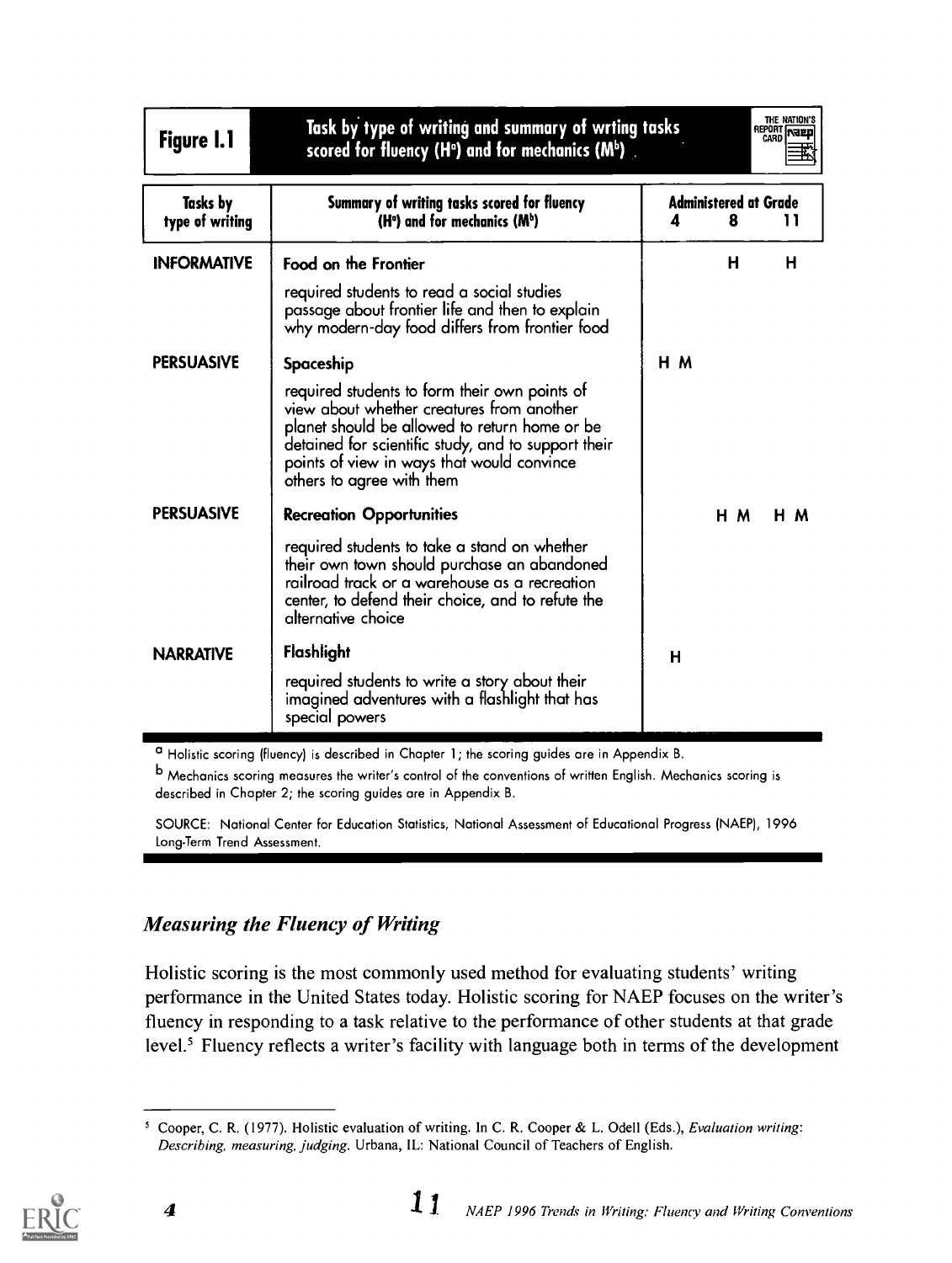**Figure I.1** Task by type of writing and summary of wrting tasks scored for fluency (H[a]) and for mechanics (M[b])

| Tasks by type of writing | Summary of writing tasks scored for fluency (H[a]) and for mechanics (M[b]) | Administered at Grade 4 | 8 | 11 |
|---|---|---|---|---|
| INFORMATIVE | **Food on the Frontier** required students to read a social studies passage about frontier life and then to explain why modern-day food differs from frontier food | | H | H |
| PERSUASIVE | **Spaceship** required students to form their own points of view about whether creatures from another planet should be allowed to return home or be detained for scientific study, and to support their points of view in ways that would convince others to agree with them | H M | | |
| PERSUASIVE | **Recreation Opportunities** required students to take a stand on whether their own town should purchase an abandoned railroad track or a warehouse as a recreation center, to defend their choice, and to refute the alternative choice | | H M | H M |
| NARRATIVE | **Flashlight** required students to write a story about their imagined adventures with a flashlight that has special powers | H | | |

[a] Holistic scoring (fluency) is described in Chapter 1; the scoring guides are in Appendix B.

[b] Mechanics scoring measures the writer's control of the conventions of written English. Mechanics scoring is described in Chapter 2; the scoring guides are in Appendix B.

SOURCE: National Center for Education Statistics, National Assessment of Educational Progress (NAEP), 1996 Long-Term Trend Assessment.

## *Measuring the Fluency of Writing*

Holistic scoring is the most commonly used method for evaluating students' writing performance in the United States today. Holistic scoring for NAEP focuses on the writer's fluency in responding to a task relative to the performance of other students at that grade level.[5] Fluency reflects a writer's facility with language both in terms of the development

[5] Cooper, C. R. (1977). Holistic evaluation of writing. In C. R. Cooper & L. Odell (Eds.), *Evaluation writing: Describing, measuring, judging*. Urbana, IL: National Council of Teachers of English.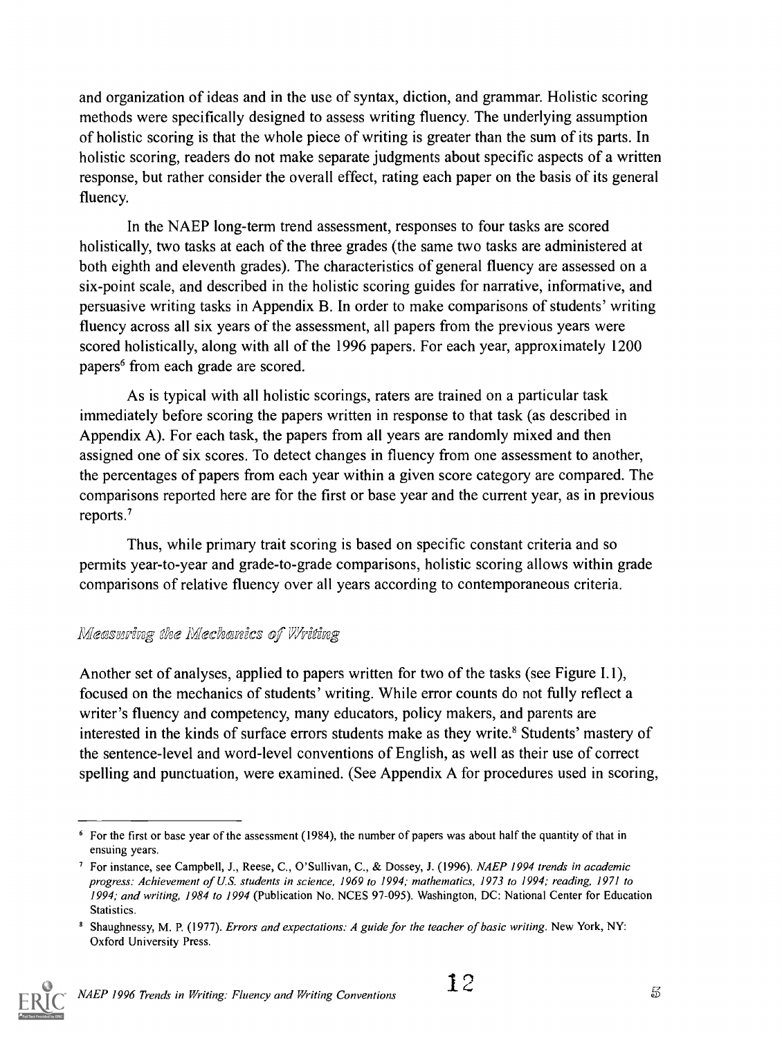and organization of ideas and in the use of syntax, diction, and grammar. Holistic scoring methods were specifically designed to assess writing fluency. The underlying assumption of holistic scoring is that the whole piece of writing is greater than the sum of its parts. In holistic scoring, readers do not make separate judgments about specific aspects of a written response, but rather consider the overall effect, rating each paper on the basis of its general fluency.

In the NAEP long-term trend assessment, responses to four tasks are scored holistically, two tasks at each of the three grades (the same two tasks are administered at both eighth and eleventh grades). The characteristics of general fluency are assessed on a six-point scale, and described in the holistic scoring guides for narrative, informative, and persuasive writing tasks in Appendix B. In order to make comparisons of students' writing fluency across all six years of the assessment, all papers from the previous years were scored holistically, along with all of the 1996 papers. For each year, approximately 1200 papers[6] from each grade are scored.

As is typical with all holistic scorings, raters are trained on a particular task immediately before scoring the papers written in response to that task (as described in Appendix A). For each task, the papers from all years are randomly mixed and then assigned one of six scores. To detect changes in fluency from one assessment to another, the percentages of papers from each year within a given score category are compared. The comparisons reported here are for the first or base year and the current year, as in previous reports.[7]

Thus, while primary trait scoring is based on specific constant criteria and so permits year-to-year and grade-to-grade comparisons, holistic scoring allows within grade comparisons of relative fluency over all years according to contemporaneous criteria.

### *Measuring the Mechanics of Writing*

Another set of analyses, applied to papers written for two of the tasks (see Figure I.1), focused on the mechanics of students' writing. While error counts do not fully reflect a writer's fluency and competency, many educators, policy makers, and parents are interested in the kinds of surface errors students make as they write.[8] Students' mastery of the sentence-level and word-level conventions of English, as well as their use of correct spelling and punctuation, were examined. (See Appendix A for procedures used in scoring,

---

[6] For the first or base year of the assessment (1984), the number of papers was about half the quantity of that in ensuing years.

[7] For instance, see Campbell, J., Reese, C., O'Sullivan, C., & Dossey, J. (1996). *NAEP 1994 trends in academic progress: Achievement of U.S. students in science, 1969 to 1994; mathematics, 1973 to 1994; reading, 1971 to 1994; and writing, 1984 to 1994* (Publication No. NCES 97-095). Washington, DC: National Center for Education Statistics.

[8] Shaughnessy, M. P. (1977). *Errors and expectations: A guide for the teacher of basic writing.* New York, NY: Oxford University Press.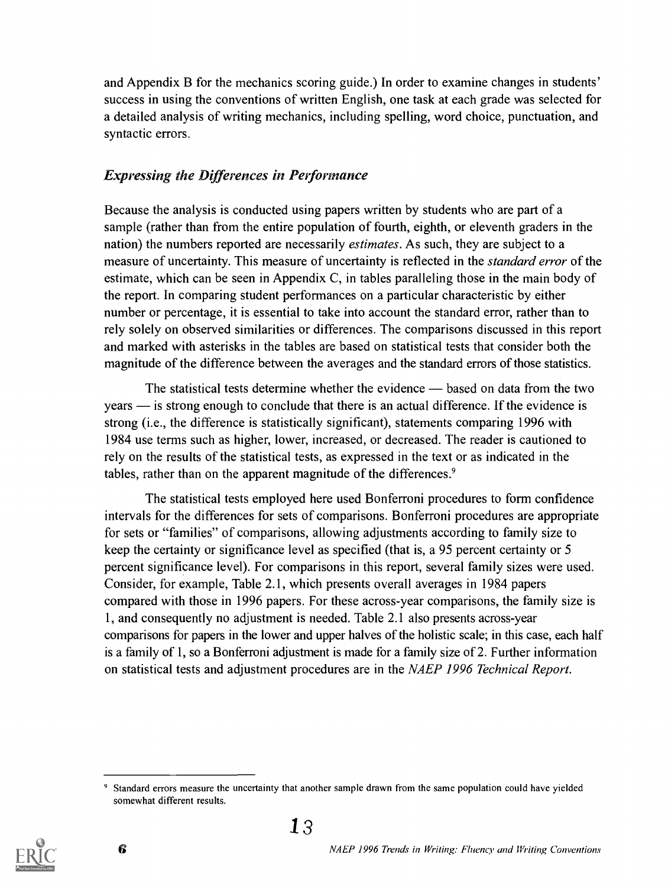and Appendix B for the mechanics scoring guide.) In order to examine changes in students' success in using the conventions of written English, one task at each grade was selected for a detailed analysis of writing mechanics, including spelling, word choice, punctuation, and syntactic errors.

### *Expressing the Differences in Performance*

Because the analysis is conducted using papers written by students who are part of a sample (rather than from the entire population of fourth, eighth, or eleventh graders in the nation) the numbers reported are necessarily *estimates*. As such, they are subject to a measure of uncertainty. This measure of uncertainty is reflected in the *standard error* of the estimate, which can be seen in Appendix C, in tables paralleling those in the main body of the report. In comparing student performances on a particular characteristic by either number or percentage, it is essential to take into account the standard error, rather than to rely solely on observed similarities or differences. The comparisons discussed in this report and marked with asterisks in the tables are based on statistical tests that consider both the magnitude of the difference between the averages and the standard errors of those statistics.

The statistical tests determine whether the evidence — based on data from the two years — is strong enough to conclude that there is an actual difference. If the evidence is strong (i.e., the difference is statistically significant), statements comparing 1996 with 1984 use terms such as higher, lower, increased, or decreased. The reader is cautioned to rely on the results of the statistical tests, as expressed in the text or as indicated in the tables, rather than on the apparent magnitude of the differences.[9]

The statistical tests employed here used Bonferroni procedures to form confidence intervals for the differences for sets of comparisons. Bonferroni procedures are appropriate for sets or "families" of comparisons, allowing adjustments according to family size to keep the certainty or significance level as specified (that is, a 95 percent certainty or 5 percent significance level). For comparisons in this report, several family sizes were used. Consider, for example, Table 2.1, which presents overall averages in 1984 papers compared with those in 1996 papers. For these across-year comparisons, the family size is 1, and consequently no adjustment is needed. Table 2.1 also presents across-year comparisons for papers in the lower and upper halves of the holistic scale; in this case, each half is a family of 1, so a Bonferroni adjustment is made for a family size of 2. Further information on statistical tests and adjustment procedures are in the *NAEP 1996 Technical Report*.

---

[9] Standard errors measure the uncertainty that another sample drawn from the same population could have yielded somewhat different results.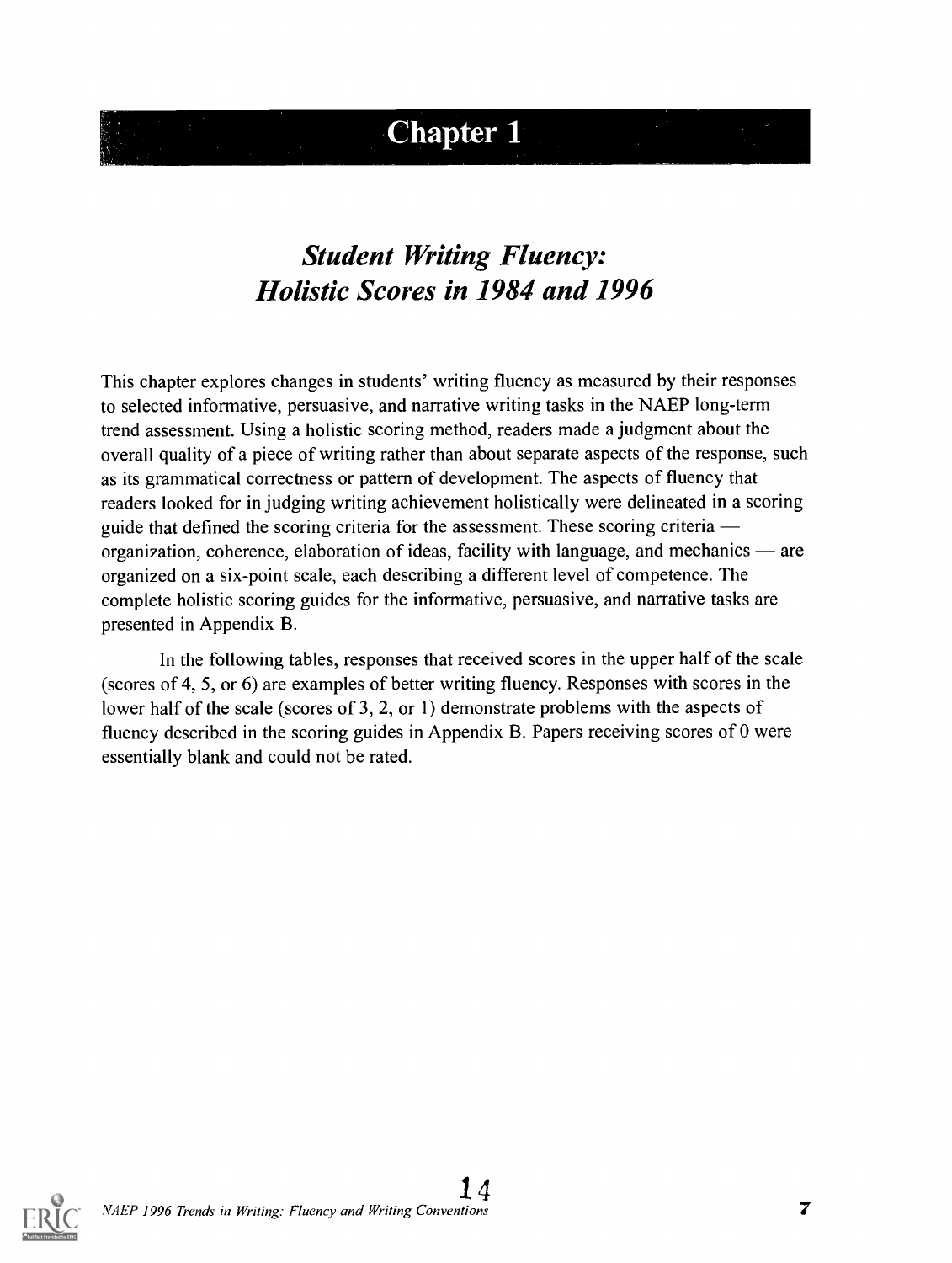# Chapter 1

## *Student Writing Fluency: Holistic Scores in 1984 and 1996*

This chapter explores changes in students' writing fluency as measured by their responses to selected informative, persuasive, and narrative writing tasks in the NAEP long-term trend assessment. Using a holistic scoring method, readers made a judgment about the overall quality of a piece of writing rather than about separate aspects of the response, such as its grammatical correctness or pattern of development. The aspects of fluency that readers looked for in judging writing achievement holistically were delineated in a scoring guide that defined the scoring criteria for the assessment. These scoring criteria — organization, coherence, elaboration of ideas, facility with language, and mechanics — are organized on a six-point scale, each describing a different level of competence. The complete holistic scoring guides for the informative, persuasive, and narrative tasks are presented in Appendix B.

In the following tables, responses that received scores in the upper half of the scale (scores of 4, 5, or 6) are examples of better writing fluency. Responses with scores in the lower half of the scale (scores of 3, 2, or 1) demonstrate problems with the aspects of fluency described in the scoring guides in Appendix B. Papers receiving scores of 0 were essentially blank and could not be rated.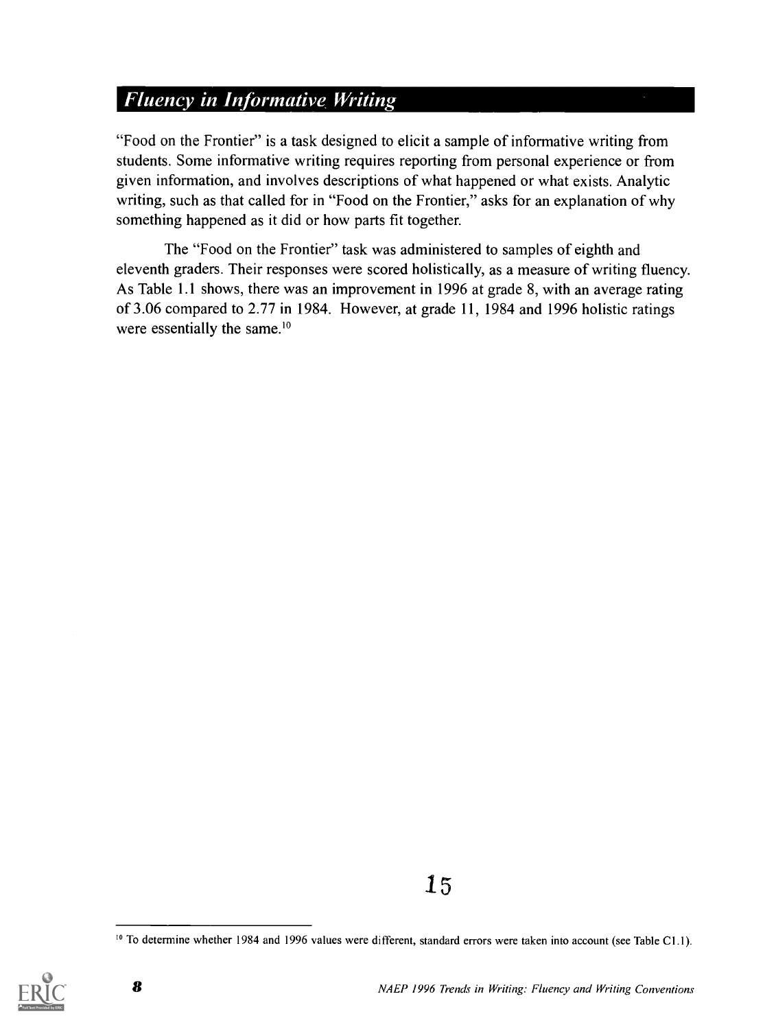## *Fluency in Informative Writing*

"Food on the Frontier" is a task designed to elicit a sample of informative writing from students. Some informative writing requires reporting from personal experience or from given information, and involves descriptions of what happened or what exists. Analytic writing, such as that called for in "Food on the Frontier," asks for an explanation of why something happened as it did or how parts fit together.

The "Food on the Frontier" task was administered to samples of eighth and eleventh graders. Their responses were scored holistically, as a measure of writing fluency. As Table 1.1 shows, there was an improvement in 1996 at grade 8, with an average rating of 3.06 compared to 2.77 in 1984. However, at grade 11, 1984 and 1996 holistic ratings were essentially the same.[10]

[10] To determine whether 1984 and 1996 values were different, standard errors were taken into account (see Table C1.1).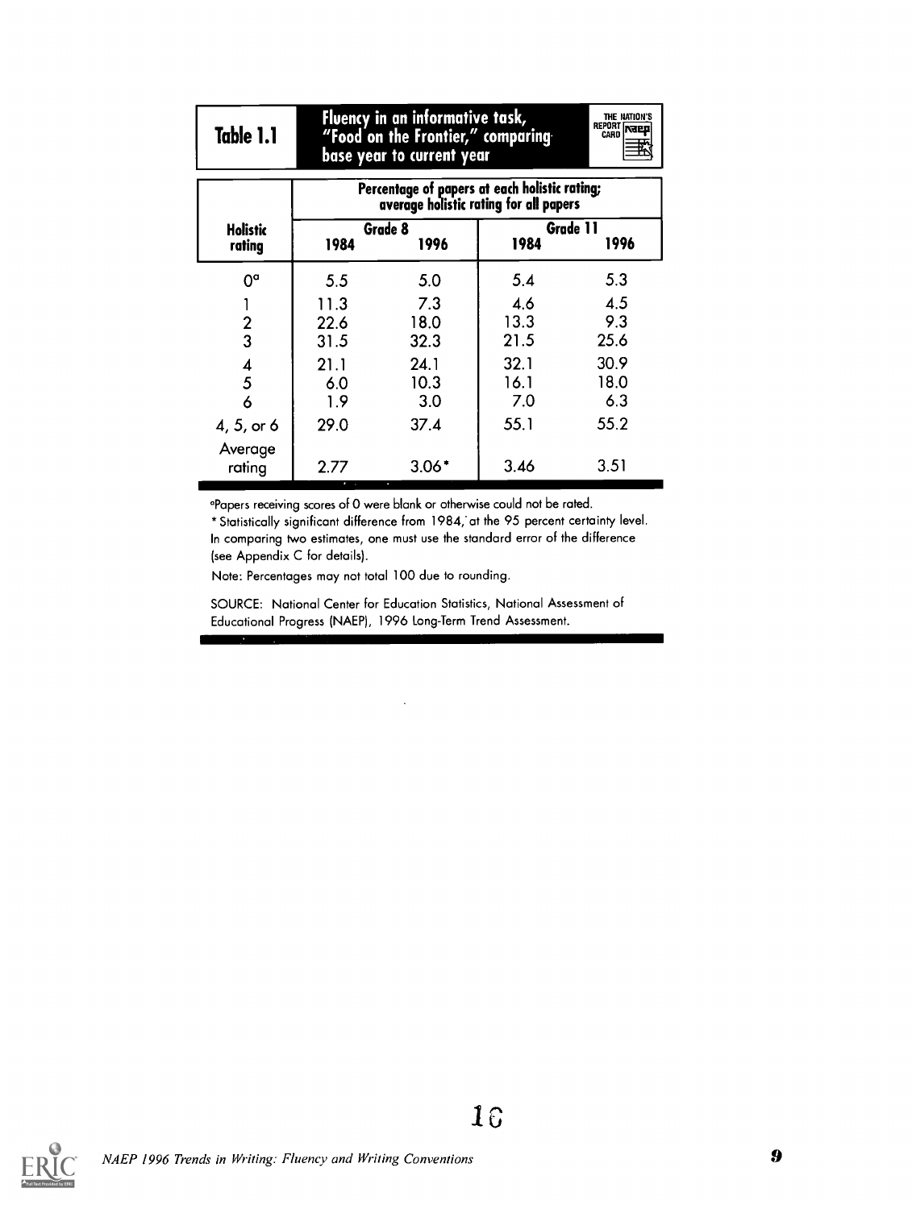## Table 1.1 Fluency in an informative task, "Food on the Frontier," comparing base year to current year

| Holistic rating | Percentage of papers at each holistic rating; average holistic rating for all papers | | | |
|---|---|---|---|---|
| | Grade 8 | | Grade 11 | |
| | 1984 | 1996 | 1984 | 1996 |
| 0[a] | 5.5 | 5.0 | 5.4 | 5.3 |
| 1 | 11.3 | 7.3 | 4.6 | 4.5 |
| 2 | 22.6 | 18.0 | 13.3 | 9.3 |
| 3 | 31.5 | 32.3 | 21.5 | 25.6 |
| 4 | 21.1 | 24.1 | 32.1 | 30.9 |
| 5 | 6.0 | 10.3 | 16.1 | 18.0 |
| 6 | 1.9 | 3.0 | 7.0 | 6.3 |
| 4, 5, or 6 | 29.0 | 37.4 | 55.1 | 55.2 |
| Average rating | 2.77 | 3.06* | 3.46 | 3.51 |

[a]Papers receiving scores of 0 were blank or otherwise could not be rated.

* Statistically significant difference from 1984, at the 95 percent certainty level. In comparing two estimates, one must use the standard error of the difference (see Appendix C for details).

Note: Percentages may not total 100 due to rounding.

SOURCE: National Center for Education Statistics, National Assessment of Educational Progress (NAEP), 1996 Long-Term Trend Assessment.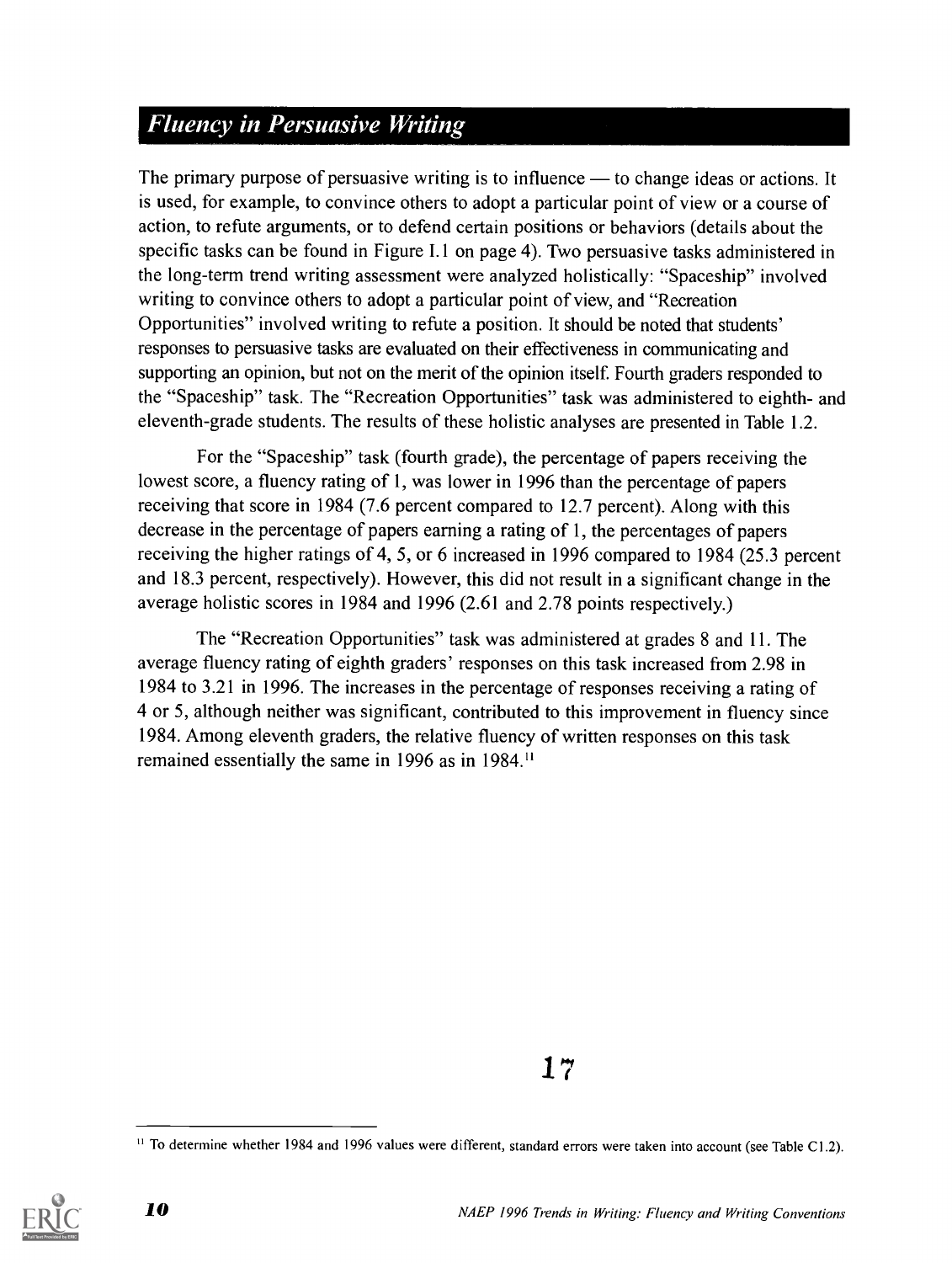## *Fluency in Persuasive Writing*

The primary purpose of persuasive writing is to influence — to change ideas or actions. It is used, for example, to convince others to adopt a particular point of view or a course of action, to refute arguments, or to defend certain positions or behaviors (details about the specific tasks can be found in Figure I.1 on page 4). Two persuasive tasks administered in the long-term trend writing assessment were analyzed holistically: "Spaceship" involved writing to convince others to adopt a particular point of view, and "Recreation Opportunities" involved writing to refute a position. It should be noted that students' responses to persuasive tasks are evaluated on their effectiveness in communicating and supporting an opinion, but not on the merit of the opinion itself. Fourth graders responded to the "Spaceship" task. The "Recreation Opportunities" task was administered to eighth- and eleventh-grade students. The results of these holistic analyses are presented in Table 1.2.

For the "Spaceship" task (fourth grade), the percentage of papers receiving the lowest score, a fluency rating of 1, was lower in 1996 than the percentage of papers receiving that score in 1984 (7.6 percent compared to 12.7 percent). Along with this decrease in the percentage of papers earning a rating of 1, the percentages of papers receiving the higher ratings of 4, 5, or 6 increased in 1996 compared to 1984 (25.3 percent and 18.3 percent, respectively). However, this did not result in a significant change in the average holistic scores in 1984 and 1996 (2.61 and 2.78 points respectively.)

The "Recreation Opportunities" task was administered at grades 8 and 11. The average fluency rating of eighth graders' responses on this task increased from 2.98 in 1984 to 3.21 in 1996. The increases in the percentage of responses receiving a rating of 4 or 5, although neither was significant, contributed to this improvement in fluency since 1984. Among eleventh graders, the relative fluency of written responses on this task remained essentially the same in 1996 as in 1984.[11]

[11] To determine whether 1984 and 1996 values were different, standard errors were taken into account (see Table C1.2).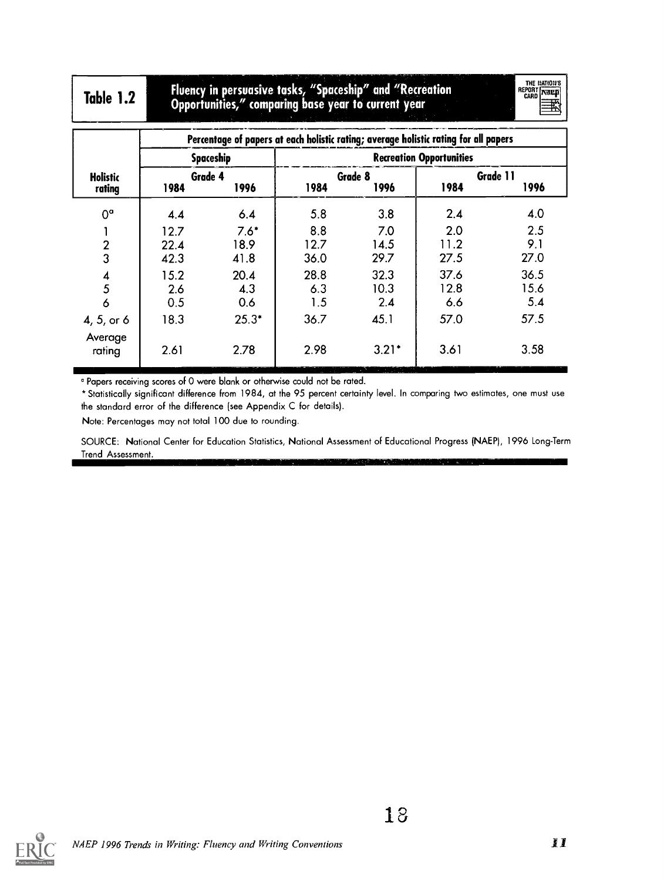**Table 1.2** Fluency in persuasive tasks, "Spaceship" and "Recreation Opportunities," comparing base year to current year

| | Percentage of papers at each holistic rating; average holistic rating for all papers | | | | | |
|---|---|---|---|---|---|---|
| | Spaceship | | Recreation Opportunities | | | |
| Holistic rating | Grade 4 1984 | Grade 4 1996 | Grade 8 1984 | Grade 8 1996 | Grade 11 1984 | Grade 11 1996 |
| 0[a] | 4.4 | 6.4 | 5.8 | 3.8 | 2.4 | 4.0 |
| 1 | 12.7 | 7.6* | 8.8 | 7.0 | 2.0 | 2.5 |
| 2 | 22.4 | 18.9 | 12.7 | 14.5 | 11.2 | 9.1 |
| 3 | 42.3 | 41.8 | 36.0 | 29.7 | 27.5 | 27.0 |
| 4 | 15.2 | 20.4 | 28.8 | 32.3 | 37.6 | 36.5 |
| 5 | 2.6 | 4.3 | 6.3 | 10.3 | 12.8 | 15.6 |
| 6 | 0.5 | 0.6 | 1.5 | 2.4 | 6.6 | 5.4 |
| 4, 5, or 6 | 18.3 | 25.3* | 36.7 | 45.1 | 57.0 | 57.5 |
| Average rating | 2.61 | 2.78 | 2.98 | 3.21* | 3.61 | 3.58 |

[a] Papers receiving scores of 0 were blank or otherwise could not be rated.

* Statistically significant difference from 1984, at the 95 percent certainty level. In comparing two estimates, one must use the standard error of the difference (see Appendix C for details).

Note: Percentages may not total 100 due to rounding.

SOURCE: National Center for Education Statistics, National Assessment of Educational Progress (NAEP), 1996 Long-Term Trend Assessment.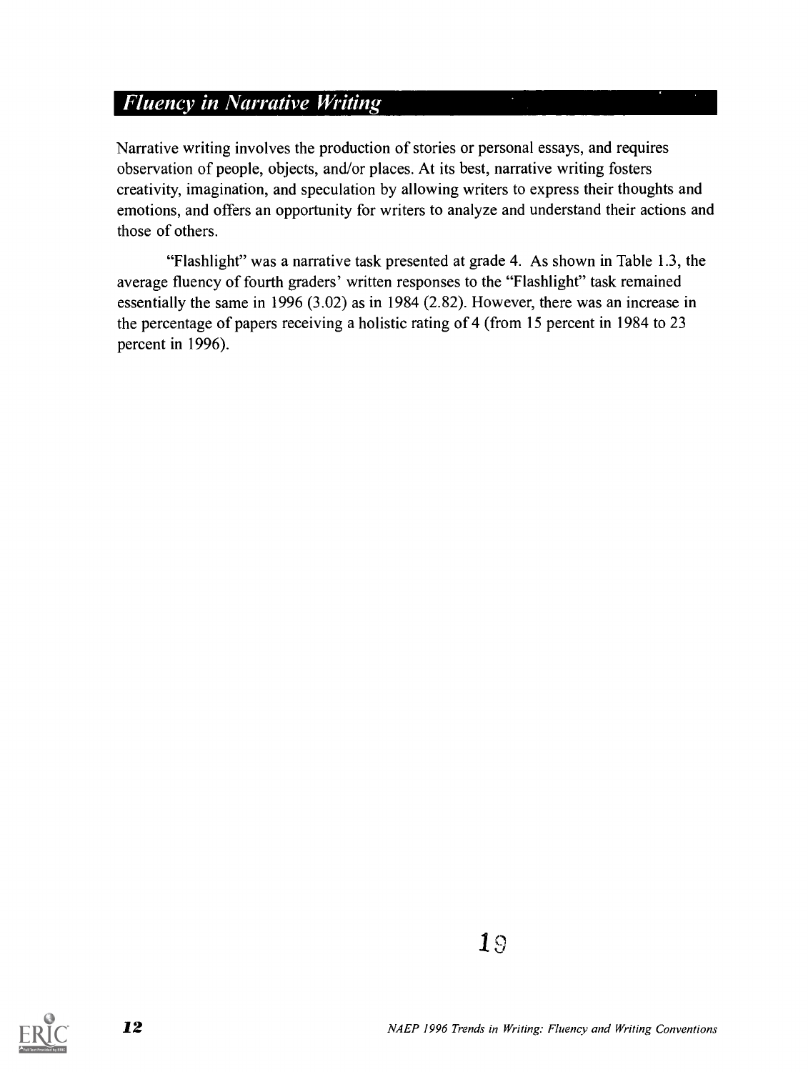## *Fluency in Narrative Writing*

Narrative writing involves the production of stories or personal essays, and requires observation of people, objects, and/or places. At its best, narrative writing fosters creativity, imagination, and speculation by allowing writers to express their thoughts and emotions, and offers an opportunity for writers to analyze and understand their actions and those of others.

"Flashlight" was a narrative task presented at grade 4. As shown in Table 1.3, the average fluency of fourth graders' written responses to the "Flashlight" task remained essentially the same in 1996 (3.02) as in 1984 (2.82). However, there was an increase in the percentage of papers receiving a holistic rating of 4 (from 15 percent in 1984 to 23 percent in 1996).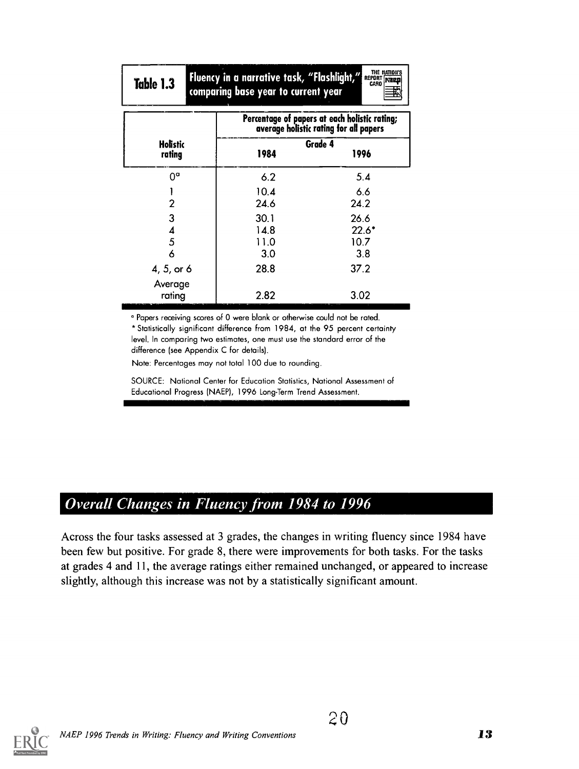**Table 1.3** Fluency in a narrative task, "Flashlight," comparing base year to current year

| Holistic rating | Percentage of papers at each holistic rating; average holistic rating for all papers | |
|---|---|---|
| | Grade 4 | |
| | 1984 | 1996 |
| 0[a] | 6.2 | 5.4 |
| 1 | 10.4 | 6.6 |
| 2 | 24.6 | 24.2 |
| 3 | 30.1 | 26.6 |
| 4 | 14.8 | 22.6* |
| 5 | 11.0 | 10.7 |
| 6 | 3.0 | 3.8 |
| 4, 5, or 6 | 28.8 | 37.2 |
| Average rating | 2.82 | 3.02 |

[a] Papers receiving scores of 0 were blank or otherwise could not be rated.

* Statistically significant difference from 1984, at the 95 percent certainty level. In comparing two estimates, one must use the standard error of the difference (see Appendix C for details).

Note: Percentages may not total 100 due to rounding.

SOURCE: National Center for Education Statistics, National Assessment of Educational Progress (NAEP), 1996 Long-Term Trend Assessment.

## *Overall Changes in Fluency from 1984 to 1996*

Across the four tasks assessed at 3 grades, the changes in writing fluency since 1984 have been few but positive. For grade 8, there were improvements for both tasks. For the tasks at grades 4 and 11, the average ratings either remained unchanged, or appeared to increase slightly, although this increase was not by a statistically significant amount.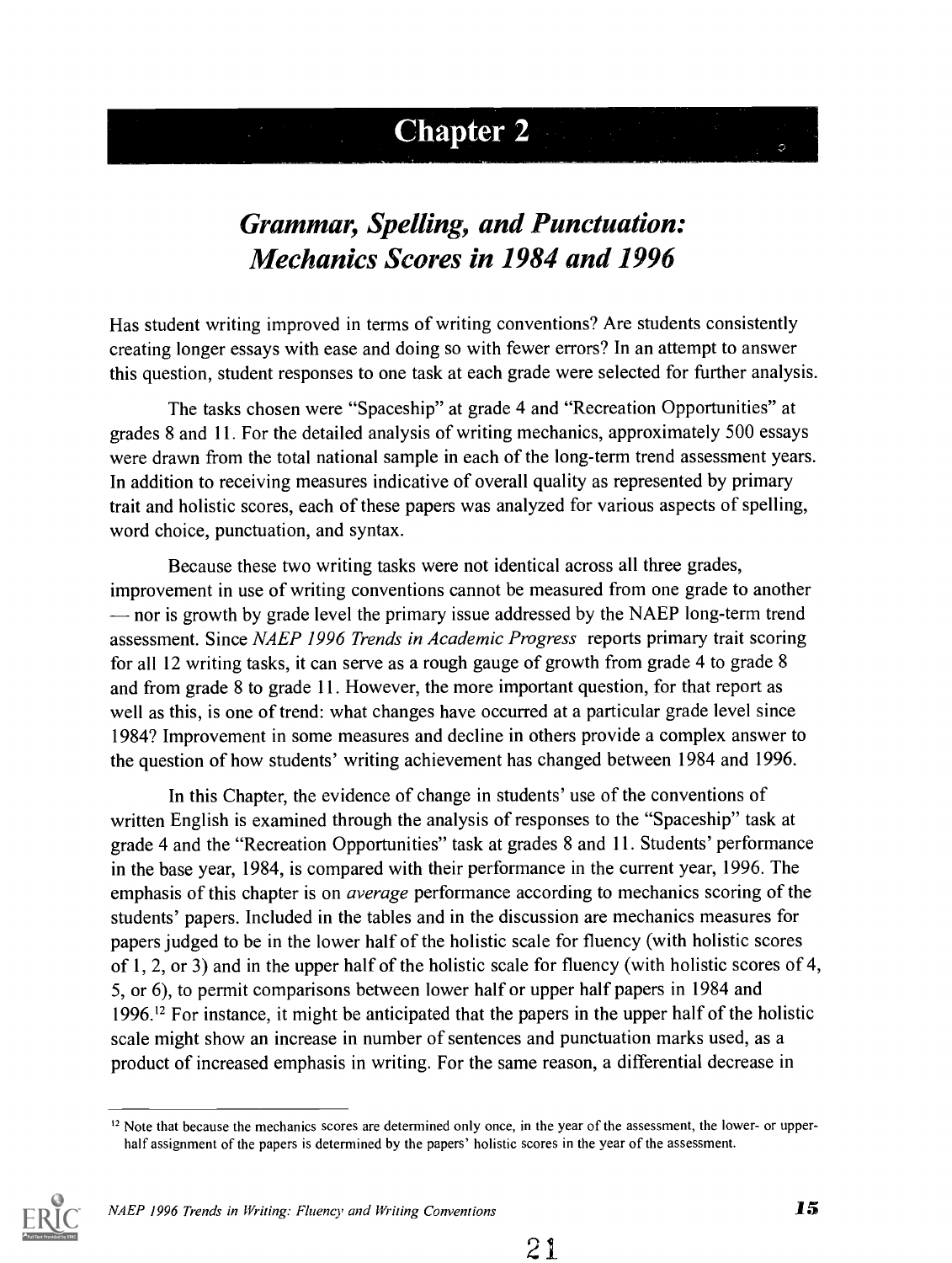# Chapter 2

## *Grammar, Spelling, and Punctuation: Mechanics Scores in 1984 and 1996*

Has student writing improved in terms of writing conventions? Are students consistently creating longer essays with ease and doing so with fewer errors? In an attempt to answer this question, student responses to one task at each grade were selected for further analysis.

The tasks chosen were "Spaceship" at grade 4 and "Recreation Opportunities" at grades 8 and 11. For the detailed analysis of writing mechanics, approximately 500 essays were drawn from the total national sample in each of the long-term trend assessment years. In addition to receiving measures indicative of overall quality as represented by primary trait and holistic scores, each of these papers was analyzed for various aspects of spelling, word choice, punctuation, and syntax.

Because these two writing tasks were not identical across all three grades, improvement in use of writing conventions cannot be measured from one grade to another — nor is growth by grade level the primary issue addressed by the NAEP long-term trend assessment. Since *NAEP 1996 Trends in Academic Progress* reports primary trait scoring for all 12 writing tasks, it can serve as a rough gauge of growth from grade 4 to grade 8 and from grade 8 to grade 11. However, the more important question, for that report as well as this, is one of trend: what changes have occurred at a particular grade level since 1984? Improvement in some measures and decline in others provide a complex answer to the question of how students' writing achievement has changed between 1984 and 1996.

In this Chapter, the evidence of change in students' use of the conventions of written English is examined through the analysis of responses to the "Spaceship" task at grade 4 and the "Recreation Opportunities" task at grades 8 and 11. Students' performance in the base year, 1984, is compared with their performance in the current year, 1996. The emphasis of this chapter is on *average* performance according to mechanics scoring of the students' papers. Included in the tables and in the discussion are mechanics measures for papers judged to be in the lower half of the holistic scale for fluency (with holistic scores of 1, 2, or 3) and in the upper half of the holistic scale for fluency (with holistic scores of 4, 5, or 6), to permit comparisons between lower half or upper half papers in 1984 and 1996.[12] For instance, it might be anticipated that the papers in the upper half of the holistic scale might show an increase in number of sentences and punctuation marks used, as a product of increased emphasis in writing. For the same reason, a differential decrease in

[12] Note that because the mechanics scores are determined only once, in the year of the assessment, the lower- or upper-half assignment of the papers is determined by the papers' holistic scores in the year of the assessment.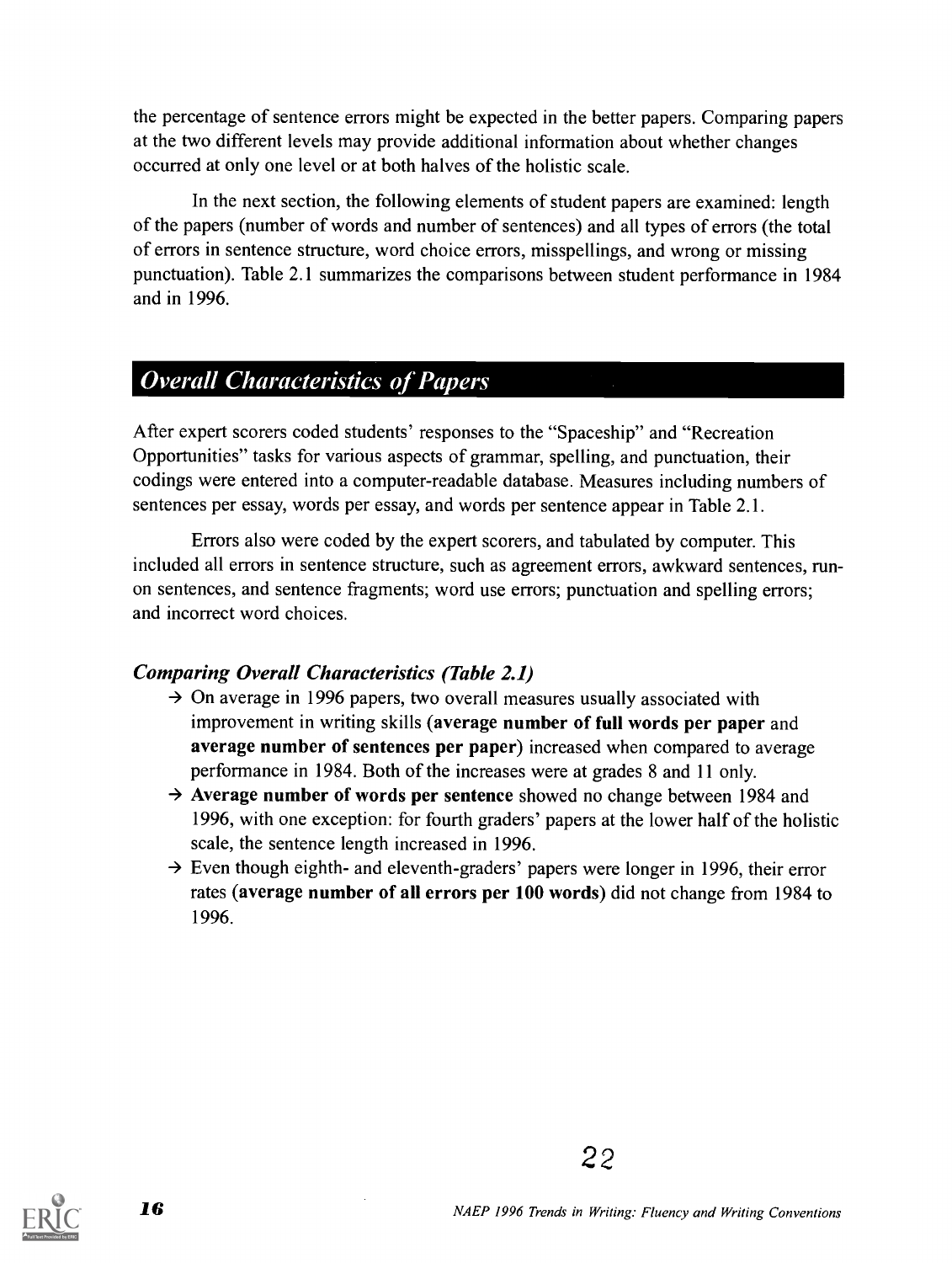the percentage of sentence errors might be expected in the better papers. Comparing papers at the two different levels may provide additional information about whether changes occurred at only one level or at both halves of the holistic scale.

In the next section, the following elements of student papers are examined: length of the papers (number of words and number of sentences) and all types of errors (the total of errors in sentence structure, word choice errors, misspellings, and wrong or missing punctuation). Table 2.1 summarizes the comparisons between student performance in 1984 and in 1996.

## *Overall Characteristics of Papers*

After expert scorers coded students' responses to the "Spaceship" and "Recreation Opportunities" tasks for various aspects of grammar, spelling, and punctuation, their codings were entered into a computer-readable database. Measures including numbers of sentences per essay, words per essay, and words per sentence appear in Table 2.1.

Errors also were coded by the expert scorers, and tabulated by computer. This included all errors in sentence structure, such as agreement errors, awkward sentences, run-on sentences, and sentence fragments; word use errors; punctuation and spelling errors; and incorrect word choices.

### *Comparing Overall Characteristics (Table 2.1)*

- → On average in 1996 papers, two overall measures usually associated with improvement in writing skills (**average number of full words per paper** and **average number of sentences per paper**) increased when compared to average performance in 1984. Both of the increases were at grades 8 and 11 only.
- → **Average number of words per sentence** showed no change between 1984 and 1996, with one exception: for fourth graders' papers at the lower half of the holistic scale, the sentence length increased in 1996.
- → Even though eighth- and eleventh-graders' papers were longer in 1996, their error rates (**average number of all errors per 100 words**) did not change from 1984 to 1996.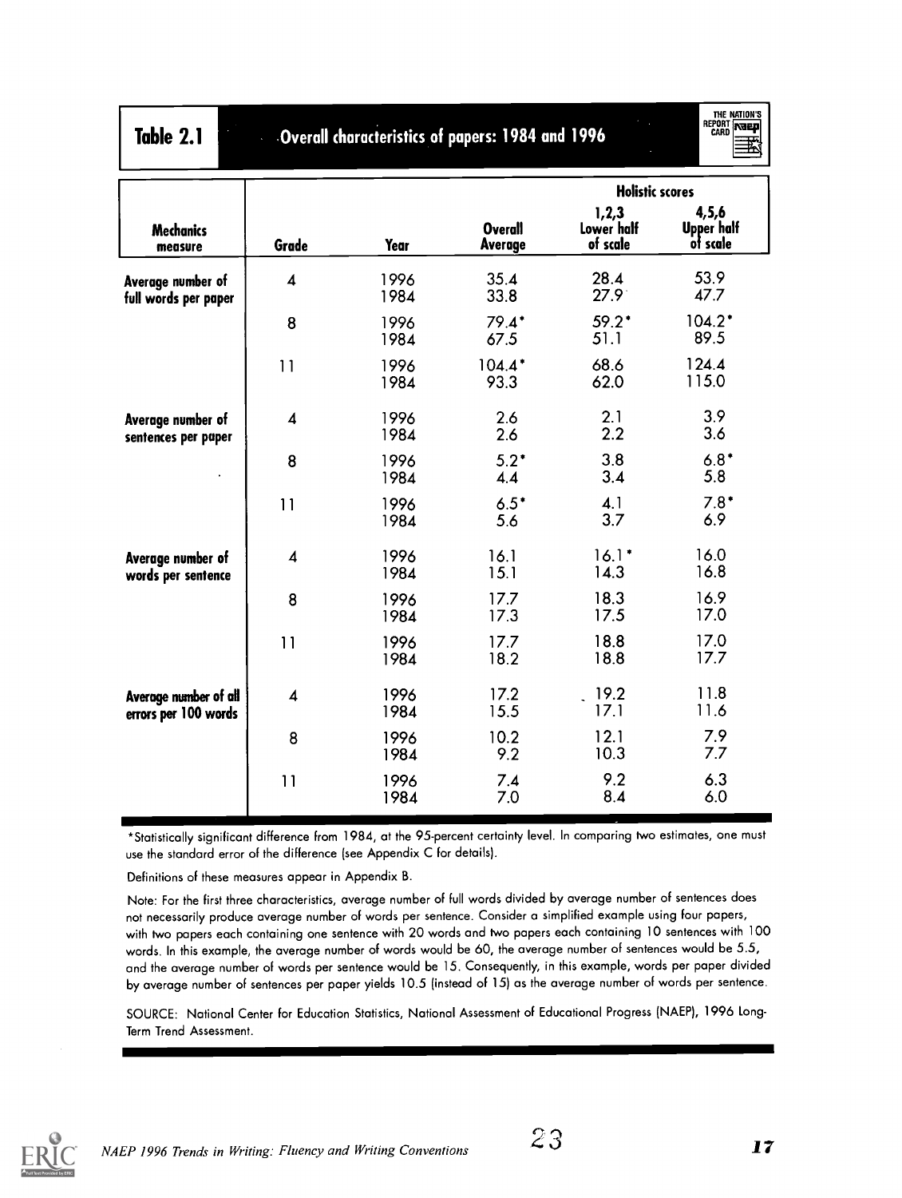## Table 2.1 Overall characteristics of papers: 1984 and 1996

| Mechanics measure | Grade | Year | Overall Average | Holistic scores: 1,2,3 Lower half of scale | Holistic scores: 4,5,6 Upper half of scale |
|---|---|---|---|---|---|
| Average number of full words per paper | 4 | 1996 | 35.4 | 28.4 | 53.9 |
| | | 1984 | 33.8 | 27.9 | 47.7 |
| | 8 | 1996 | 79.4* | 59.2* | 104.2* |
| | | 1984 | 67.5 | 51.1 | 89.5 |
| | 11 | 1996 | 104.4* | 68.6 | 124.4 |
| | | 1984 | 93.3 | 62.0 | 115.0 |
| Average number of sentences per paper | 4 | 1996 | 2.6 | 2.1 | 3.9 |
| | | 1984 | 2.6 | 2.2 | 3.6 |
| | 8 | 1996 | 5.2* | 3.8 | 6.8* |
| | | 1984 | 4.4 | 3.4 | 5.8 |
| | 11 | 1996 | 6.5* | 4.1 | 7.8* |
| | | 1984 | 5.6 | 3.7 | 6.9 |
| Average number of words per sentence | 4 | 1996 | 16.1 | 16.1* | 16.0 |
| | | 1984 | 15.1 | 14.3 | 16.8 |
| | 8 | 1996 | 17.7 | 18.3 | 16.9 |
| | | 1984 | 17.3 | 17.5 | 17.0 |
| | 11 | 1996 | 17.7 | 18.8 | 17.0 |
| | | 1984 | 18.2 | 18.8 | 17.7 |
| Average number of all errors per 100 words | 4 | 1996 | 17.2 | 19.2 | 11.8 |
| | | 1984 | 15.5 | 17.1 | 11.6 |
| | 8 | 1996 | 10.2 | 12.1 | 7.9 |
| | | 1984 | 9.2 | 10.3 | 7.7 |
| | 11 | 1996 | 7.4 | 9.2 | 6.3 |
| | | 1984 | 7.0 | 8.4 | 6.0 |

*Statistically significant difference from 1984, at the 95-percent certainty level. In comparing two estimates, one must use the standard error of the difference (see Appendix C for details).

Definitions of these measures appear in Appendix B.

Note: For the first three characteristics, average number of full words divided by average number of sentences does not necessarily produce average number of words per sentence. Consider a simplified example using four papers, with two papers each containing one sentence with 20 words and two papers each containing 10 sentences with 100 words. In this example, the average number of words would be 60, the average number of sentences would be 5.5, and the average number of words per sentence would be 15. Consequently, in this example, words per paper divided by average number of sentences per paper yields 10.5 (instead of 15) as the average number of words per sentence.

SOURCE: National Center for Education Statistics, National Assessment of Educational Progress (NAEP), 1996 Long-Term Trend Assessment.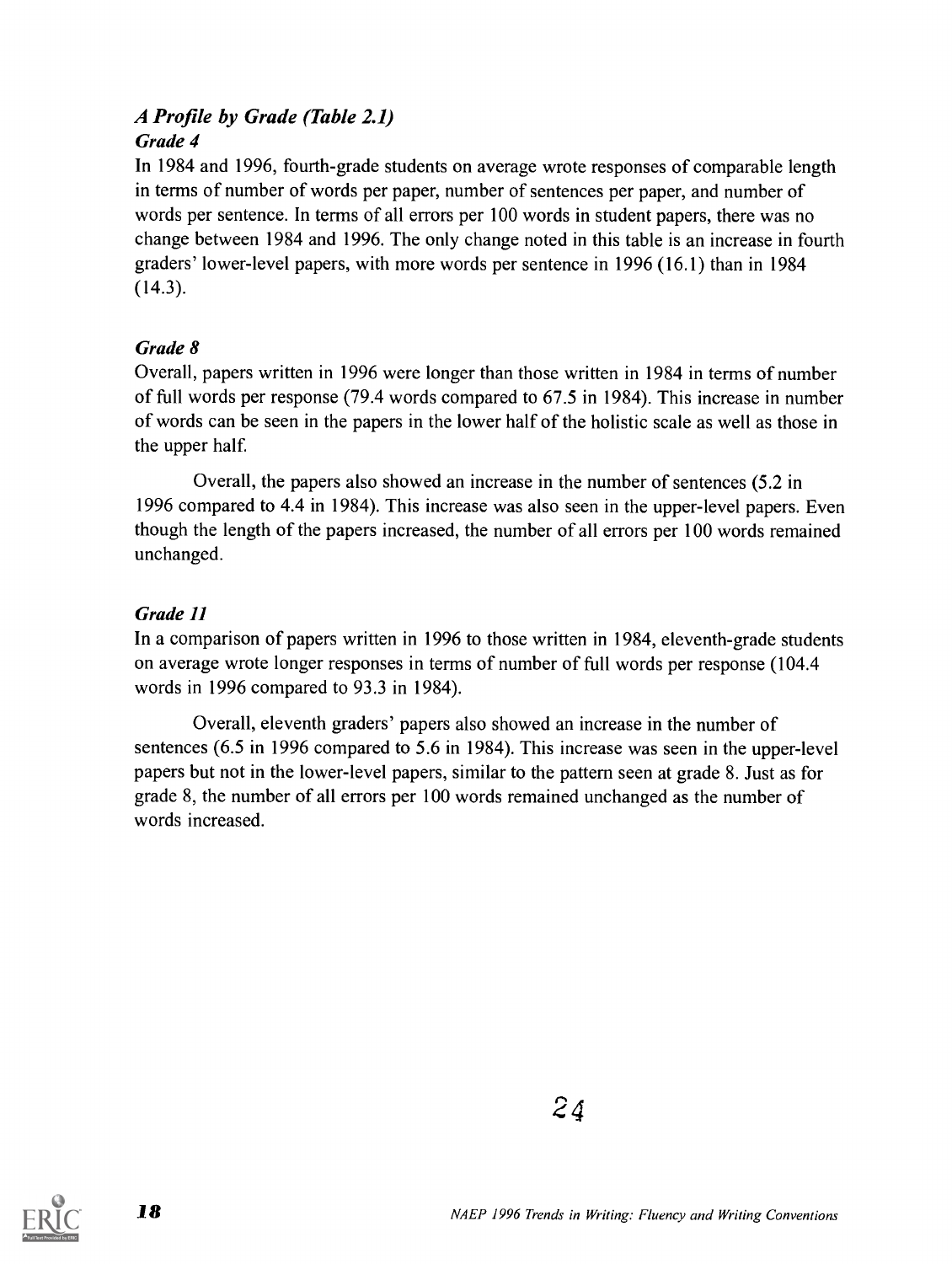### *A Profile by Grade (Table 2.1)*

#### *Grade 4*

In 1984 and 1996, fourth-grade students on average wrote responses of comparable length in terms of number of words per paper, number of sentences per paper, and number of words per sentence. In terms of all errors per 100 words in student papers, there was no change between 1984 and 1996. The only change noted in this table is an increase in fourth graders' lower-level papers, with more words per sentence in 1996 (16.1) than in 1984 (14.3).

#### *Grade 8*

Overall, papers written in 1996 were longer than those written in 1984 in terms of number of full words per response (79.4 words compared to 67.5 in 1984). This increase in number of words can be seen in the papers in the lower half of the holistic scale as well as those in the upper half.

Overall, the papers also showed an increase in the number of sentences (5.2 in 1996 compared to 4.4 in 1984). This increase was also seen in the upper-level papers. Even though the length of the papers increased, the number of all errors per 100 words remained unchanged.

#### *Grade 11*

In a comparison of papers written in 1996 to those written in 1984, eleventh-grade students on average wrote longer responses in terms of number of full words per response (104.4 words in 1996 compared to 93.3 in 1984).

Overall, eleventh graders' papers also showed an increase in the number of sentences (6.5 in 1996 compared to 5.6 in 1984). This increase was seen in the upper-level papers but not in the lower-level papers, similar to the pattern seen at grade 8. Just as for grade 8, the number of all errors per 100 words remained unchanged as the number of words increased.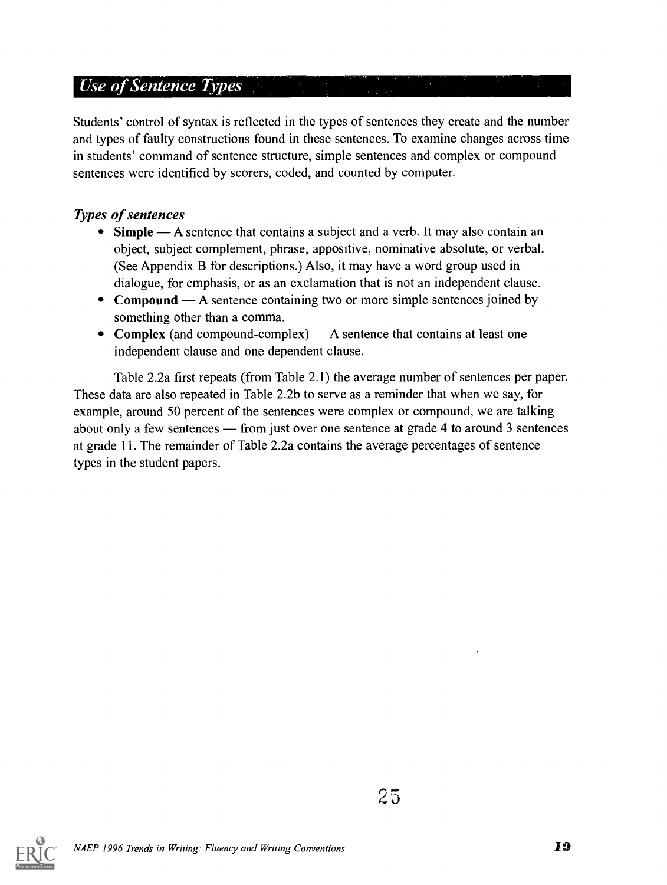## *Use of Sentence Types*

Students' control of syntax is reflected in the types of sentences they create and the number and types of faulty constructions found in these sentences. To examine changes across time in students' command of sentence structure, simple sentences and complex or compound sentences were identified by scorers, coded, and counted by computer.

### *Types of sentences*

- **Simple** — A sentence that contains a subject and a verb. It may also contain an object, subject complement, phrase, appositive, nominative absolute, or verbal. (See Appendix B for descriptions.) Also, it may have a word group used in dialogue, for emphasis, or as an exclamation that is not an independent clause.
- **Compound** — A sentence containing two or more simple sentences joined by something other than a comma.
- **Complex** (and compound-complex) — A sentence that contains at least one independent clause and one dependent clause.

Table 2.2a first repeats (from Table 2.1) the average number of sentences per paper. These data are also repeated in Table 2.2b to serve as a reminder that when we say, for example, around 50 percent of the sentences were complex or compound, we are talking about only a few sentences — from just over one sentence at grade 4 to around 3 sentences at grade 11. The remainder of Table 2.2a contains the average percentages of sentence types in the student papers.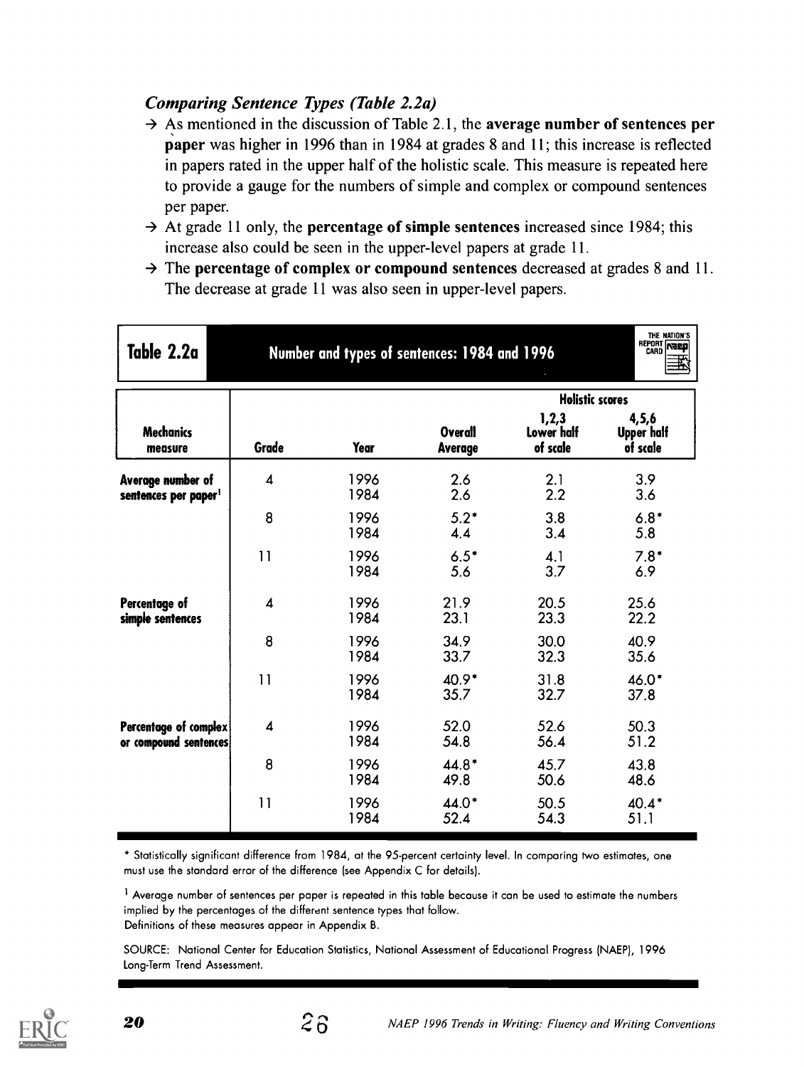### *Comparing Sentence Types (Table 2.2a)*

→ As mentioned in the discussion of Table 2.1, the **average number of sentences per paper** was higher in 1996 than in 1984 at grades 8 and 11; this increase is reflected in papers rated in the upper half of the holistic scale. This measure is repeated here to provide a gauge for the numbers of simple and complex or compound sentences per paper.

→ At grade 11 only, the **percentage of simple sentences** increased since 1984; this increase also could be seen in the upper-level papers at grade 11.

→ The **percentage of complex or compound sentences** decreased at grades 8 and 11. The decrease at grade 11 was also seen in upper-level papers.

**Table 2.2a — Number and types of sentences: 1984 and 1996**

| | | | | Holistic scores | |
|---|---|---|---|---|---|
| Mechanics measure | Grade | Year | Overall Average | 1,2,3 Lower half of scale | 4,5,6 Upper half of scale |
| Average number of sentences per paper[1] | 4 | 1996 | 2.6 | 2.1 | 3.9 |
| | | 1984 | 2.6 | 2.2 | 3.6 |
| | 8 | 1996 | 5.2* | 3.8 | 6.8* |
| | | 1984 | 4.4 | 3.4 | 5.8 |
| | 11 | 1996 | 6.5* | 4.1 | 7.8* |
| | | 1984 | 5.6 | 3.7 | 6.9 |
| Percentage of simple sentences | 4 | 1996 | 21.9 | 20.5 | 25.6 |
| | | 1984 | 23.1 | 23.3 | 22.2 |
| | 8 | 1996 | 34.9 | 30.0 | 40.9 |
| | | 1984 | 33.7 | 32.3 | 35.6 |
| | 11 | 1996 | 40.9* | 31.8 | 46.0* |
| | | 1984 | 35.7 | 32.7 | 37.8 |
| Percentage of complex or compound sentences | 4 | 1996 | 52.0 | 52.6 | 50.3 |
| | | 1984 | 54.8 | 56.4 | 51.2 |
| | 8 | 1996 | 44.8* | 45.7 | 43.8 |
| | | 1984 | 49.8 | 50.6 | 48.6 |
| | 11 | 1996 | 44.0* | 50.5 | 40.4* |
| | | 1984 | 52.4 | 54.3 | 51.1 |

\* Statistically significant difference from 1984, at the 95-percent certainty level. In comparing two estimates, one must use the standard error of the difference (see Appendix C for details).

[1] Average number of sentences per paper is repeated in this table because it can be used to estimate the numbers implied by the percentages of the different sentence types that follow.
Definitions of these measures appear in Appendix B.

SOURCE: National Center for Education Statistics, National Assessment of Educational Progress (NAEP), 1996 Long-Term Trend Assessment.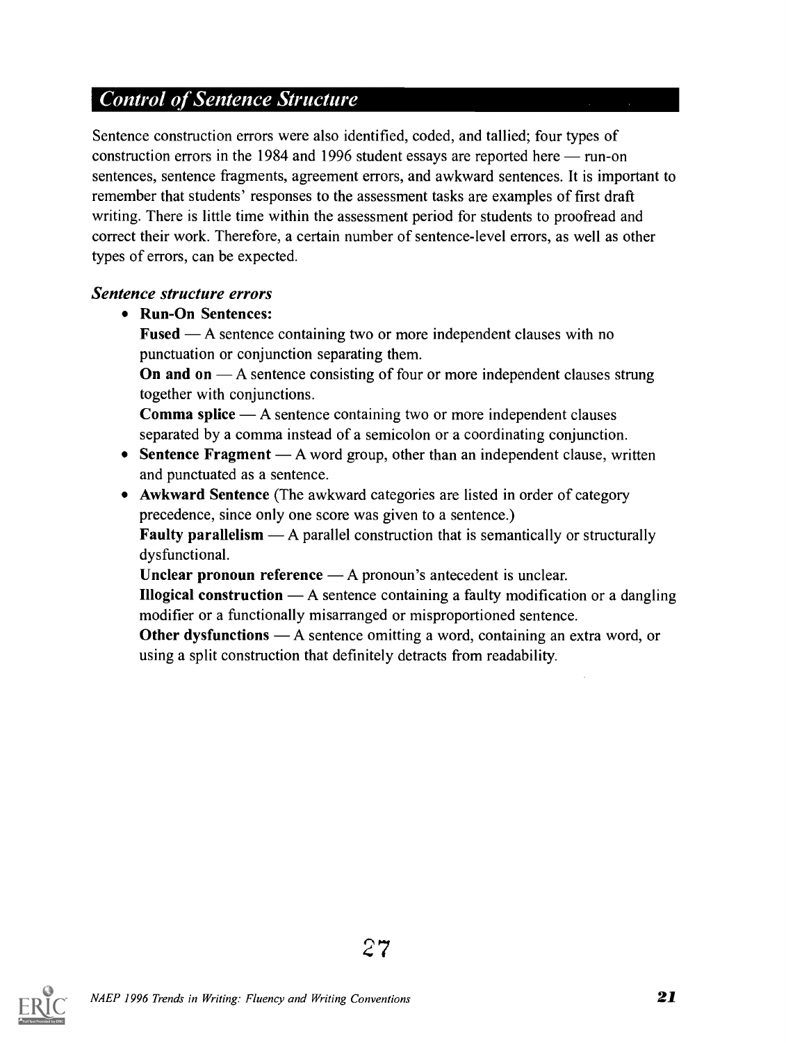## *Control of Sentence Structure*

Sentence construction errors were also identified, coded, and tallied; four types of construction errors in the 1984 and 1996 student essays are reported here — run-on sentences, sentence fragments, agreement errors, and awkward sentences. It is important to remember that students' responses to the assessment tasks are examples of first draft writing. There is little time within the assessment period for students to proofread and correct their work. Therefore, a certain number of sentence-level errors, as well as other types of errors, can be expected.

### *Sentence structure errors*

- **Run-On Sentences:**
  **Fused** — A sentence containing two or more independent clauses with no punctuation or conjunction separating them.
  **On and on** — A sentence consisting of four or more independent clauses strung together with conjunctions.
  **Comma splice** — A sentence containing two or more independent clauses separated by a comma instead of a semicolon or a coordinating conjunction.
- **Sentence Fragment** — A word group, other than an independent clause, written and punctuated as a sentence.
- **Awkward Sentence** (The awkward categories are listed in order of category precedence, since only one score was given to a sentence.)
  **Faulty parallelism** — A parallel construction that is semantically or structurally dysfunctional.
  **Unclear pronoun reference** — A pronoun's antecedent is unclear.
  **Illogical construction** — A sentence containing a faulty modification or a dangling modifier or a functionally misarranged or misproportioned sentence.
  **Other dysfunctions** — A sentence omitting a word, containing an extra word, or using a split construction that definitely detracts from readability.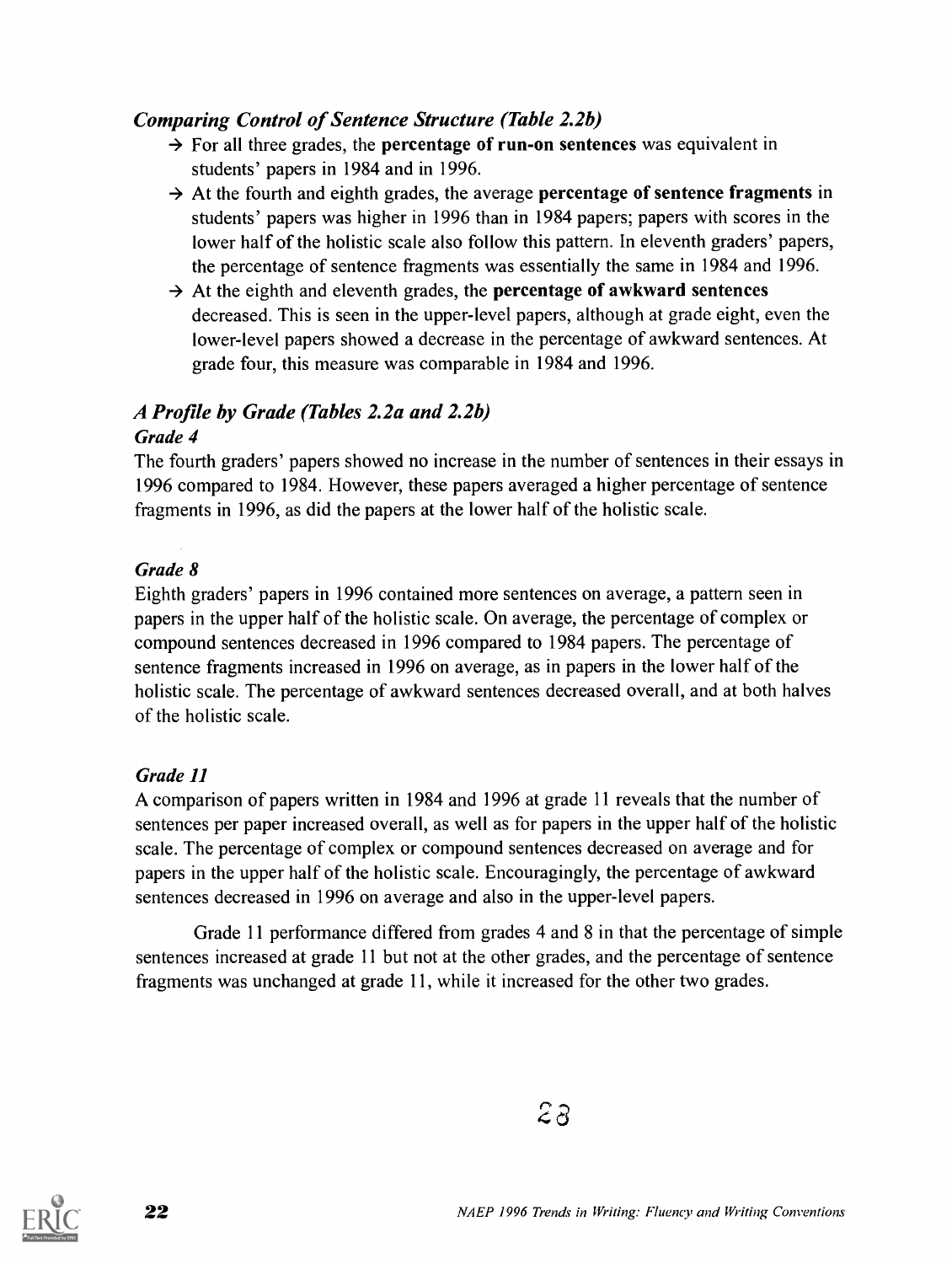### *Comparing Control of Sentence Structure (Table 2.2b)*

- → For all three grades, the **percentage of run-on sentences** was equivalent in students' papers in 1984 and in 1996.
- → At the fourth and eighth grades, the average **percentage of sentence fragments** in students' papers was higher in 1996 than in 1984 papers; papers with scores in the lower half of the holistic scale also follow this pattern. In eleventh graders' papers, the percentage of sentence fragments was essentially the same in 1984 and 1996.
- → At the eighth and eleventh grades, the **percentage of awkward sentences** decreased. This is seen in the upper-level papers, although at grade eight, even the lower-level papers showed a decrease in the percentage of awkward sentences. At grade four, this measure was comparable in 1984 and 1996.

## *A Profile by Grade (Tables 2.2a and 2.2b)*

### *Grade 4*

The fourth graders' papers showed no increase in the number of sentences in their essays in 1996 compared to 1984. However, these papers averaged a higher percentage of sentence fragments in 1996, as did the papers at the lower half of the holistic scale.

### *Grade 8*

Eighth graders' papers in 1996 contained more sentences on average, a pattern seen in papers in the upper half of the holistic scale. On average, the percentage of complex or compound sentences decreased in 1996 compared to 1984 papers. The percentage of sentence fragments increased in 1996 on average, as in papers in the lower half of the holistic scale. The percentage of awkward sentences decreased overall, and at both halves of the holistic scale.

### *Grade 11*

A comparison of papers written in 1984 and 1996 at grade 11 reveals that the number of sentences per paper increased overall, as well as for papers in the upper half of the holistic scale. The percentage of complex or compound sentences decreased on average and for papers in the upper half of the holistic scale. Encouragingly, the percentage of awkward sentences decreased in 1996 on average and also in the upper-level papers.

Grade 11 performance differed from grades 4 and 8 in that the percentage of simple sentences increased at grade 11 but not at the other grades, and the percentage of sentence fragments was unchanged at grade 11, while it increased for the other two grades.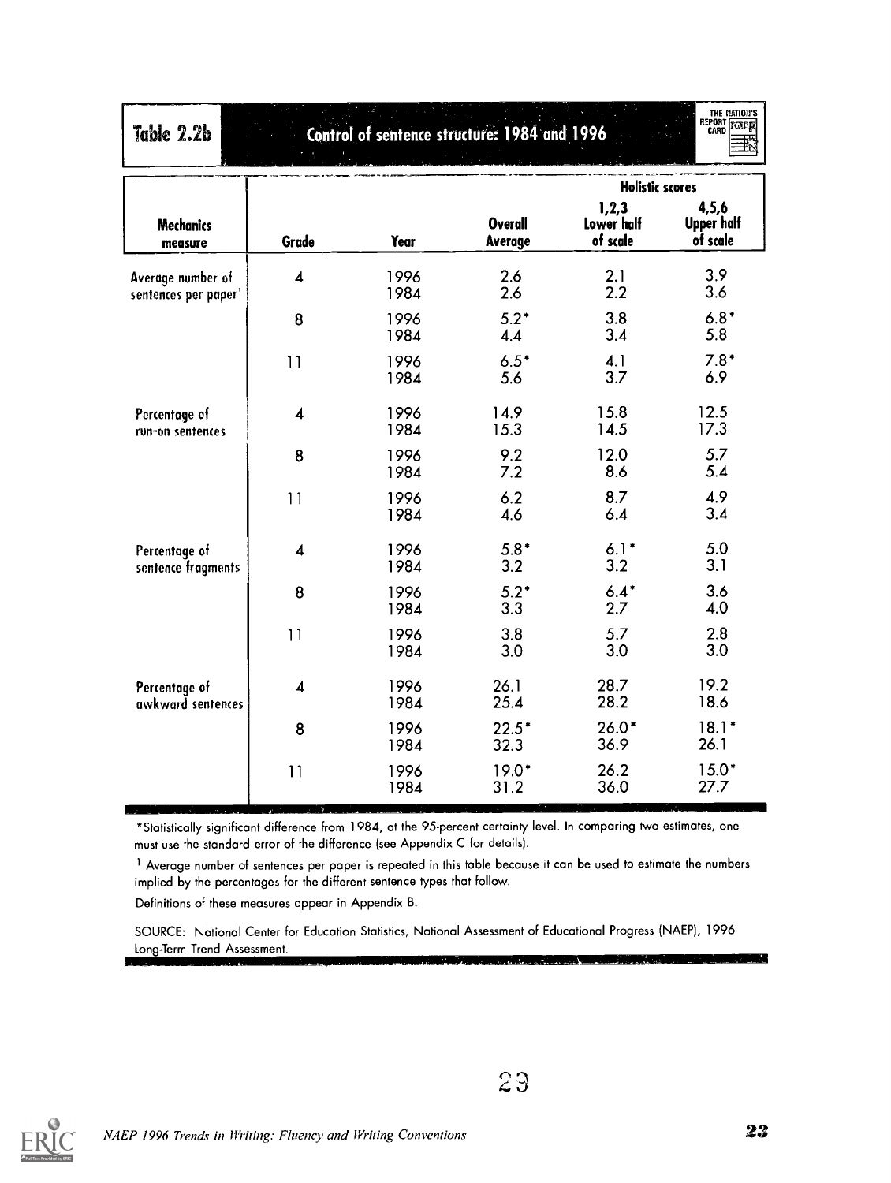## Table 2.2b Control of sentence structure: 1984 and 1996

| Mechanics measure | Grade | Year | Overall Average | Holistic scores 1,2,3 Lower half of scale | Holistic scores 4,5,6 Upper half of scale |
|---|---|---|---|---|---|
| Average number of sentences per paper[1] | 4 | 1996 | 2.6 | 2.1 | 3.9 |
| | | 1984 | 2.6 | 2.2 | 3.6 |
| | 8 | 1996 | 5.2* | 3.8 | 6.8* |
| | | 1984 | 4.4 | 3.4 | 5.8 |
| | 11 | 1996 | 6.5* | 4.1 | 7.8* |
| | | 1984 | 5.6 | 3.7 | 6.9 |
| Percentage of run-on sentences | 4 | 1996 | 14.9 | 15.8 | 12.5 |
| | | 1984 | 15.3 | 14.5 | 17.3 |
| | 8 | 1996 | 9.2 | 12.0 | 5.7 |
| | | 1984 | 7.2 | 8.6 | 5.4 |
| | 11 | 1996 | 6.2 | 8.7 | 4.9 |
| | | 1984 | 4.6 | 6.4 | 3.4 |
| Percentage of sentence fragments | 4 | 1996 | 5.8* | 6.1* | 5.0 |
| | | 1984 | 3.2 | 3.2 | 3.1 |
| | 8 | 1996 | 5.2* | 6.4* | 3.6 |
| | | 1984 | 3.3 | 2.7 | 4.0 |
| | 11 | 1996 | 3.8 | 5.7 | 2.8 |
| | | 1984 | 3.0 | 3.0 | 3.0 |
| Percentage of awkward sentences | 4 | 1996 | 26.1 | 28.7 | 19.2 |
| | | 1984 | 25.4 | 28.2 | 18.6 |
| | 8 | 1996 | 22.5* | 26.0* | 18.1* |
| | | 1984 | 32.3 | 36.9 | 26.1 |
| | 11 | 1996 | 19.0* | 26.2 | 15.0* |
| | | 1984 | 31.2 | 36.0 | 27.7 |

*Statistically significant difference from 1984, at the 95-percent certainty level. In comparing two estimates, one must use the standard error of the difference (see Appendix C for details).

[1] Average number of sentences per paper is repeated in this table because it can be used to estimate the numbers implied by the percentages for the different sentence types that follow.

Definitions of these measures appear in Appendix B.

SOURCE: National Center for Education Statistics, National Assessment of Educational Progress (NAEP), 1996 Long-Term Trend Assessment.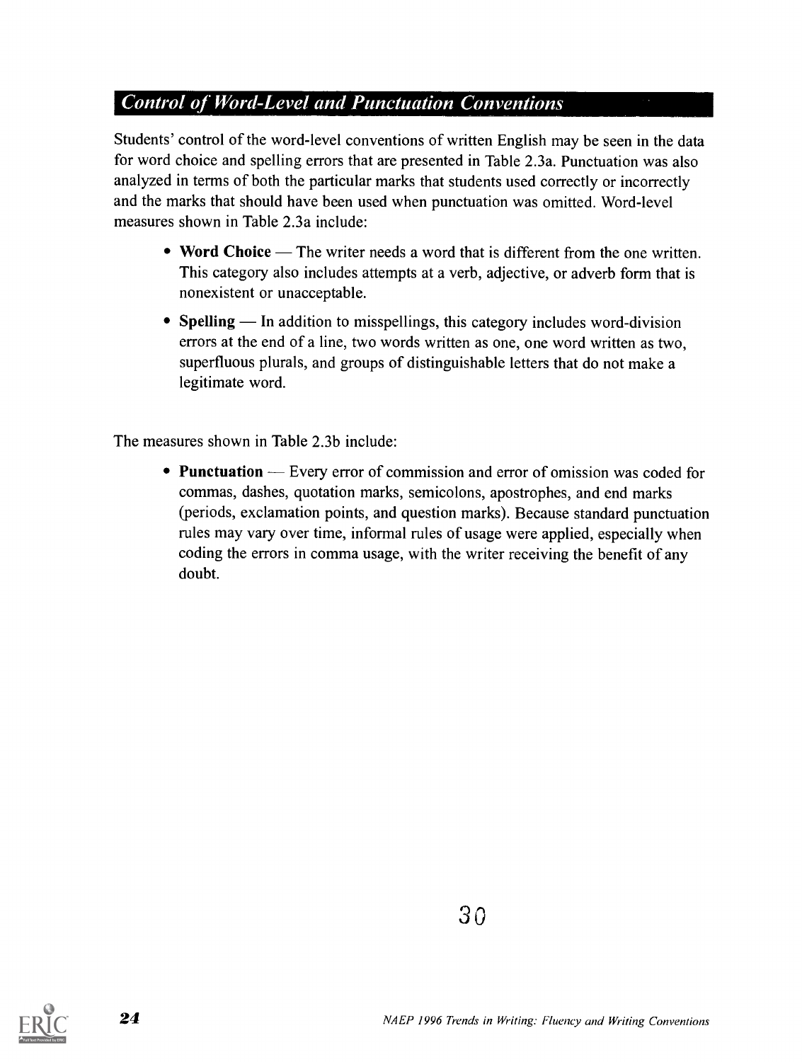## *Control of Word-Level and Punctuation Conventions*

Students' control of the word-level conventions of written English may be seen in the data for word choice and spelling errors that are presented in Table 2.3a. Punctuation was also analyzed in terms of both the particular marks that students used correctly or incorrectly and the marks that should have been used when punctuation was omitted. Word-level measures shown in Table 2.3a include:

- **Word Choice** — The writer needs a word that is different from the one written. This category also includes attempts at a verb, adjective, or adverb form that is nonexistent or unacceptable.
- **Spelling** — In addition to misspellings, this category includes word-division errors at the end of a line, two words written as one, one word written as two, superfluous plurals, and groups of distinguishable letters that do not make a legitimate word.

The measures shown in Table 2.3b include:

- **Punctuation** — Every error of commission and error of omission was coded for commas, dashes, quotation marks, semicolons, apostrophes, and end marks (periods, exclamation points, and question marks). Because standard punctuation rules may vary over time, informal rules of usage were applied, especially when coding the errors in comma usage, with the writer receiving the benefit of any doubt.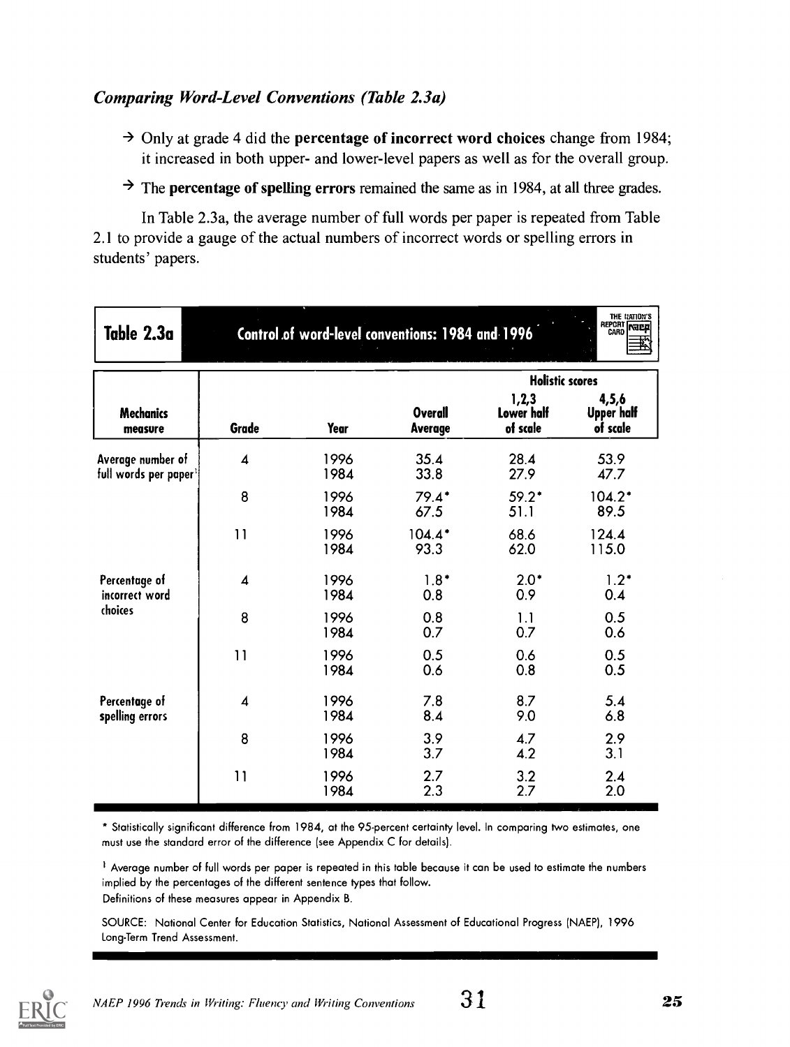### *Comparing Word-Level Conventions (Table 2.3a)*

→ Only at grade 4 did the **percentage of incorrect word choices** change from 1984; it increased in both upper- and lower-level papers as well as for the overall group.

→ The **percentage of spelling errors** remained the same as in 1984, at all three grades.

In Table 2.3a, the average number of full words per paper is repeated from Table 2.1 to provide a gauge of the actual numbers of incorrect words or spelling errors in students' papers.

**Table 2.3a — Control of word-level conventions: 1984 and 1996**

| Mechanics measure | Grade | Year | Overall Average | Holistic scores: 1,2,3 Lower half of scale | Holistic scores: 4,5,6 Upper half of scale |
|---|---|---|---|---|---|
| Average number of full words per paper[1] | 4 | 1996 | 35.4 | 28.4 | 53.9 |
| | | 1984 | 33.8 | 27.9 | 47.7 |
| | 8 | 1996 | 79.4* | 59.2* | 104.2* |
| | | 1984 | 67.5 | 51.1 | 89.5 |
| | 11 | 1996 | 104.4* | 68.6 | 124.4 |
| | | 1984 | 93.3 | 62.0 | 115.0 |
| Percentage of incorrect word choices | 4 | 1996 | 1.8* | 2.0* | 1.2* |
| | | 1984 | 0.8 | 0.9 | 0.4 |
| | 8 | 1996 | 0.8 | 1.1 | 0.5 |
| | | 1984 | 0.7 | 0.7 | 0.6 |
| | 11 | 1996 | 0.5 | 0.6 | 0.5 |
| | | 1984 | 0.6 | 0.8 | 0.5 |
| Percentage of spelling errors | 4 | 1996 | 7.8 | 8.7 | 5.4 |
| | | 1984 | 8.4 | 9.0 | 6.8 |
| | 8 | 1996 | 3.9 | 4.7 | 2.9 |
| | | 1984 | 3.7 | 4.2 | 3.1 |
| | 11 | 1996 | 2.7 | 3.2 | 2.4 |
| | | 1984 | 2.3 | 2.7 | 2.0 |

\* Statistically significant difference from 1984, at the 95-percent certainty level. In comparing two estimates, one must use the standard error of the difference (see Appendix C for details).

[1] Average number of full words per paper is repeated in this table because it can be used to estimate the numbers implied by the percentages of the different sentence types that follow.
Definitions of these measures appear in Appendix B.

SOURCE: National Center for Education Statistics, National Assessment of Educational Progress (NAEP), 1996 Long-Term Trend Assessment.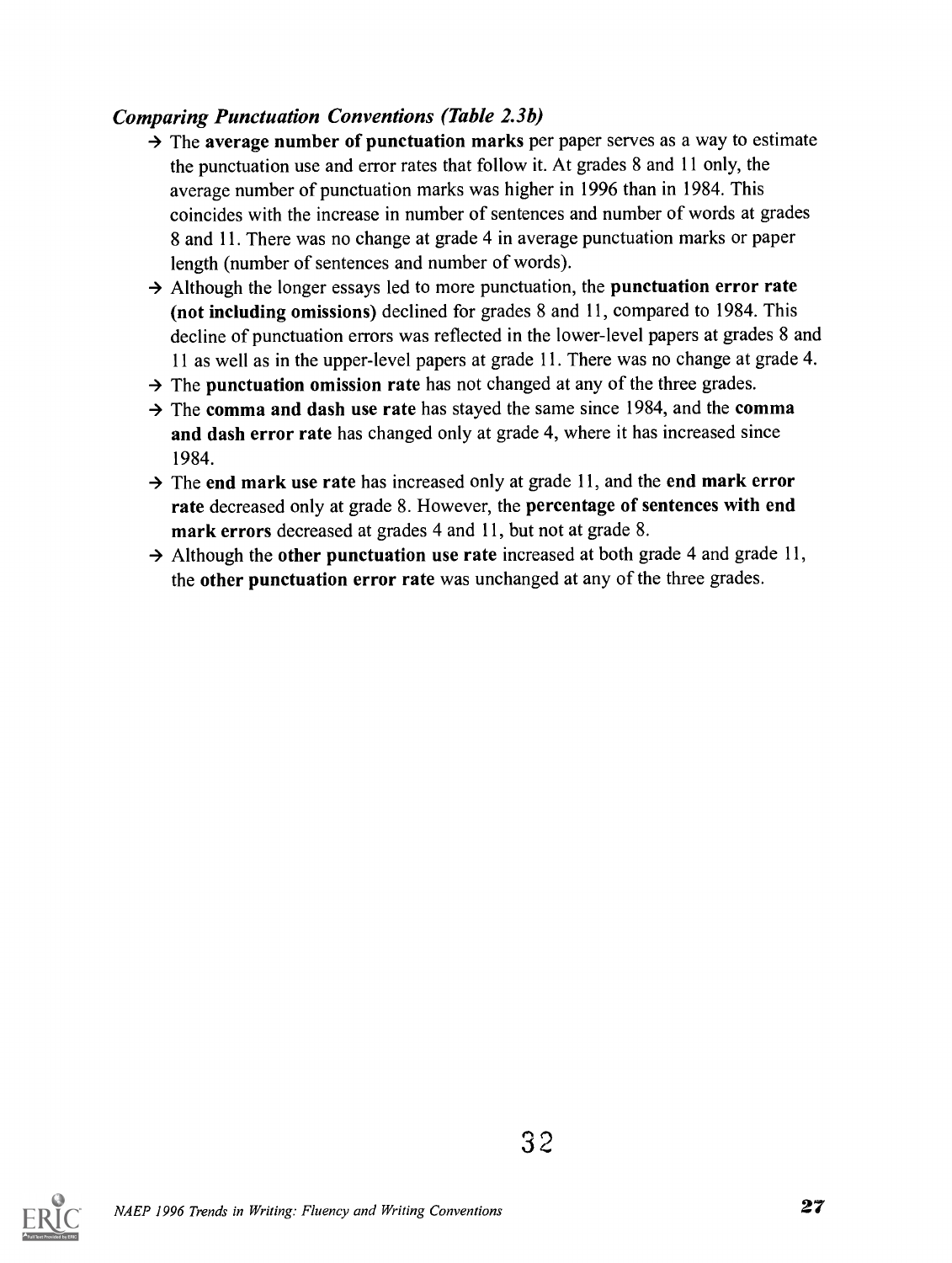### *Comparing Punctuation Conventions (Table 2.3b)*

→ The **average number of punctuation marks** per paper serves as a way to estimate the punctuation use and error rates that follow it. At grades 8 and 11 only, the average number of punctuation marks was higher in 1996 than in 1984. This coincides with the increase in number of sentences and number of words at grades 8 and 11. There was no change at grade 4 in average punctuation marks or paper length (number of sentences and number of words).

→ Although the longer essays led to more punctuation, the **punctuation error rate (not including omissions)** declined for grades 8 and 11, compared to 1984. This decline of punctuation errors was reflected in the lower-level papers at grades 8 and 11 as well as in the upper-level papers at grade 11. There was no change at grade 4.

→ The **punctuation omission rate** has not changed at any of the three grades.

→ The **comma and dash use rate** has stayed the same since 1984, and the **comma and dash error rate** has changed only at grade 4, where it has increased since 1984.

→ The **end mark use rate** has increased only at grade 11, and the **end mark error rate** decreased only at grade 8. However, the **percentage of sentences with end mark errors** decreased at grades 4 and 11, but not at grade 8.

→ Although the **other punctuation use rate** increased at both grade 4 and grade 11, the **other punctuation error rate** was unchanged at any of the three grades.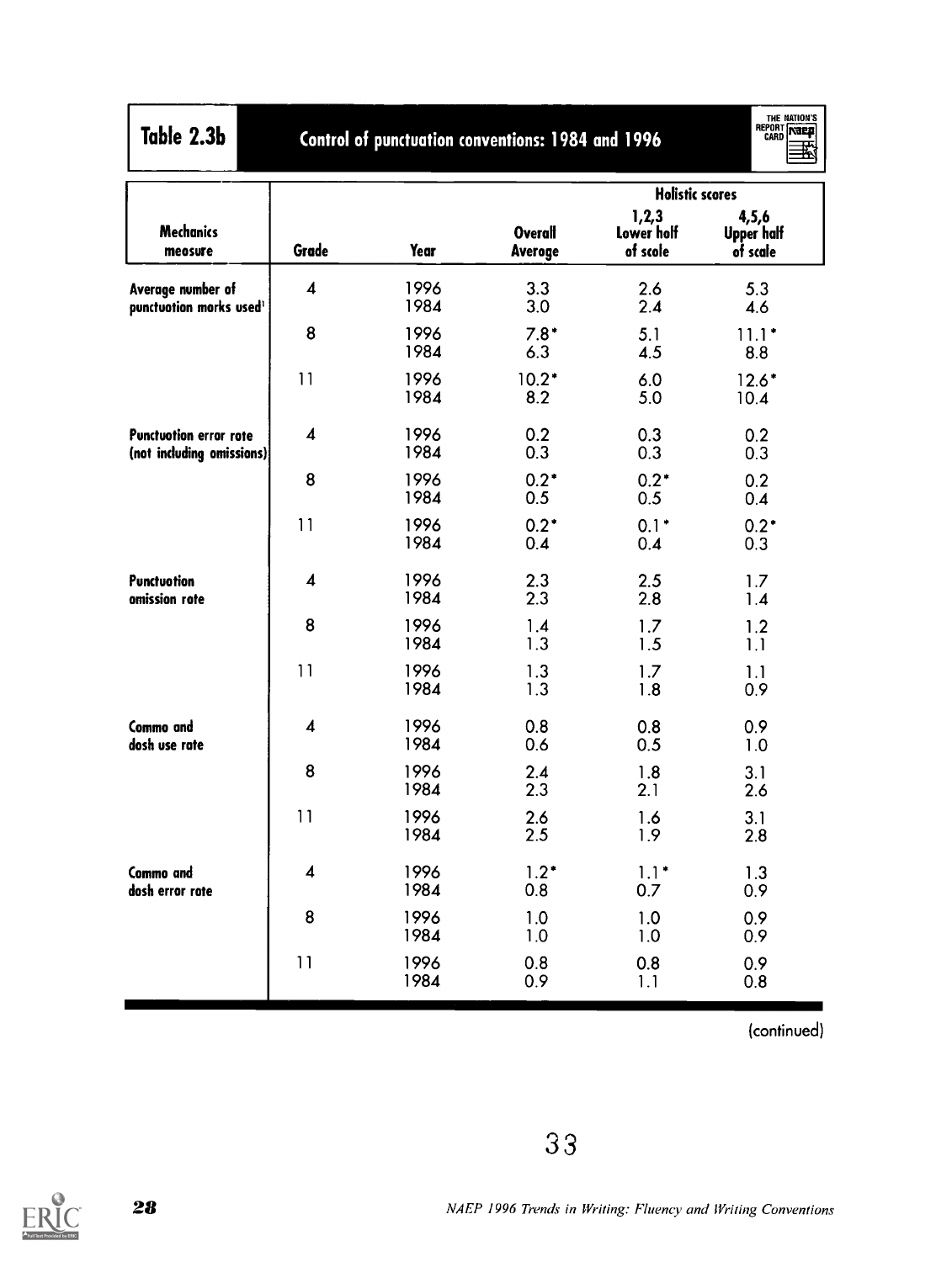## Table 2.3b Control of punctuation conventions: 1984 and 1996

| Mechanics measure | Grade | Year | Overall Average | Holistic scores: 1,2,3 Lower half of scale | Holistic scores: 4,5,6 Upper half of scale |
|---|---|---|---|---|---|
| Average number of punctuation marks used[1] | 4 | 1996 | 3.3 | 2.6 | 5.3 |
| | | 1984 | 3.0 | 2.4 | 4.6 |
| | 8 | 1996 | 7.8* | 5.1 | 11.1* |
| | | 1984 | 6.3 | 4.5 | 8.8 |
| | 11 | 1996 | 10.2* | 6.0 | 12.6* |
| | | 1984 | 8.2 | 5.0 | 10.4 |
| Punctuation error rate (not including omissions) | 4 | 1996 | 0.2 | 0.3 | 0.2 |
| | | 1984 | 0.3 | 0.3 | 0.3 |
| | 8 | 1996 | 0.2* | 0.2* | 0.2 |
| | | 1984 | 0.5 | 0.5 | 0.4 |
| | 11 | 1996 | 0.2* | 0.1* | 0.2* |
| | | 1984 | 0.4 | 0.4 | 0.3 |
| Punctuation omission rate | 4 | 1996 | 2.3 | 2.5 | 1.7 |
| | | 1984 | 2.3 | 2.8 | 1.4 |
| | 8 | 1996 | 1.4 | 1.7 | 1.2 |
| | | 1984 | 1.3 | 1.5 | 1.1 |
| | 11 | 1996 | 1.3 | 1.7 | 1.1 |
| | | 1984 | 1.3 | 1.8 | 0.9 |
| Comma and dash use rate | 4 | 1996 | 0.8 | 0.8 | 0.9 |
| | | 1984 | 0.6 | 0.5 | 1.0 |
| | 8 | 1996 | 2.4 | 1.8 | 3.1 |
| | | 1984 | 2.3 | 2.1 | 2.6 |
| | 11 | 1996 | 2.6 | 1.6 | 3.1 |
| | | 1984 | 2.5 | 1.9 | 2.8 |
| Comma and dash error rate | 4 | 1996 | 1.2* | 1.1* | 1.3 |
| | | 1984 | 0.8 | 0.7 | 0.9 |
| | 8 | 1996 | 1.0 | 1.0 | 0.9 |
| | | 1984 | 1.0 | 1.0 | 0.9 |
| | 11 | 1996 | 0.8 | 0.8 | 0.9 |
| | | 1984 | 0.9 | 1.1 | 0.8 |

(continued)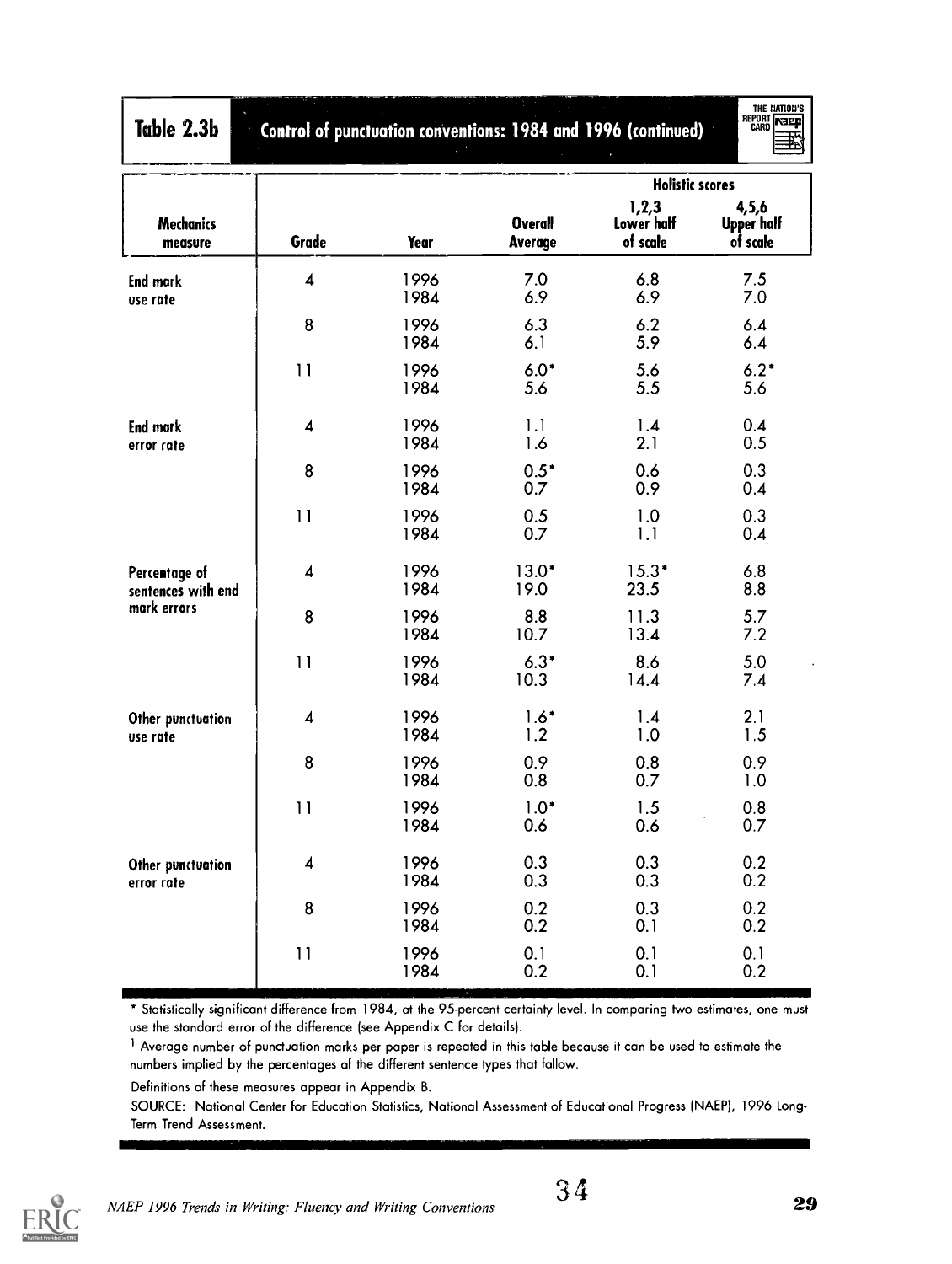## Table 2.3b Control of punctuation conventions: 1984 and 1996 (continued)

| Mechanics measure | Grade | Year | Overall Average | Holistic scores 1,2,3 Lower half of scale | Holistic scores 4,5,6 Upper half of scale |
|---|---|---|---|---|---|
| End mark use rate | 4 | 1996 | 7.0 | 6.8 | 7.5 |
| | | 1984 | 6.9 | 6.9 | 7.0 |
| | 8 | 1996 | 6.3 | 6.2 | 6.4 |
| | | 1984 | 6.1 | 5.9 | 6.4 |
| | 11 | 1996 | 6.0* | 5.6 | 6.2* |
| | | 1984 | 5.6 | 5.5 | 5.6 |
| End mark error rate | 4 | 1996 | 1.1 | 1.4 | 0.4 |
| | | 1984 | 1.6 | 2.1 | 0.5 |
| | 8 | 1996 | 0.5* | 0.6 | 0.3 |
| | | 1984 | 0.7 | 0.9 | 0.4 |
| | 11 | 1996 | 0.5 | 1.0 | 0.3 |
| | | 1984 | 0.7 | 1.1 | 0.4 |
| Percentage of sentences with end mark errors | 4 | 1996 | 13.0* | 15.3* | 6.8 |
| | | 1984 | 19.0 | 23.5 | 8.8 |
| | 8 | 1996 | 8.8 | 11.3 | 5.7 |
| | | 1984 | 10.7 | 13.4 | 7.2 |
| | 11 | 1996 | 6.3* | 8.6 | 5.0 |
| | | 1984 | 10.3 | 14.4 | 7.4 |
| Other punctuation use rate | 4 | 1996 | 1.6* | 1.4 | 2.1 |
| | | 1984 | 1.2 | 1.0 | 1.5 |
| | 8 | 1996 | 0.9 | 0.8 | 0.9 |
| | | 1984 | 0.8 | 0.7 | 1.0 |
| | 11 | 1996 | 1.0* | 1.5 | 0.8 |
| | | 1984 | 0.6 | 0.6 | 0.7 |
| Other punctuation error rate | 4 | 1996 | 0.3 | 0.3 | 0.2 |
| | | 1984 | 0.3 | 0.3 | 0.2 |
| | 8 | 1996 | 0.2 | 0.3 | 0.2 |
| | | 1984 | 0.2 | 0.1 | 0.2 |
| | 11 | 1996 | 0.1 | 0.1 | 0.1 |
| | | 1984 | 0.2 | 0.1 | 0.2 |

* Statistically significant difference from 1984, at the 95-percent certainty level. In comparing two estimates, one must use the standard error of the difference (see Appendix C for details).

[1] Average number of punctuation marks per paper is repeated in this table because it can be used to estimate the numbers implied by the percentages of the different sentence types that follow.

Definitions of these measures appear in Appendix B.

SOURCE: National Center for Education Statistics, National Assessment of Educational Progress (NAEP), 1996 Long-Term Trend Assessment.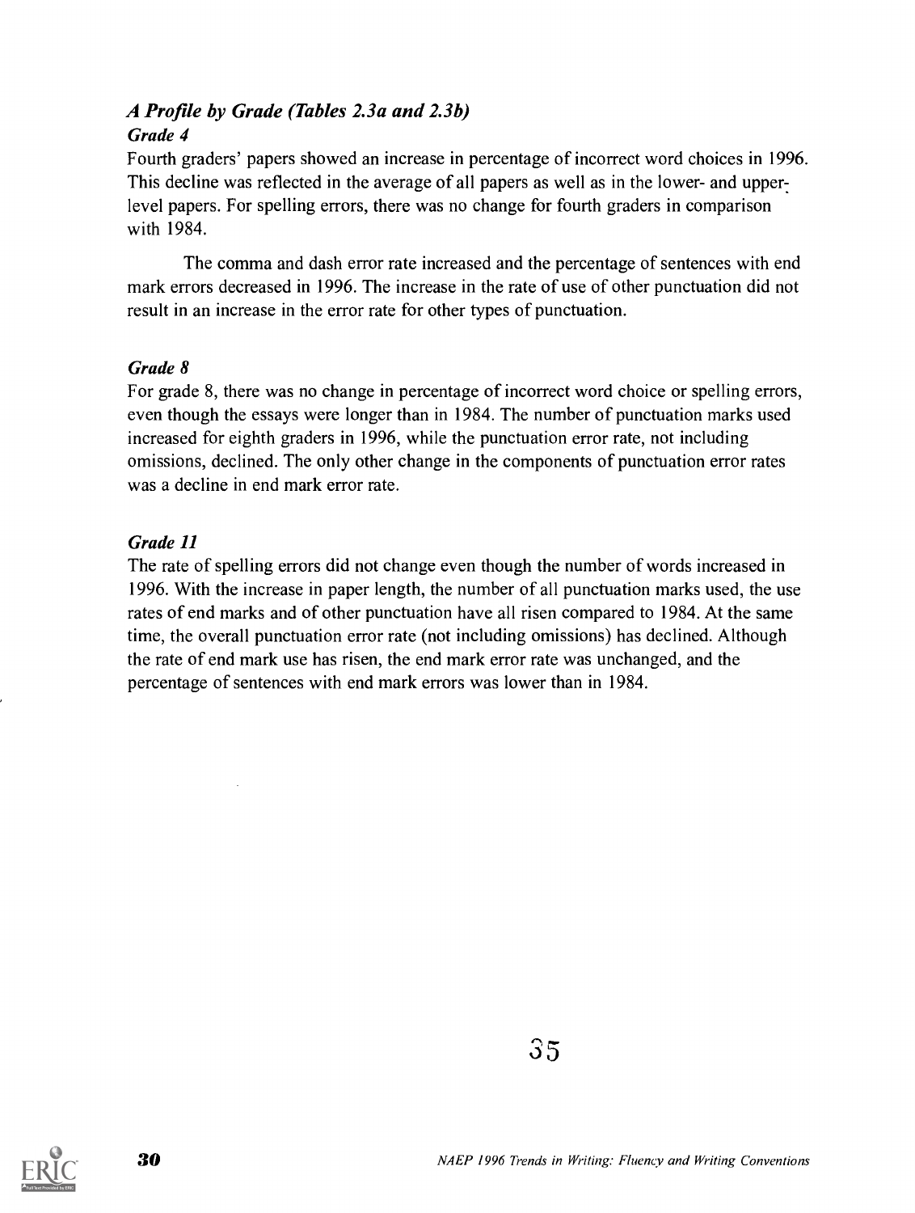### *A Profile by Grade (Tables 2.3a and 2.3b)*

#### *Grade 4*

Fourth graders' papers showed an increase in percentage of incorrect word choices in 1996. This decline was reflected in the average of all papers as well as in the lower- and upper-level papers. For spelling errors, there was no change for fourth graders in comparison with 1984.

The comma and dash error rate increased and the percentage of sentences with end mark errors decreased in 1996. The increase in the rate of use of other punctuation did not result in an increase in the error rate for other types of punctuation.

#### *Grade 8*

For grade 8, there was no change in percentage of incorrect word choice or spelling errors, even though the essays were longer than in 1984. The number of punctuation marks used increased for eighth graders in 1996, while the punctuation error rate, not including omissions, declined. The only other change in the components of punctuation error rates was a decline in end mark error rate.

#### *Grade 11*

The rate of spelling errors did not change even though the number of words increased in 1996. With the increase in paper length, the number of all punctuation marks used, the use rates of end marks and of other punctuation have all risen compared to 1984. At the same time, the overall punctuation error rate (not including omissions) has declined. Although the rate of end mark use has risen, the end mark error rate was unchanged, and the percentage of sentences with end mark errors was lower than in 1984.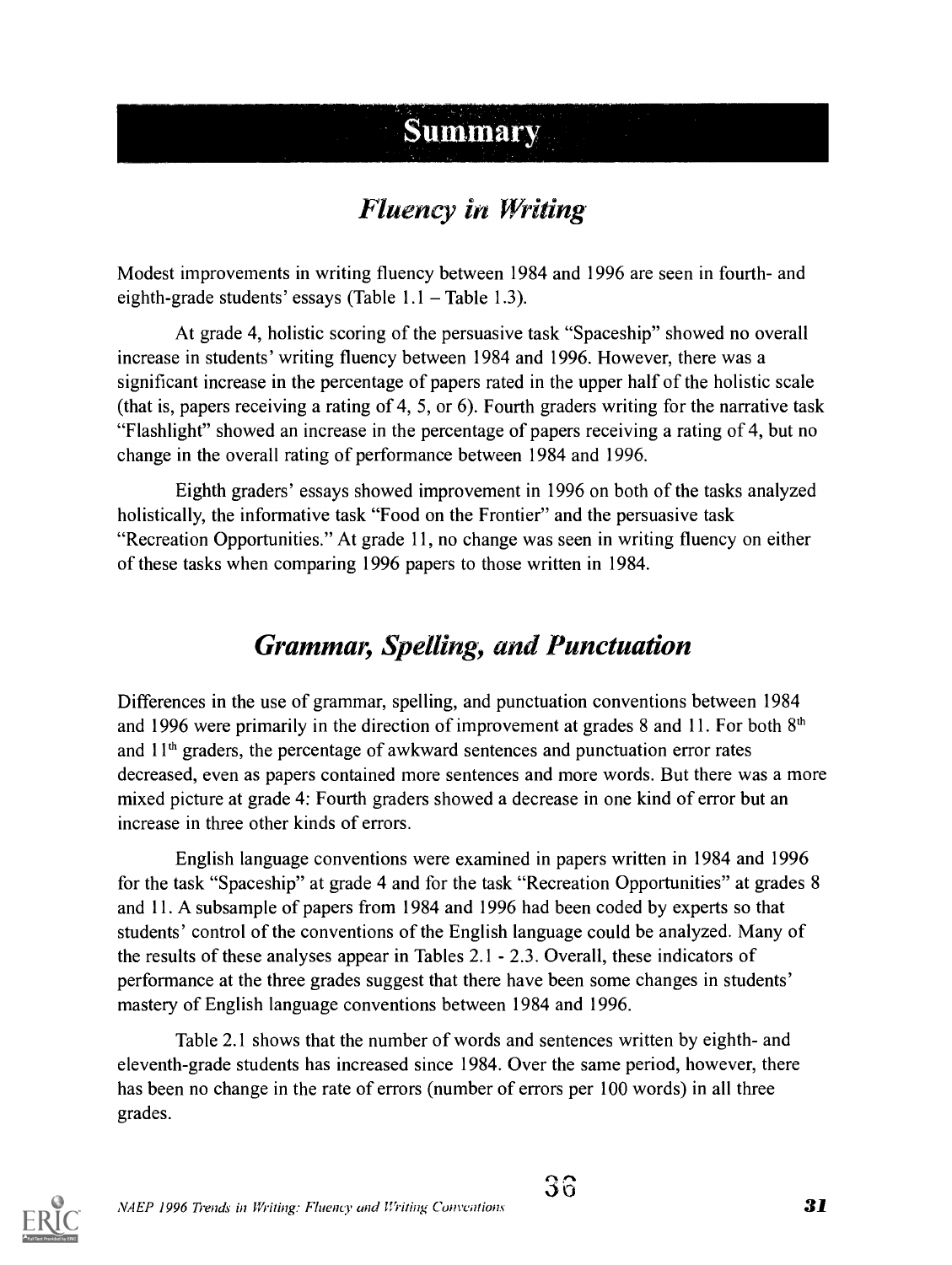# Summary

## *Fluency in Writing*

Modest improvements in writing fluency between 1984 and 1996 are seen in fourth- and eighth-grade students' essays (Table 1.1 – Table 1.3).

At grade 4, holistic scoring of the persuasive task "Spaceship" showed no overall increase in students' writing fluency between 1984 and 1996. However, there was a significant increase in the percentage of papers rated in the upper half of the holistic scale (that is, papers receiving a rating of 4, 5, or 6). Fourth graders writing for the narrative task "Flashlight" showed an increase in the percentage of papers receiving a rating of 4, but no change in the overall rating of performance between 1984 and 1996.

Eighth graders' essays showed improvement in 1996 on both of the tasks analyzed holistically, the informative task "Food on the Frontier" and the persuasive task "Recreation Opportunities." At grade 11, no change was seen in writing fluency on either of these tasks when comparing 1996 papers to those written in 1984.

## *Grammar, Spelling, and Punctuation*

Differences in the use of grammar, spelling, and punctuation conventions between 1984 and 1996 were primarily in the direction of improvement at grades 8 and 11. For both 8th and 11th graders, the percentage of awkward sentences and punctuation error rates decreased, even as papers contained more sentences and more words. But there was a more mixed picture at grade 4: Fourth graders showed a decrease in one kind of error but an increase in three other kinds of errors.

English language conventions were examined in papers written in 1984 and 1996 for the task "Spaceship" at grade 4 and for the task "Recreation Opportunities" at grades 8 and 11. A subsample of papers from 1984 and 1996 had been coded by experts so that students' control of the conventions of the English language could be analyzed. Many of the results of these analyses appear in Tables 2.1 - 2.3. Overall, these indicators of performance at the three grades suggest that there have been some changes in students' mastery of English language conventions between 1984 and 1996.

Table 2.1 shows that the number of words and sentences written by eighth- and eleventh-grade students has increased since 1984. Over the same period, however, there has been no change in the rate of errors (number of errors per 100 words) in all three grades.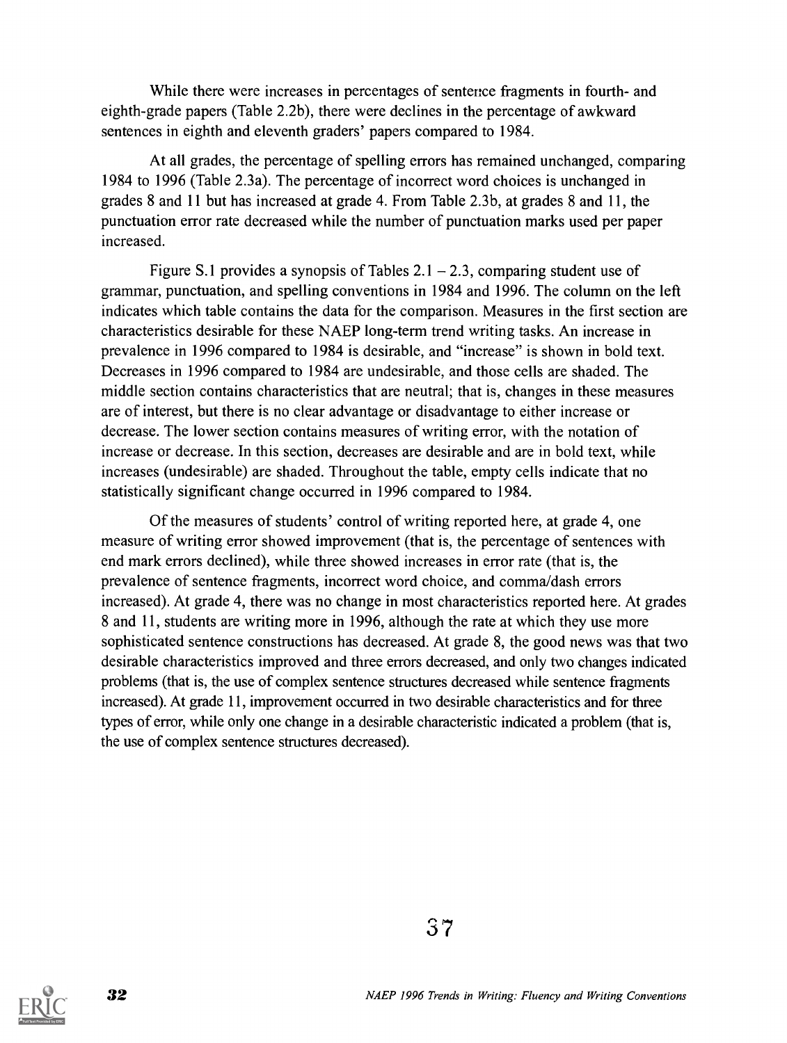While there were increases in percentages of sentence fragments in fourth- and eighth-grade papers (Table 2.2b), there were declines in the percentage of awkward sentences in eighth and eleventh graders' papers compared to 1984.

At all grades, the percentage of spelling errors has remained unchanged, comparing 1984 to 1996 (Table 2.3a). The percentage of incorrect word choices is unchanged in grades 8 and 11 but has increased at grade 4. From Table 2.3b, at grades 8 and 11, the punctuation error rate decreased while the number of punctuation marks used per paper increased.

Figure S.1 provides a synopsis of Tables 2.1 – 2.3, comparing student use of grammar, punctuation, and spelling conventions in 1984 and 1996. The column on the left indicates which table contains the data for the comparison. Measures in the first section are characteristics desirable for these NAEP long-term trend writing tasks. An increase in prevalence in 1996 compared to 1984 is desirable, and "increase" is shown in bold text. Decreases in 1996 compared to 1984 are undesirable, and those cells are shaded. The middle section contains characteristics that are neutral; that is, changes in these measures are of interest, but there is no clear advantage or disadvantage to either increase or decrease. The lower section contains measures of writing error, with the notation of increase or decrease. In this section, decreases are desirable and are in bold text, while increases (undesirable) are shaded. Throughout the table, empty cells indicate that no statistically significant change occurred in 1996 compared to 1984.

Of the measures of students' control of writing reported here, at grade 4, one measure of writing error showed improvement (that is, the percentage of sentences with end mark errors declined), while three showed increases in error rate (that is, the prevalence of sentence fragments, incorrect word choice, and comma/dash errors increased). At grade 4, there was no change in most characteristics reported here. At grades 8 and 11, students are writing more in 1996, although the rate at which they use more sophisticated sentence constructions has decreased. At grade 8, the good news was that two desirable characteristics improved and three errors decreased, and only two changes indicated problems (that is, the use of complex sentence structures decreased while sentence fragments increased). At grade 11, improvement occurred in two desirable characteristics and for three types of error, while only one change in a desirable characteristic indicated a problem (that is, the use of complex sentence structures decreased).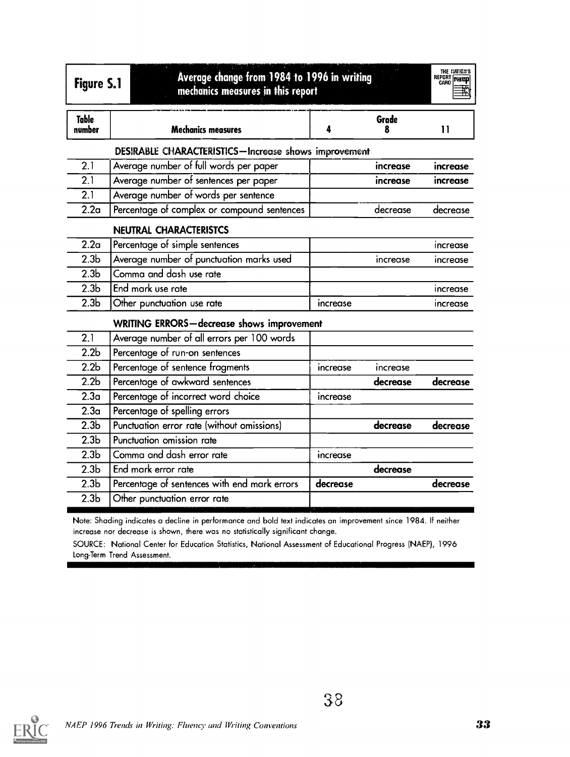## Figure S.1 Average change from 1984 to 1996 in writing mechanics measures in this report

| Table number | Mechanics measures | Grade 4 | Grade 8 | Grade 11 |
|---|---|---|---|---|
| | **DESIRABLE CHARACTERISTICS—Increase shows improvement** | | | |
| 2.1 | Average number of full words per paper | | **increase** | **increase** |
| 2.1 | Average number of sentences per paper | | **increase** | **increase** |
| 2.1 | Average number of words per sentence | | | |
| 2.2a | Percentage of complex or compound sentences | | decrease | decrease |
| | **NEUTRAL CHARACTERISTCS** | | | |
| 2.2a | Percentage of simple sentences | | | increase |
| 2.3b | Average number of punctuation marks used | | increase | increase |
| 2.3b | Comma and dash use rate | | | |
| 2.3b | End mark use rate | | | increase |
| 2.3b | Other punctuation use rate | increase | | increase |
| | **WRITING ERRORS—decrease shows improvement** | | | |
| 2.1 | Average number of all errors per 100 words | | | |
| 2.2b | Percentage of run-on sentences | | | |
| 2.2b | Percentage of sentence fragments | increase | increase | |
| 2.2b | Percentage of awkward sentences | | **decrease** | **decrease** |
| 2.3a | Percentage of incorrect word choice | increase | | |
| 2.3a | Percentage of spelling errors | | | |
| 2.3b | Punctuation error rate (without omissions) | | **decrease** | **decrease** |
| 2.3b | Punctuation omission rate | | | |
| 2.3b | Comma and dash error rate | increase | | |
| 2.3b | End mark error rate | | **decrease** | |
| 2.3b | Percentage of sentences with end mark errors | **decrease** | | **decrease** |
| 2.3b | Other punctuation error rate | | | |

Note: Shading indicates a decline in performance and bold text indicates an improvement since 1984. If neither increase nor decrease is shown, there was no statistically significant change.

SOURCE: National Center for Education Statistics, National Assessment of Educational Progress (NAEP), 1996 Long-Term Trend Assessment.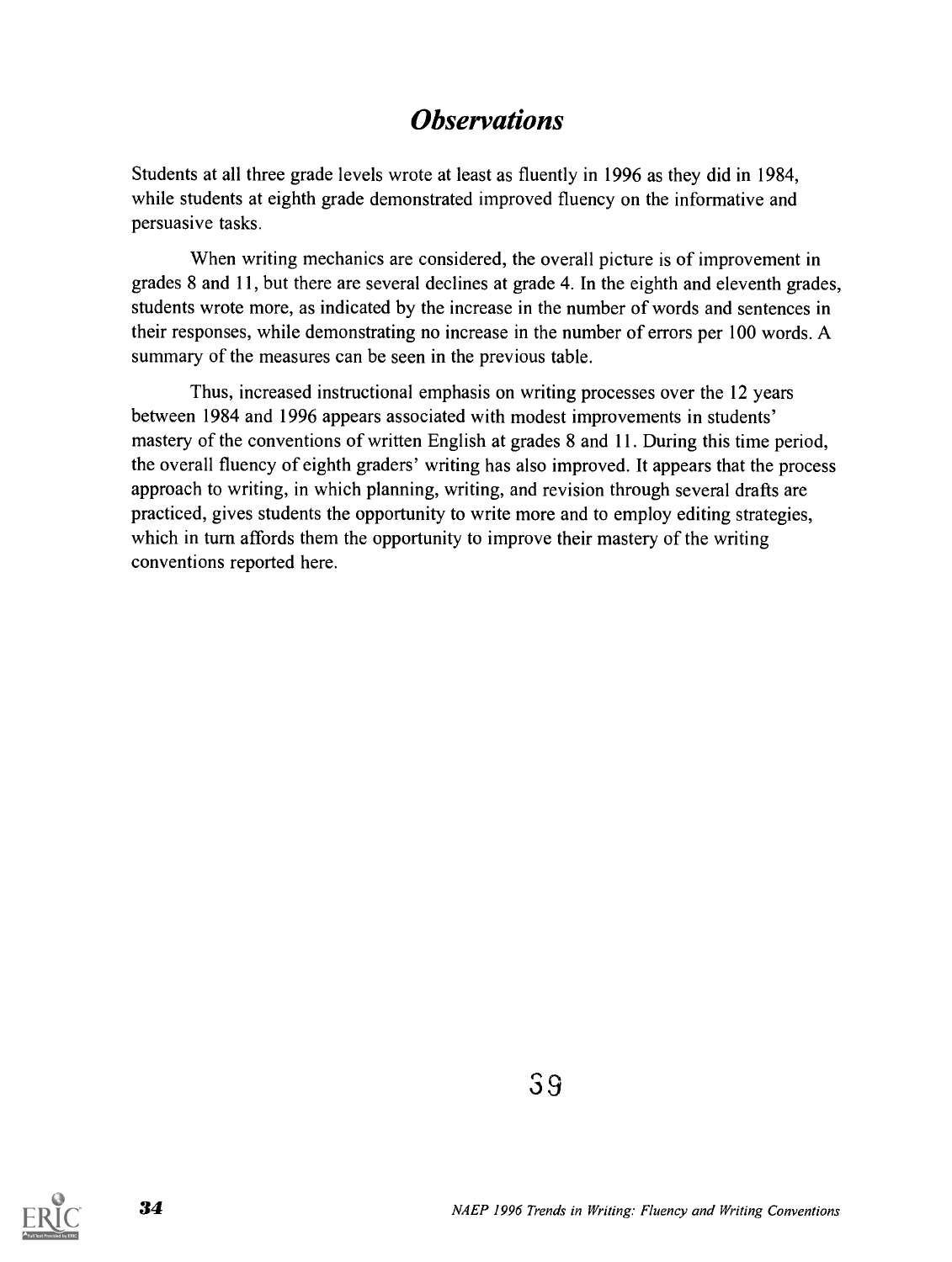# *Observations*

Students at all three grade levels wrote at least as fluently in 1996 as they did in 1984, while students at eighth grade demonstrated improved fluency on the informative and persuasive tasks.

When writing mechanics are considered, the overall picture is of improvement in grades 8 and 11, but there are several declines at grade 4. In the eighth and eleventh grades, students wrote more, as indicated by the increase in the number of words and sentences in their responses, while demonstrating no increase in the number of errors per 100 words. A summary of the measures can be seen in the previous table.

Thus, increased instructional emphasis on writing processes over the 12 years between 1984 and 1996 appears associated with modest improvements in students' mastery of the conventions of written English at grades 8 and 11. During this time period, the overall fluency of eighth graders' writing has also improved. It appears that the process approach to writing, in which planning, writing, and revision through several drafts are practiced, gives students the opportunity to write more and to employ editing strategies, which in turn affords them the opportunity to improve their mastery of the writing conventions reported here.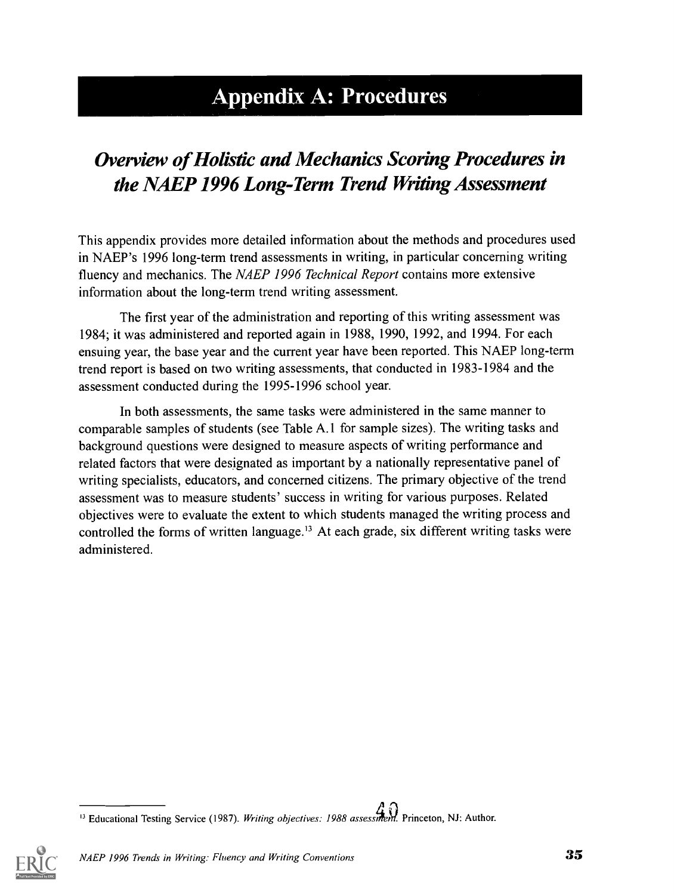# Appendix A: Procedures

## *Overview of Holistic and Mechanics Scoring Procedures in the NAEP 1996 Long-Term Trend Writing Assessment*

This appendix provides more detailed information about the methods and procedures used in NAEP's 1996 long-term trend assessments in writing, in particular concerning writing fluency and mechanics. The *NAEP 1996 Technical Report* contains more extensive information about the long-term trend writing assessment.

The first year of the administration and reporting of this writing assessment was 1984; it was administered and reported again in 1988, 1990, 1992, and 1994. For each ensuing year, the base year and the current year have been reported. This NAEP long-term trend report is based on two writing assessments, that conducted in 1983-1984 and the assessment conducted during the 1995-1996 school year.

In both assessments, the same tasks were administered in the same manner to comparable samples of students (see Table A.1 for sample sizes). The writing tasks and background questions were designed to measure aspects of writing performance and related factors that were designated as important by a nationally representative panel of writing specialists, educators, and concerned citizens. The primary objective of the trend assessment was to measure students' success in writing for various purposes. Related objectives were to evaluate the extent to which students managed the writing process and controlled the forms of written language.[13] At each grade, six different writing tasks were administered.

---

[13] Educational Testing Service (1987). *Writing objectives: 1988 assessment.* Princeton, NJ: Author.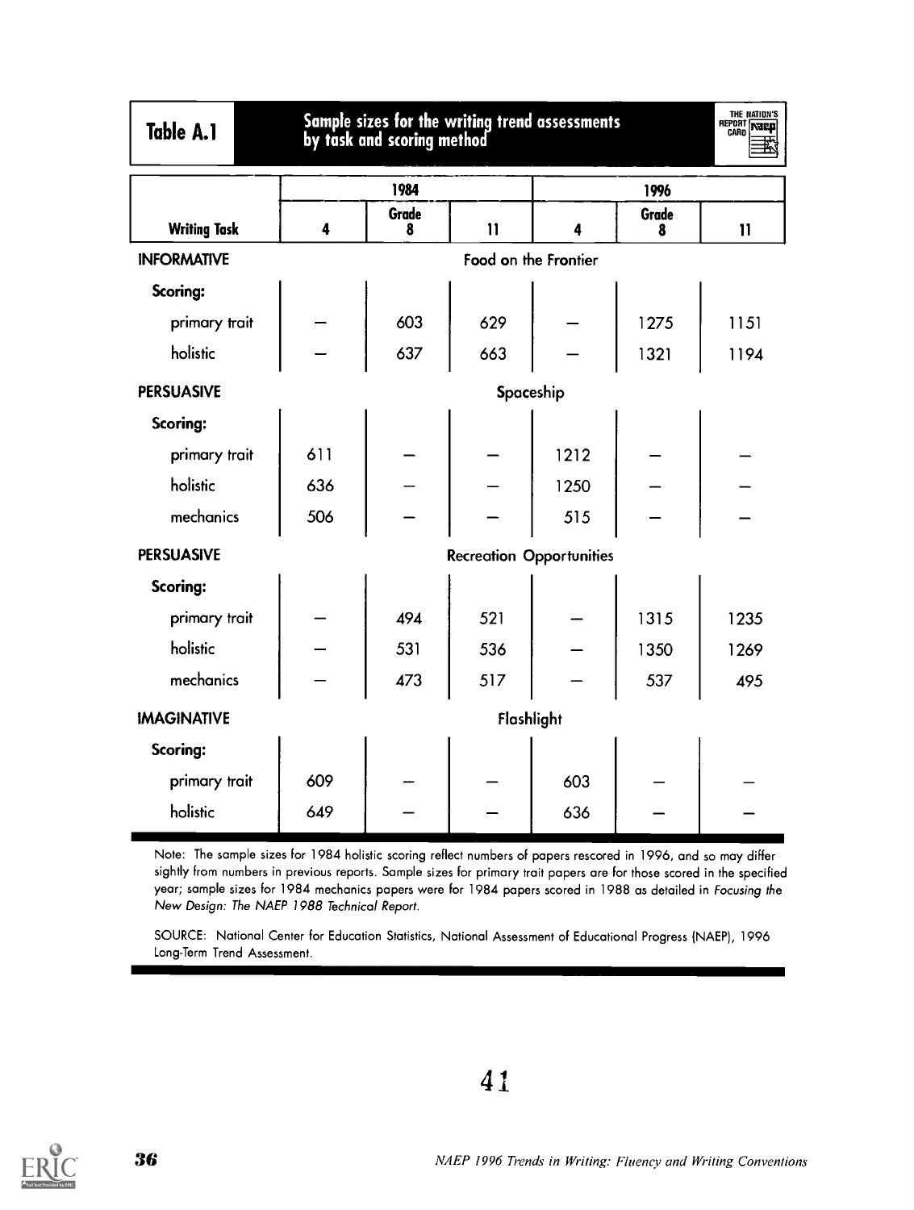## Table A.1 Sample sizes for the writing trend assessments by task and scoring method

| Writing Task | 1984 | | | 1996 | | |
|---|---|---|---|---|---|---|
| | Grade 4 | Grade 8 | Grade 11 | Grade 4 | Grade 8 | Grade 11 |
| **INFORMATIVE** | Food on the Frontier | | | | | |
| **Scoring:** | | | | | | |
| primary trait | — | 603 | 629 | — | 1275 | 1151 |
| holistic | — | 637 | 663 | — | 1321 | 1194 |
| **PERSUASIVE** | Spaceship | | | | | |
| **Scoring:** | | | | | | |
| primary trait | 611 | — | — | 1212 | — | — |
| holistic | 636 | — | — | 1250 | — | — |
| mechanics | 506 | — | — | 515 | — | — |
| **PERSUASIVE** | Recreation Opportunities | | | | | |
| **Scoring:** | | | | | | |
| primary trait | — | 494 | 521 | — | 1315 | 1235 |
| holistic | — | 531 | 536 | — | 1350 | 1269 |
| mechanics | — | 473 | 517 | — | 537 | 495 |
| **IMAGINATIVE** | Flashlight | | | | | |
| **Scoring:** | | | | | | |
| primary trait | 609 | — | — | 603 | — | — |
| holistic | 649 | — | — | 636 | — | — |

Note: The sample sizes for 1984 holistic scoring reflect numbers of papers rescored in 1996, and so may differ sightly from numbers in previous reports. Sample sizes for primary trait papers are for those scored in the specified year; sample sizes for 1984 mechanics papers were for 1984 papers scored in 1988 as detailed in *Focusing the New Design: The NAEP 1988 Technical Report.*

SOURCE: National Center for Education Statistics, National Assessment of Educational Progress (NAEP), 1996 Long-Term Trend Assessment.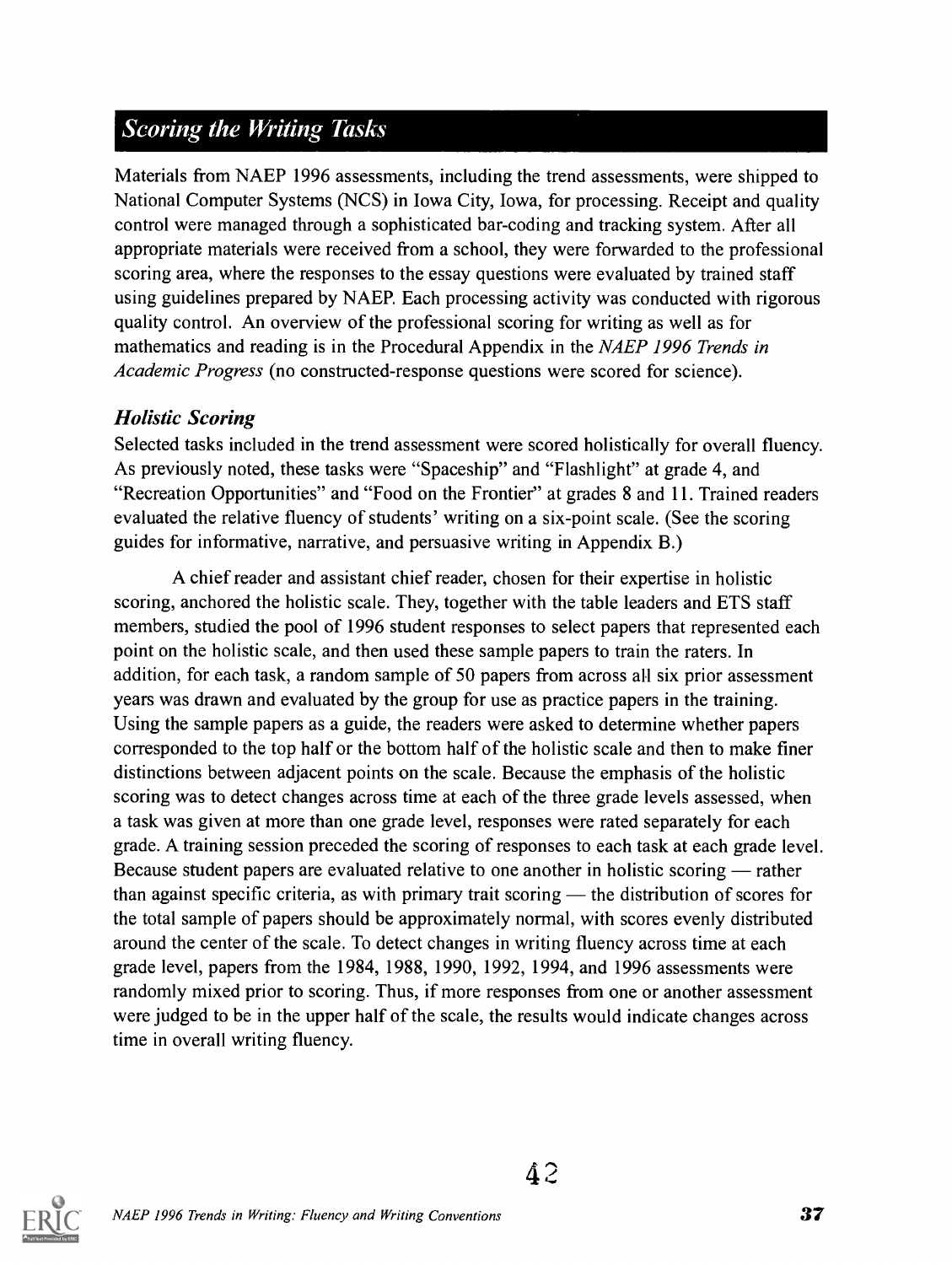## Scoring the Writing Tasks

Materials from NAEP 1996 assessments, including the trend assessments, were shipped to National Computer Systems (NCS) in Iowa City, Iowa, for processing. Receipt and quality control were managed through a sophisticated bar-coding and tracking system. After all appropriate materials were received from a school, they were forwarded to the professional scoring area, where the responses to the essay questions were evaluated by trained staff using guidelines prepared by NAEP. Each processing activity was conducted with rigorous quality control. An overview of the professional scoring for writing as well as for mathematics and reading is in the Procedural Appendix in the *NAEP 1996 Trends in Academic Progress* (no constructed-response questions were scored for science).

### *Holistic Scoring*

Selected tasks included in the trend assessment were scored holistically for overall fluency. As previously noted, these tasks were "Spaceship" and "Flashlight" at grade 4, and "Recreation Opportunities" and "Food on the Frontier" at grades 8 and 11. Trained readers evaluated the relative fluency of students' writing on a six-point scale. (See the scoring guides for informative, narrative, and persuasive writing in Appendix B.)

A chief reader and assistant chief reader, chosen for their expertise in holistic scoring, anchored the holistic scale. They, together with the table leaders and ETS staff members, studied the pool of 1996 student responses to select papers that represented each point on the holistic scale, and then used these sample papers to train the raters. In addition, for each task, a random sample of 50 papers from across all six prior assessment years was drawn and evaluated by the group for use as practice papers in the training. Using the sample papers as a guide, the readers were asked to determine whether papers corresponded to the top half or the bottom half of the holistic scale and then to make finer distinctions between adjacent points on the scale. Because the emphasis of the holistic scoring was to detect changes across time at each of the three grade levels assessed, when a task was given at more than one grade level, responses were rated separately for each grade. A training session preceded the scoring of responses to each task at each grade level. Because student papers are evaluated relative to one another in holistic scoring — rather than against specific criteria, as with primary trait scoring — the distribution of scores for the total sample of papers should be approximately normal, with scores evenly distributed around the center of the scale. To detect changes in writing fluency across time at each grade level, papers from the 1984, 1988, 1990, 1992, 1994, and 1996 assessments were randomly mixed prior to scoring. Thus, if more responses from one or another assessment were judged to be in the upper half of the scale, the results would indicate changes across time in overall writing fluency.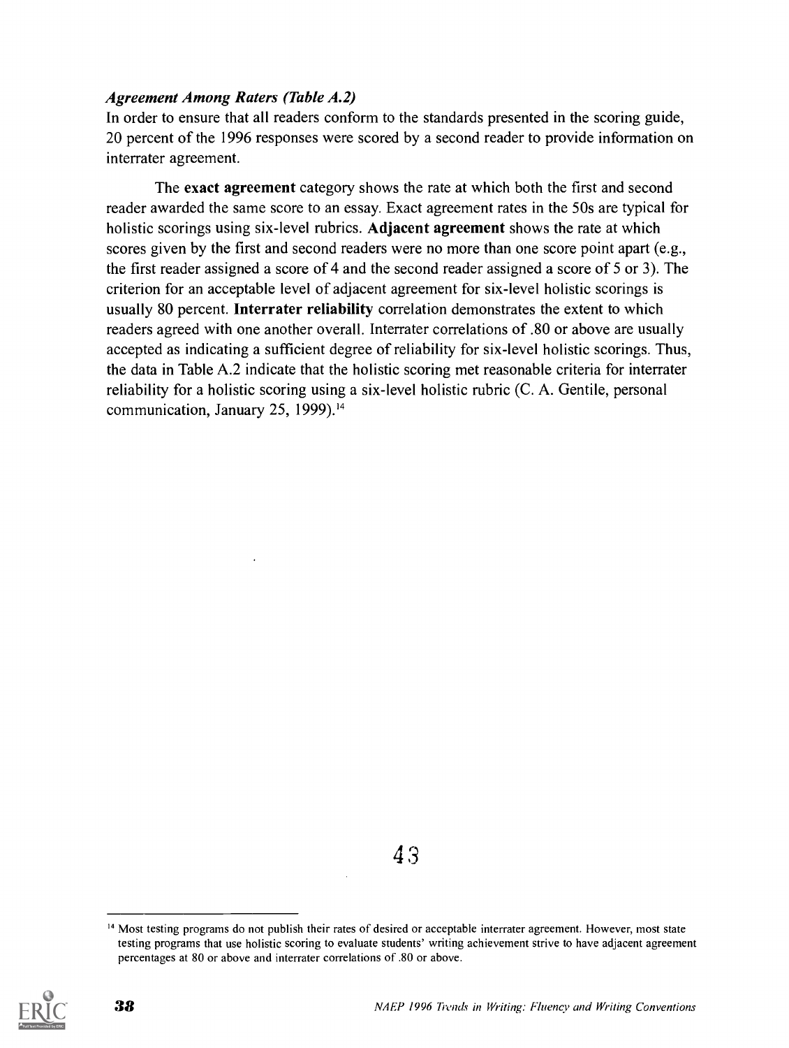***Agreement Among Raters (Table A.2)***

In order to ensure that all readers conform to the standards presented in the scoring guide, 20 percent of the 1996 responses were scored by a second reader to provide information on interrater agreement.

The **exact agreement** category shows the rate at which both the first and second reader awarded the same score to an essay. Exact agreement rates in the 50s are typical for holistic scorings using six-level rubrics. **Adjacent agreement** shows the rate at which scores given by the first and second readers were no more than one score point apart (e.g., the first reader assigned a score of 4 and the second reader assigned a score of 5 or 3). The criterion for an acceptable level of adjacent agreement for six-level holistic scorings is usually 80 percent. **Interrater reliability** correlation demonstrates the extent to which readers agreed with one another overall. Interrater correlations of .80 or above are usually accepted as indicating a sufficient degree of reliability for six-level holistic scorings. Thus, the data in Table A.2 indicate that the holistic scoring met reasonable criteria for interrater reliability for a holistic scoring using a six-level holistic rubric (C. A. Gentile, personal communication, January 25, 1999).[14]

---

[14] Most testing programs do not publish their rates of desired or acceptable interrater agreement. However, most state testing programs that use holistic scoring to evaluate students' writing achievement strive to have adjacent agreement percentages at 80 or above and interrater correlations of .80 or above.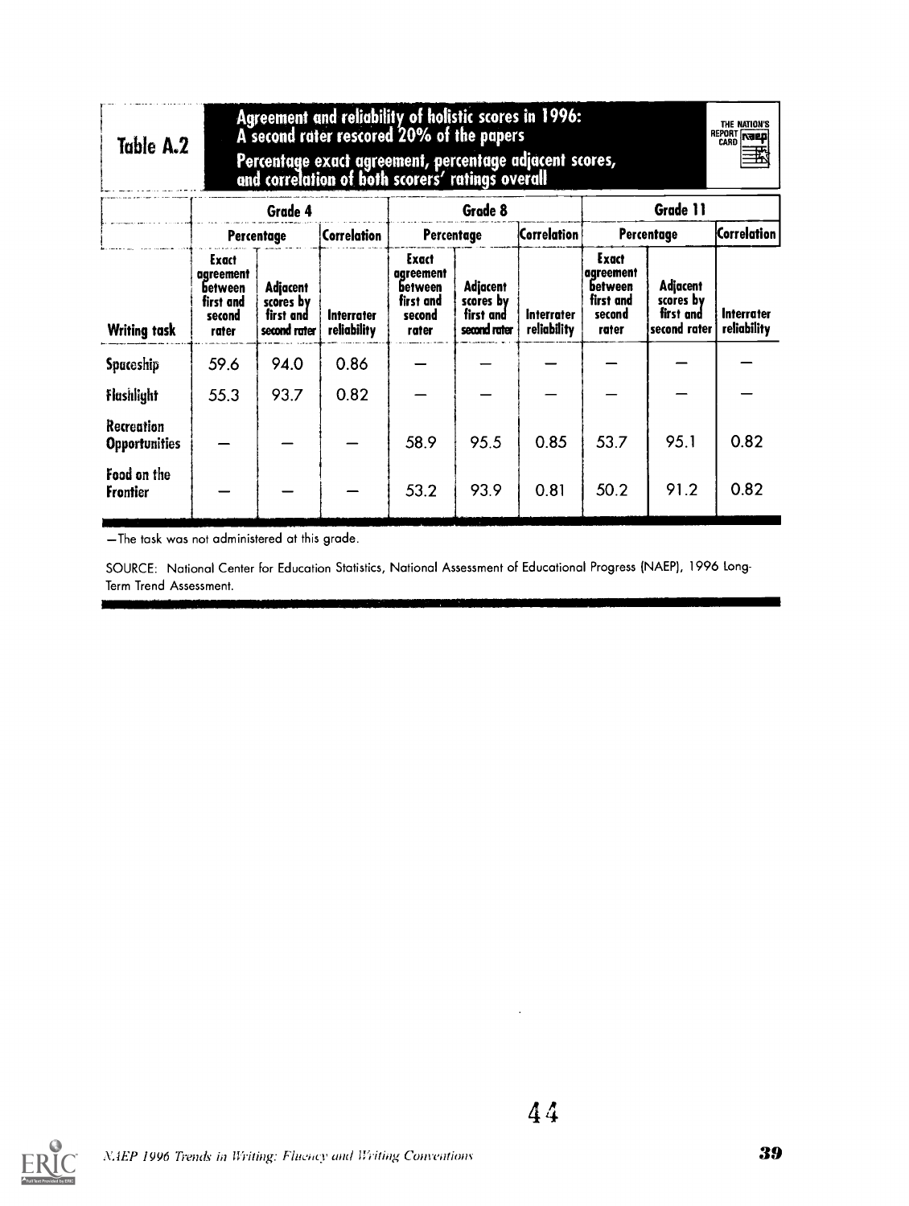**Table A.2**

**Agreement and reliability of holistic scores in 1996: A second rater rescored 20% of the papers**

**Percentage exact agreement, percentage adjacent scores, and correlation of both scorers' ratings overall**

| | Grade 4 | | | Grade 8 | | | Grade 11 | | |
|---|---|---|---|---|---|---|---|---|---|
| | Percentage | | Correlation | Percentage | | Correlation | Percentage | | Correlation |
| Writing task | Exact agreement between first and second rater | Adjacent scores by first and second rater | Interrater reliability | Exact agreement between first and second rater | Adjacent scores by first and second rater | Interrater reliability | Exact agreement between first and second rater | Adjacent scores by first and second rater | Interrater reliability |
| Spaceship | 59.6 | 94.0 | 0.86 | — | — | — | — | — | — |
| Flashlight | 55.3 | 93.7 | 0.82 | — | — | — | — | — | — |
| Recreation Opportunities | — | — | — | 58.9 | 95.5 | 0.85 | 53.7 | 95.1 | 0.82 |
| Food on the Frontier | — | — | — | 53.2 | 93.9 | 0.81 | 50.2 | 91.2 | 0.82 |

—The task was not administered at this grade.

SOURCE: National Center for Education Statistics, National Assessment of Educational Progress (NAEP), 1996 Long-Term Trend Assessment.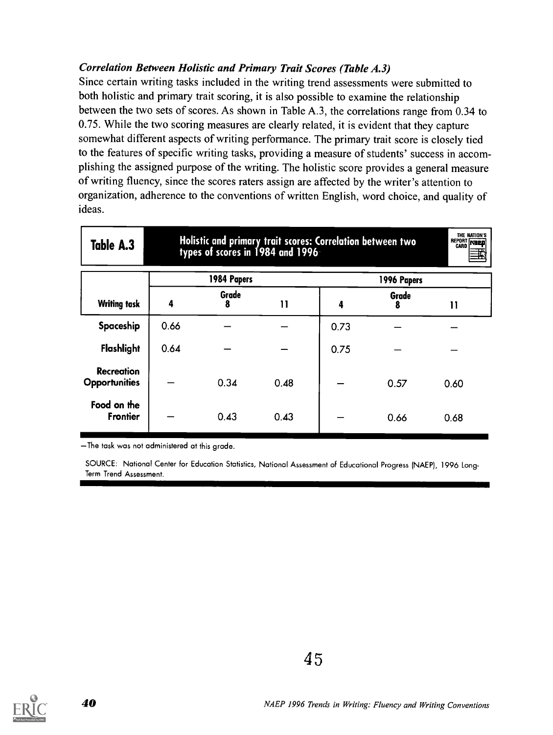### *Correlation Between Holistic and Primary Trait Scores (Table A.3)*

Since certain writing tasks included in the writing trend assessments were submitted to both holistic and primary trait scoring, it is also possible to examine the relationship between the two sets of scores. As shown in Table A.3, the correlations range from 0.34 to 0.75. While the two scoring measures are clearly related, it is evident that they capture somewhat different aspects of writing performance. The primary trait score is closely tied to the features of specific writing tasks, providing a measure of students' success in accomplishing the assigned purpose of the writing. The holistic score provides a general measure of writing fluency, since the scores raters assign are affected by the writer's attention to organization, adherence to the conventions of written English, word choice, and quality of ideas.

**Table A.3** Holistic and primary trait scores: Correlation between two types of scores in 1984 and 1996

| | 1984 Papers | | | 1996 Papers | | |
|---|---|---|---|---|---|---|
| | Grade | | | Grade | | |
| Writing task | 4 | 8 | 11 | 4 | 8 | 11 |
| Spaceship | 0.66 | — | — | 0.73 | — | — |
| Flashlight | 0.64 | — | — | 0.75 | — | — |
| Recreation Opportunities | — | 0.34 | 0.48 | — | 0.57 | 0.60 |
| Food on the Frontier | — | 0.43 | 0.43 | — | 0.66 | 0.68 |

—The task was not administered at this grade.

SOURCE: National Center for Education Statistics, National Assessment of Educational Progress (NAEP), 1996 Long-Term Trend Assessment.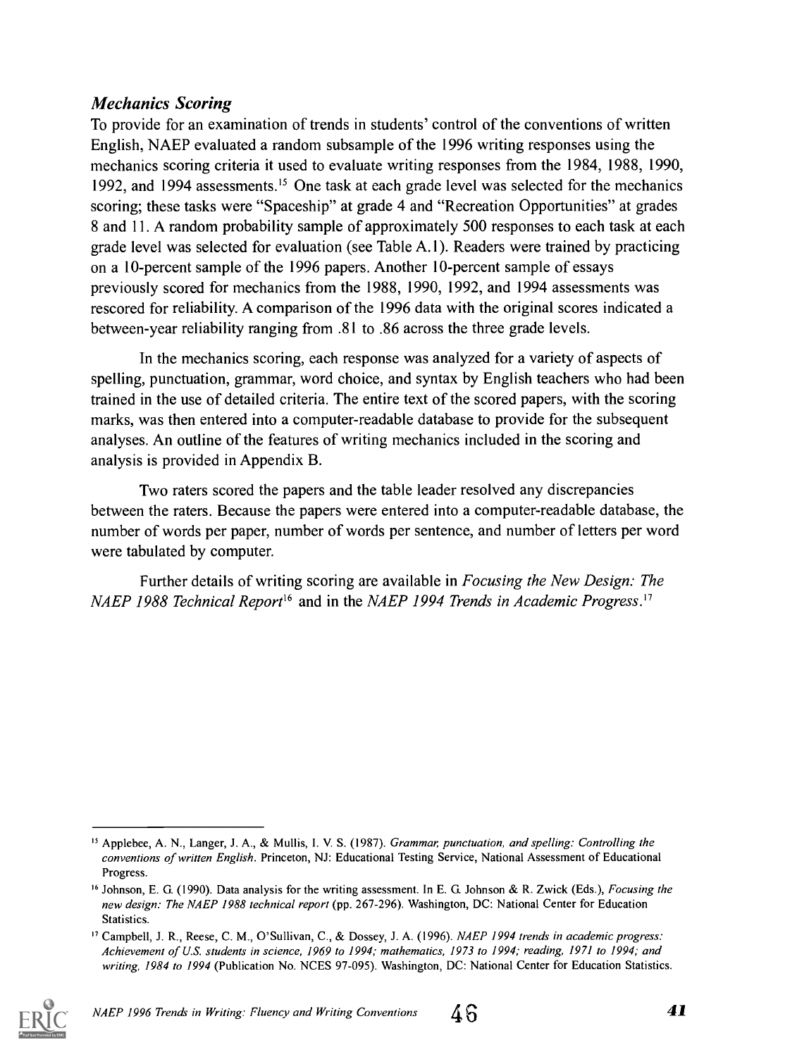### *Mechanics Scoring*

To provide for an examination of trends in students' control of the conventions of written English, NAEP evaluated a random subsample of the 1996 writing responses using the mechanics scoring criteria it used to evaluate writing responses from the 1984, 1988, 1990, 1992, and 1994 assessments.[15] One task at each grade level was selected for the mechanics scoring; these tasks were "Spaceship" at grade 4 and "Recreation Opportunities" at grades 8 and 11. A random probability sample of approximately 500 responses to each task at each grade level was selected for evaluation (see Table A.1). Readers were trained by practicing on a 10-percent sample of the 1996 papers. Another 10-percent sample of essays previously scored for mechanics from the 1988, 1990, 1992, and 1994 assessments was rescored for reliability. A comparison of the 1996 data with the original scores indicated a between-year reliability ranging from .81 to .86 across the three grade levels.

In the mechanics scoring, each response was analyzed for a variety of aspects of spelling, punctuation, grammar, word choice, and syntax by English teachers who had been trained in the use of detailed criteria. The entire text of the scored papers, with the scoring marks, was then entered into a computer-readable database to provide for the subsequent analyses. An outline of the features of writing mechanics included in the scoring and analysis is provided in Appendix B.

Two raters scored the papers and the table leader resolved any discrepancies between the raters. Because the papers were entered into a computer-readable database, the number of words per paper, number of words per sentence, and number of letters per word were tabulated by computer.

Further details of writing scoring are available in *Focusing the New Design: The NAEP 1988 Technical Report*[16] and in the *NAEP 1994 Trends in Academic Progress*.[17]

---

[15] Applebee, A. N., Langer, J. A., & Mullis, I. V. S. (1987). *Grammar, punctuation, and spelling: Controlling the conventions of written English*. Princeton, NJ: Educational Testing Service, National Assessment of Educational Progress.

[16] Johnson, E. G. (1990). Data analysis for the writing assessment. In E. G. Johnson & R. Zwick (Eds.), *Focusing the new design: The NAEP 1988 technical report* (pp. 267-296). Washington, DC: National Center for Education Statistics.

[17] Campbell, J. R., Reese, C. M., O'Sullivan, C., & Dossey, J. A. (1996). *NAEP 1994 trends in academic progress: Achievement of U.S. students in science, 1969 to 1994; mathematics, 1973 to 1994; reading, 1971 to 1994; and writing, 1984 to 1994* (Publication No. NCES 97-095). Washington, DC: National Center for Education Statistics.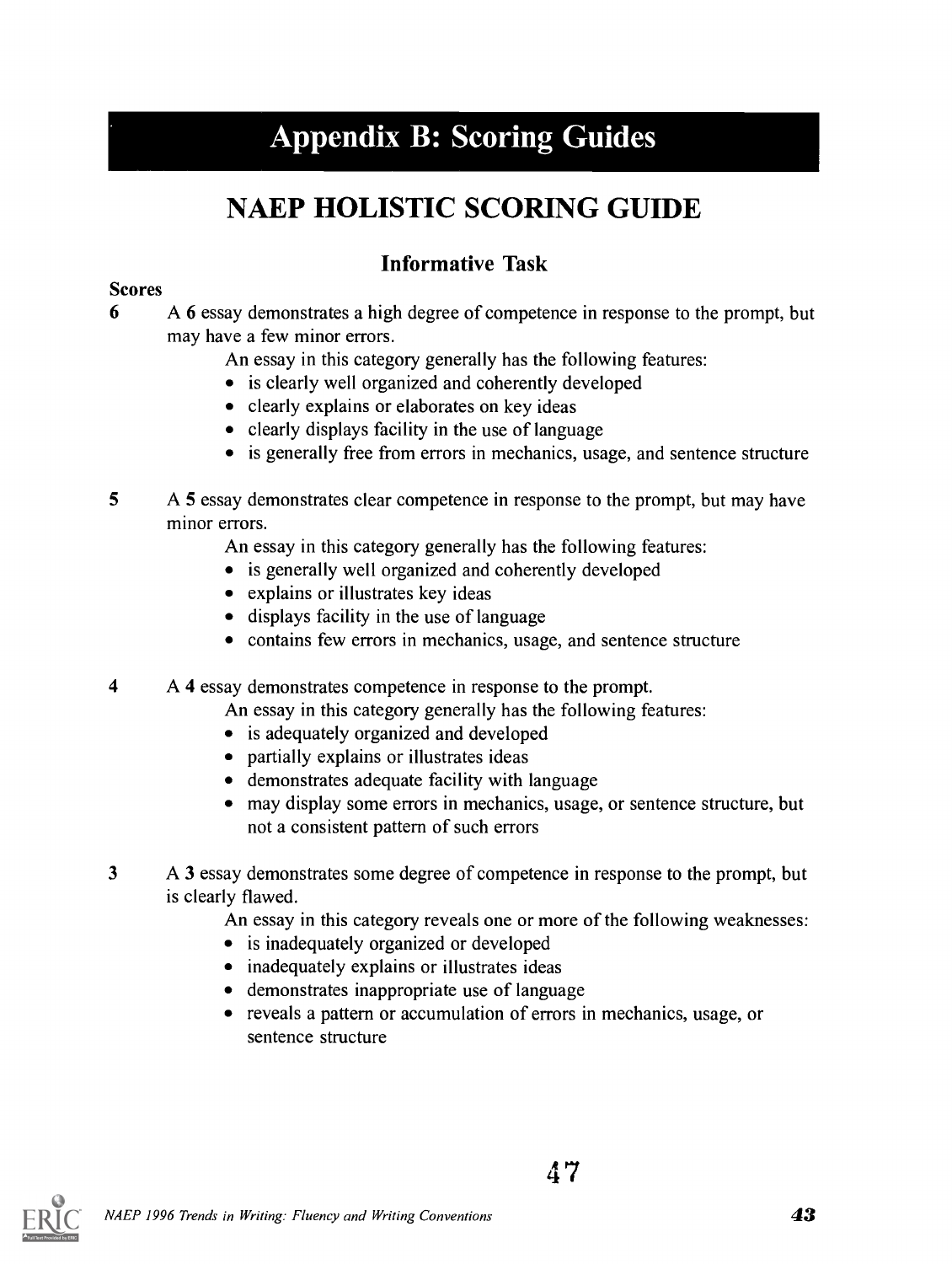# Appendix B: Scoring Guides

## NAEP HOLISTIC SCORING GUIDE

### Informative Task

**Scores**

**6** A **6** essay demonstrates a high degree of competence in response to the prompt, but may have a few minor errors.

An essay in this category generally has the following features:

- is clearly well organized and coherently developed
- clearly explains or elaborates on key ideas
- clearly displays facility in the use of language
- is generally free from errors in mechanics, usage, and sentence structure

**5** A **5** essay demonstrates clear competence in response to the prompt, but may have minor errors.

An essay in this category generally has the following features:

- is generally well organized and coherently developed
- explains or illustrates key ideas
- displays facility in the use of language
- contains few errors in mechanics, usage, and sentence structure

**4** A **4** essay demonstrates competence in response to the prompt.

An essay in this category generally has the following features:

- is adequately organized and developed
- partially explains or illustrates ideas
- demonstrates adequate facility with language
- may display some errors in mechanics, usage, or sentence structure, but not a consistent pattern of such errors

**3** A **3** essay demonstrates some degree of competence in response to the prompt, but is clearly flawed.

An essay in this category reveals one or more of the following weaknesses:

- is inadequately organized or developed
- inadequately explains or illustrates ideas
- demonstrates inappropriate use of language
- reveals a pattern or accumulation of errors in mechanics, usage, or sentence structure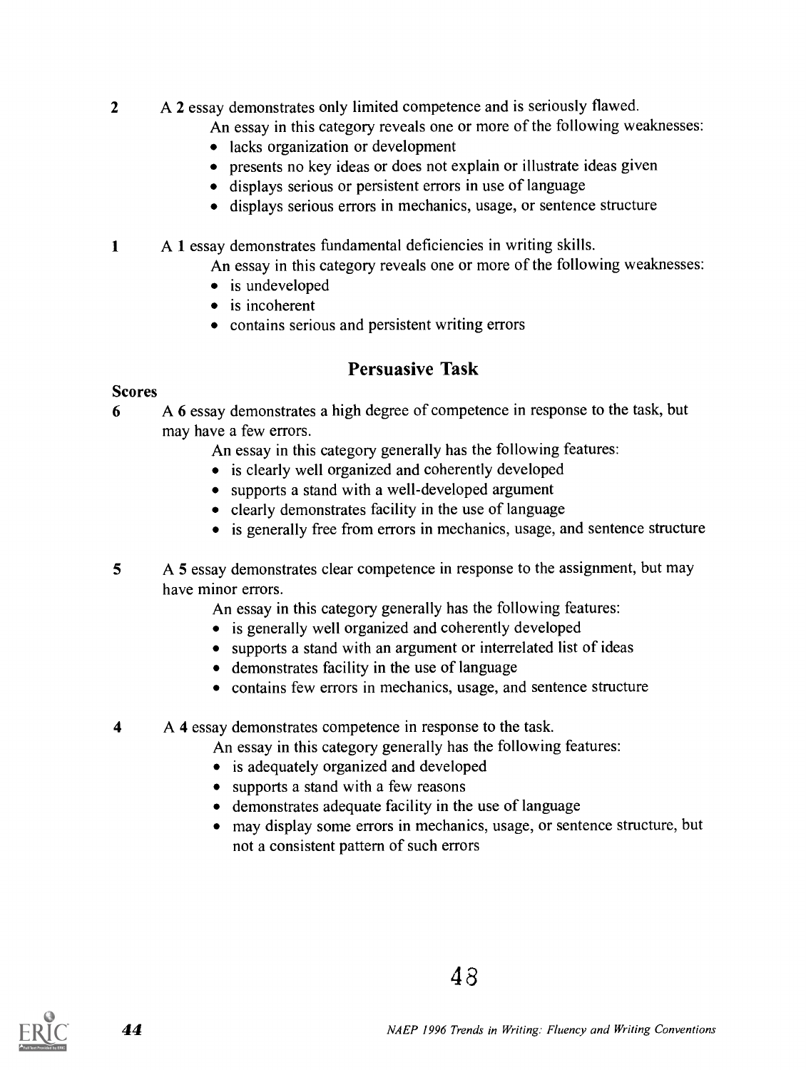**2** A **2** essay demonstrates only limited competence and is seriously flawed.

An essay in this category reveals one or more of the following weaknesses:

- lacks organization or development
- presents no key ideas or does not explain or illustrate ideas given
- displays serious or persistent errors in use of language
- displays serious errors in mechanics, usage, or sentence structure

**1** A **1** essay demonstrates fundamental deficiencies in writing skills.

An essay in this category reveals one or more of the following weaknesses:

- is undeveloped
- is incoherent
- contains serious and persistent writing errors

## Persuasive Task

**Scores**

**6** A **6** essay demonstrates a high degree of competence in response to the task, but may have a few errors.

An essay in this category generally has the following features:

- is clearly well organized and coherently developed
- supports a stand with a well-developed argument
- clearly demonstrates facility in the use of language
- is generally free from errors in mechanics, usage, and sentence structure

**5** A **5** essay demonstrates clear competence in response to the assignment, but may have minor errors.

An essay in this category generally has the following features:

- is generally well organized and coherently developed
- supports a stand with an argument or interrelated list of ideas
- demonstrates facility in the use of language
- contains few errors in mechanics, usage, and sentence structure

**4** A **4** essay demonstrates competence in response to the task.

An essay in this category generally has the following features:

- is adequately organized and developed
- supports a stand with a few reasons
- demonstrates adequate facility in the use of language
- may display some errors in mechanics, usage, or sentence structure, but not a consistent pattern of such errors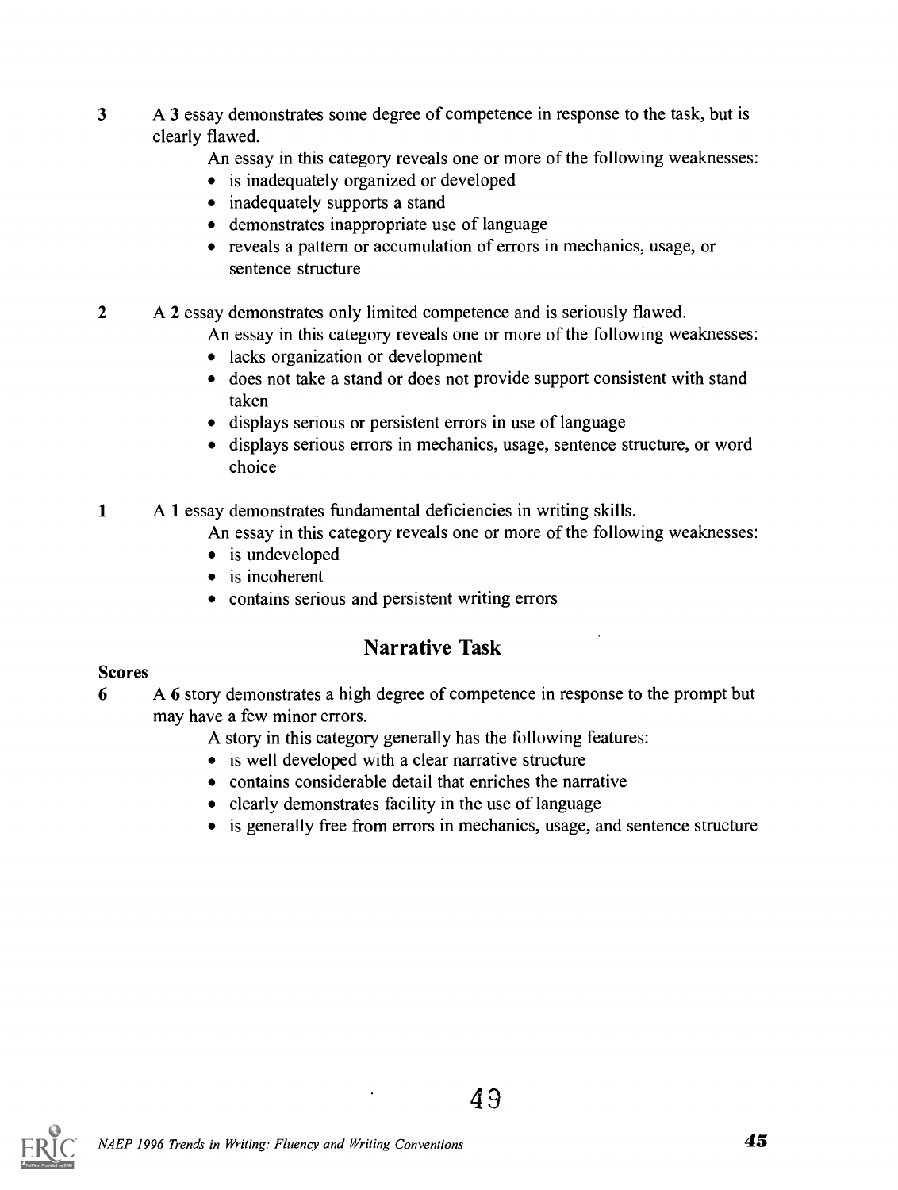3 A **3** essay demonstrates some degree of competence in response to the task, but is clearly flawed.

An essay in this category reveals one or more of the following weaknesses:

- is inadequately organized or developed
- inadequately supports a stand
- demonstrates inappropriate use of language
- reveals a pattern or accumulation of errors in mechanics, usage, or sentence structure

2 A **2** essay demonstrates only limited competence and is seriously flawed.

An essay in this category reveals one or more of the following weaknesses:

- lacks organization or development
- does not take a stand or does not provide support consistent with stand taken
- displays serious or persistent errors in use of language
- displays serious errors in mechanics, usage, sentence structure, or word choice

1 A **1** essay demonstrates fundamental deficiencies in writing skills.

An essay in this category reveals one or more of the following weaknesses:

- is undeveloped
- is incoherent
- contains serious and persistent writing errors

## Narrative Task

**Scores**

6 A **6** story demonstrates a high degree of competence in response to the prompt but may have a few minor errors.

A story in this category generally has the following features:

- is well developed with a clear narrative structure
- contains considerable detail that enriches the narrative
- clearly demonstrates facility in the use of language
- is generally free from errors in mechanics, usage, and sentence structure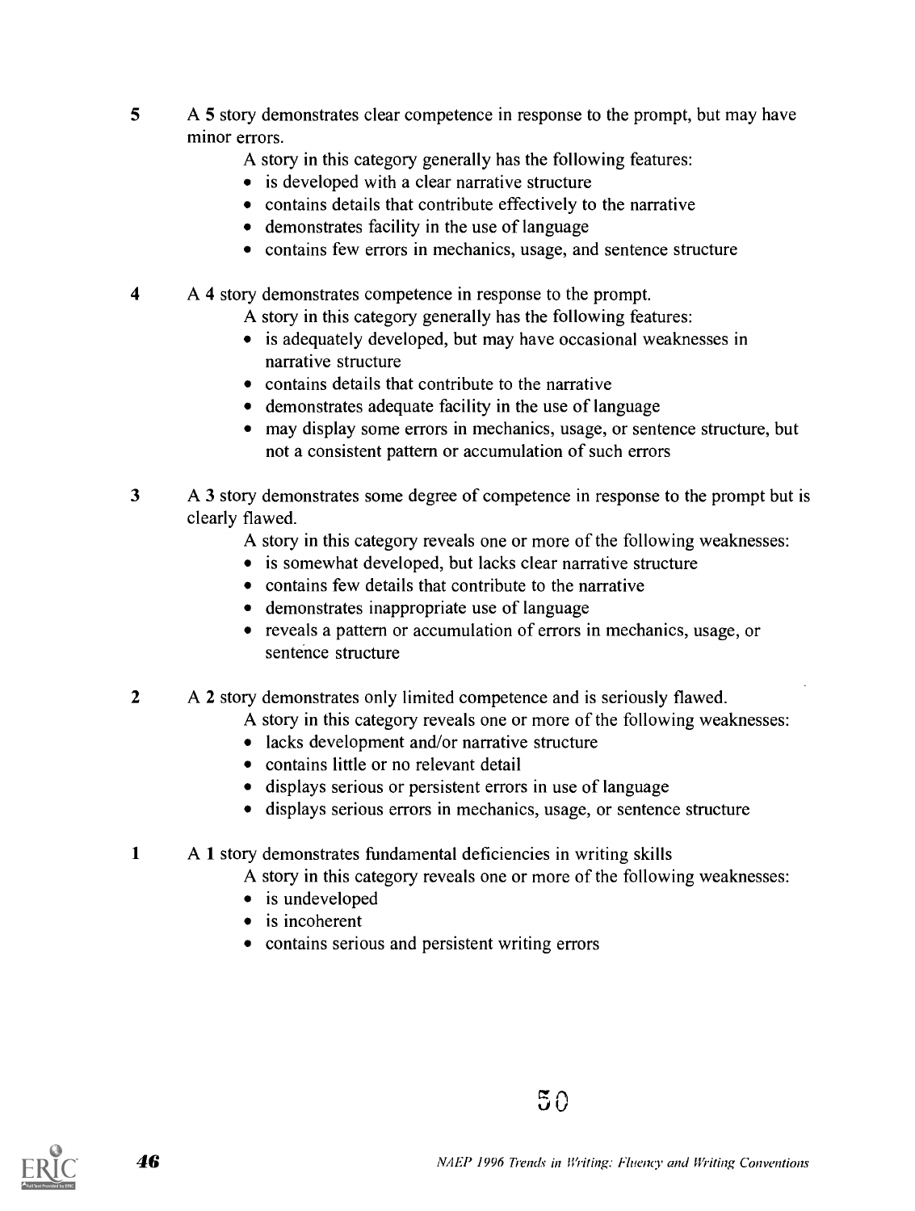**5** A **5** story demonstrates clear competence in response to the prompt, but may have minor errors.

A story in this category generally has the following features:

- is developed with a clear narrative structure
- contains details that contribute effectively to the narrative
- demonstrates facility in the use of language
- contains few errors in mechanics, usage, and sentence structure

**4** A **4** story demonstrates competence in response to the prompt.

A story in this category generally has the following features:

- is adequately developed, but may have occasional weaknesses in narrative structure
- contains details that contribute to the narrative
- demonstrates adequate facility in the use of language
- may display some errors in mechanics, usage, or sentence structure, but not a consistent pattern or accumulation of such errors

**3** A **3** story demonstrates some degree of competence in response to the prompt but is clearly flawed.

A story in this category reveals one or more of the following weaknesses:

- is somewhat developed, but lacks clear narrative structure
- contains few details that contribute to the narrative
- demonstrates inappropriate use of language
- reveals a pattern or accumulation of errors in mechanics, usage, or sentence structure

**2** A **2** story demonstrates only limited competence and is seriously flawed.

A story in this category reveals one or more of the following weaknesses:

- lacks development and/or narrative structure
- contains little or no relevant detail
- displays serious or persistent errors in use of language
- displays serious errors in mechanics, usage, or sentence structure

**1** A **1** story demonstrates fundamental deficiencies in writing skills

A story in this category reveals one or more of the following weaknesses:

- is undeveloped
- is incoherent
- contains serious and persistent writing errors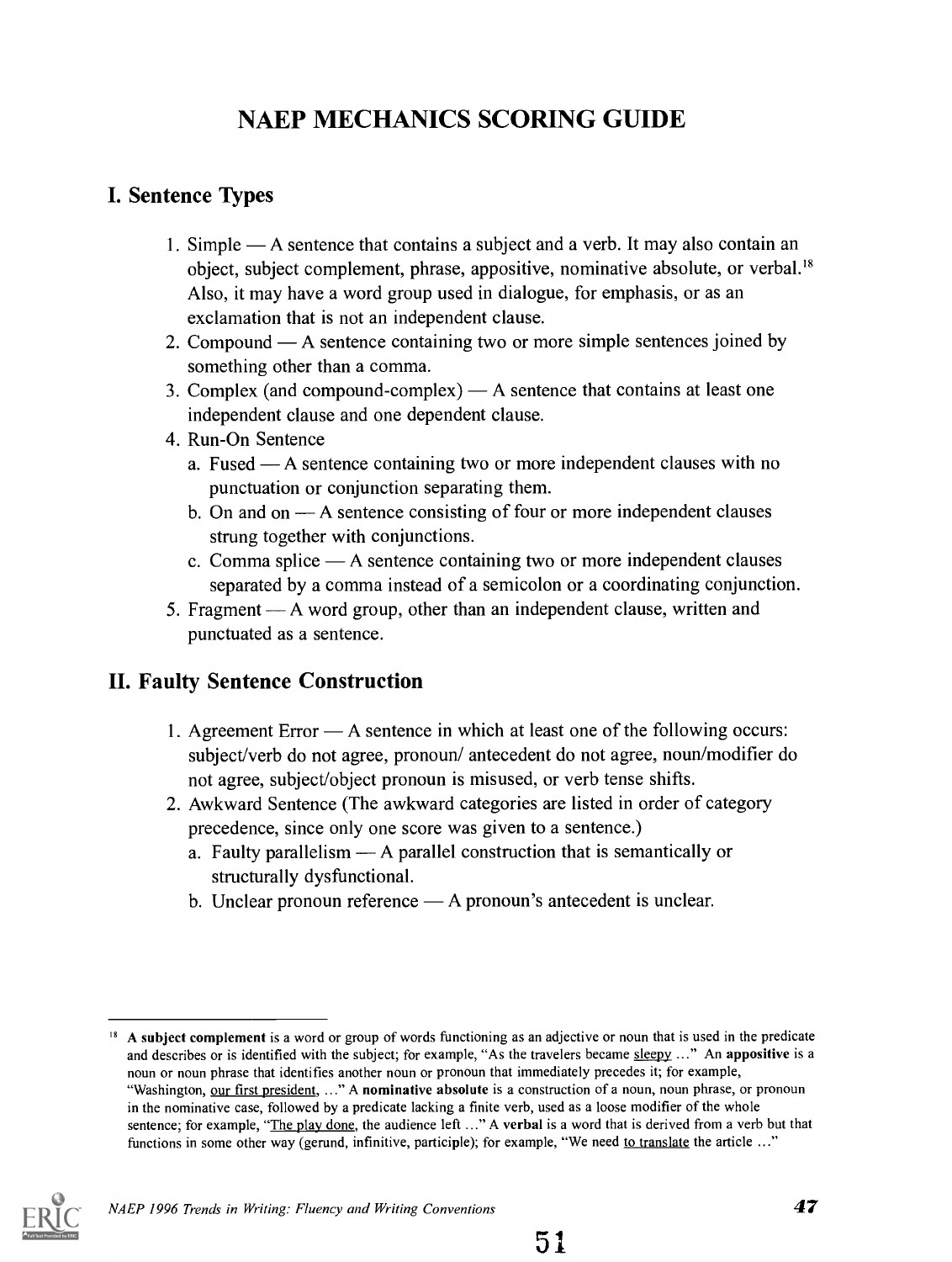# NAEP MECHANICS SCORING GUIDE

## I. Sentence Types

1. Simple — A sentence that contains a subject and a verb. It may also contain an object, subject complement, phrase, appositive, nominative absolute, or verbal.[18] Also, it may have a word group used in dialogue, for emphasis, or as an exclamation that is not an independent clause.
2. Compound — A sentence containing two or more simple sentences joined by something other than a comma.
3. Complex (and compound-complex) — A sentence that contains at least one independent clause and one dependent clause.
4. Run-On Sentence
   a. Fused — A sentence containing two or more independent clauses with no punctuation or conjunction separating them.
   b. On and on — A sentence consisting of four or more independent clauses strung together with conjunctions.
   c. Comma splice — A sentence containing two or more independent clauses separated by a comma instead of a semicolon or a coordinating conjunction.
5. Fragment — A word group, other than an independent clause, written and punctuated as a sentence.

## II. Faulty Sentence Construction

1. Agreement Error — A sentence in which at least one of the following occurs: subject/verb do not agree, pronoun/ antecedent do not agree, noun/modifier do not agree, subject/object pronoun is misused, or verb tense shifts.
2. Awkward Sentence (The awkward categories are listed in order of category precedence, since only one score was given to a sentence.)
   a. Faulty parallelism — A parallel construction that is semantically or structurally dysfunctional.
   b. Unclear pronoun reference — A pronoun's antecedent is unclear.

---

[18] **A subject complement** is a word or group of words functioning as an adjective or noun that is used in the predicate and describes or is identified with the subject; for example, "As the travelers became sleepy ..." An **appositive** is a noun or noun phrase that identifies another noun or pronoun that immediately precedes it; for example, "Washington, our first president, ..." A **nominative absolute** is a construction of a noun, noun phrase, or pronoun in the nominative case, followed by a predicate lacking a finite verb, used as a loose modifier of the whole sentence; for example, "The play done, the audience left ..." A **verbal** is a word that is derived from a verb but that functions in some other way (gerund, infinitive, participle); for example, "We need to translate the article ..."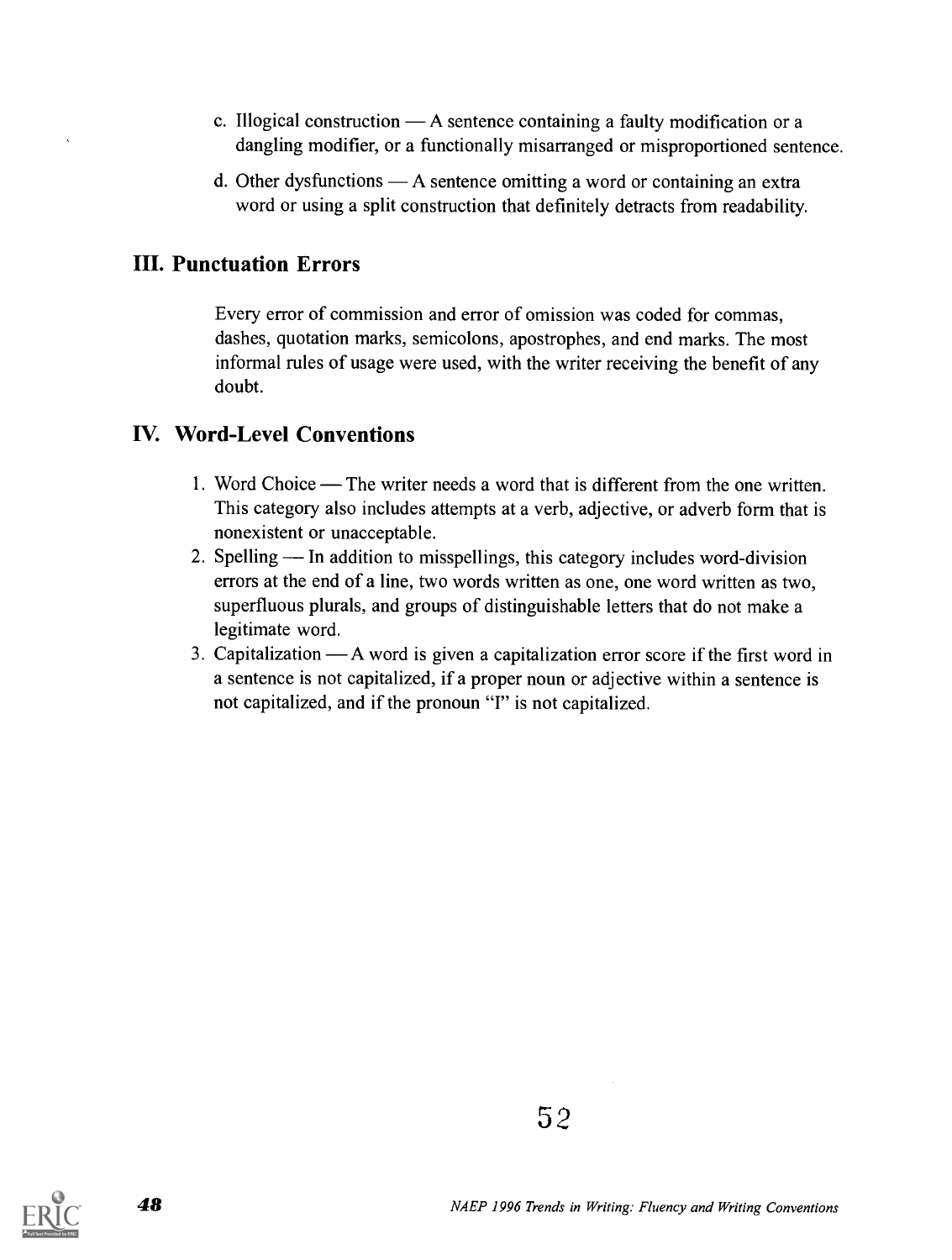c. Illogical construction — A sentence containing a faulty modification or a dangling modifier, or a functionally misarranged or misproportioned sentence.

d. Other dysfunctions — A sentence omitting a word or containing an extra word or using a split construction that definitely detracts from readability.

## III. Punctuation Errors

Every error of commission and error of omission was coded for commas, dashes, quotation marks, semicolons, apostrophes, and end marks. The most informal rules of usage were used, with the writer receiving the benefit of any doubt.

## IV. Word-Level Conventions

1. Word Choice — The writer needs a word that is different from the one written. This category also includes attempts at a verb, adjective, or adverb form that is nonexistent or unacceptable.
2. Spelling — In addition to misspellings, this category includes word-division errors at the end of a line, two words written as one, one word written as two, superfluous plurals, and groups of distinguishable letters that do not make a legitimate word.
3. Capitalization — A word is given a capitalization error score if the first word in a sentence is not capitalized, if a proper noun or adjective within a sentence is not capitalized, and if the pronoun "I" is not capitalized.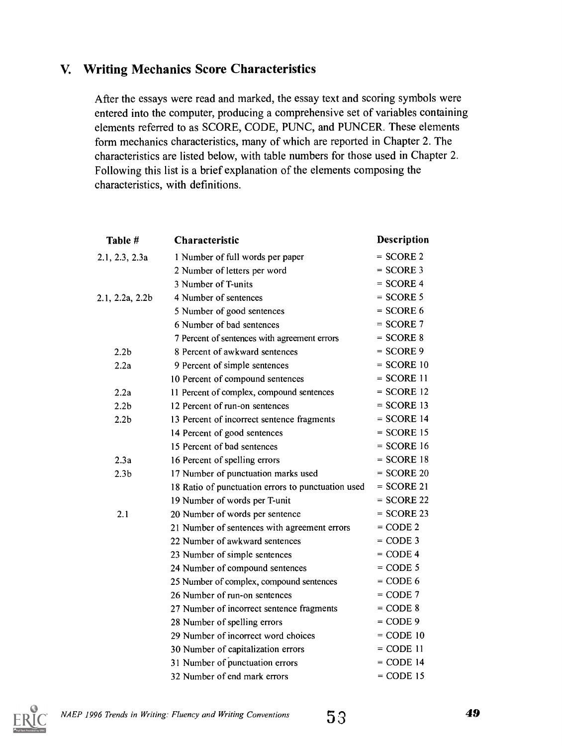## V. Writing Mechanics Score Characteristics

After the essays were read and marked, the essay text and scoring symbols were entered into the computer, producing a comprehensive set of variables containing elements referred to as SCORE, CODE, PUNC, and PUNCER. These elements form mechanics characteristics, many of which are reported in Chapter 2. The characteristics are listed below, with table numbers for those used in Chapter 2. Following this list is a brief explanation of the elements composing the characteristics, with definitions.

| Table # | Characteristic | Description |
|---|---|---|
| 2.1, 2.3, 2.3a | 1 Number of full words per paper | = SCORE 2 |
| | 2 Number of letters per word | = SCORE 3 |
| | 3 Number of T-units | = SCORE 4 |
| 2.1, 2.2a, 2.2b | 4 Number of sentences | = SCORE 5 |
| | 5 Number of good sentences | = SCORE 6 |
| | 6 Number of bad sentences | = SCORE 7 |
| | 7 Percent of sentences with agreement errors | = SCORE 8 |
| 2.2b | 8 Percent of awkward sentences | = SCORE 9 |
| 2.2a | 9 Percent of simple sentences | = SCORE 10 |
| | 10 Percent of compound sentences | = SCORE 11 |
| 2.2a | 11 Percent of complex, compound sentences | = SCORE 12 |
| 2.2b | 12 Percent of run-on sentences | = SCORE 13 |
| 2.2b | 13 Percent of incorrect sentence fragments | = SCORE 14 |
| | 14 Percent of good sentences | = SCORE 15 |
| | 15 Percent of bad sentences | = SCORE 16 |
| 2.3a | 16 Percent of spelling errors | = SCORE 18 |
| 2.3b | 17 Number of punctuation marks used | = SCORE 20 |
| | 18 Ratio of punctuation errors to punctuation used | = SCORE 21 |
| | 19 Number of words per T-unit | = SCORE 22 |
| 2.1 | 20 Number of words per sentence | = SCORE 23 |
| | 21 Number of sentences with agreement errors | = CODE 2 |
| | 22 Number of awkward sentences | = CODE 3 |
| | 23 Number of simple sentences | = CODE 4 |
| | 24 Number of compound sentences | = CODE 5 |
| | 25 Number of complex, compound sentences | = CODE 6 |
| | 26 Number of run-on sentences | = CODE 7 |
| | 27 Number of incorrect sentence fragments | = CODE 8 |
| | 28 Number of spelling errors | = CODE 9 |
| | 29 Number of incorrect word choices | = CODE 10 |
| | 30 Number of capitalization errors | = CODE 11 |
| | 31 Number of punctuation errors | = CODE 14 |
| | 32 Number of end mark errors | = CODE 15 |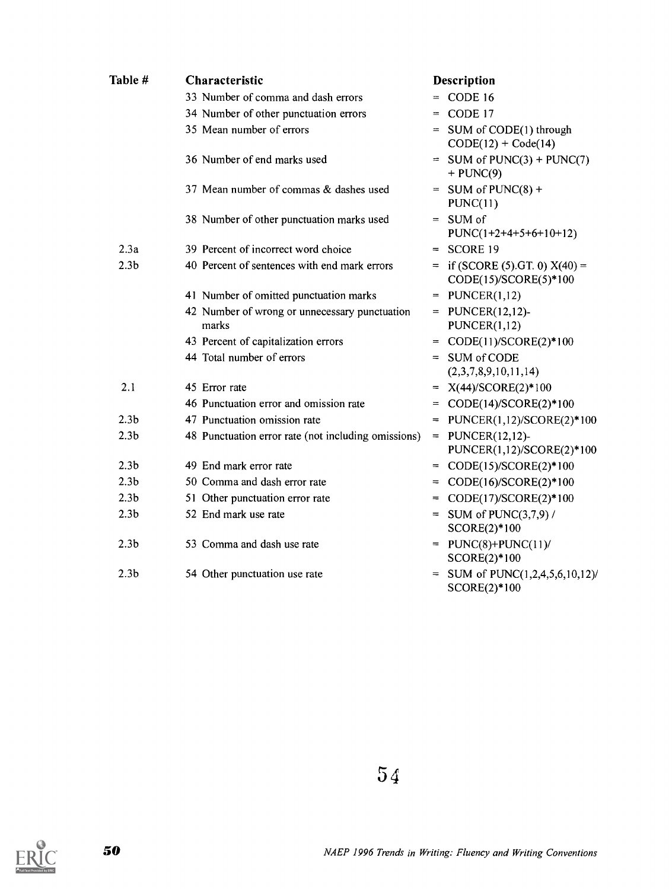| Table # | Characteristic | Description |
|---|---|---|
| | 33 Number of comma and dash errors | = CODE 16 |
| | 34 Number of other punctuation errors | = CODE 17 |
| | 35 Mean number of errors | = SUM of CODE(1) through CODE(12) + Code(14) |
| | 36 Number of end marks used | = SUM of PUNC(3) + PUNC(7) + PUNC(9) |
| | 37 Mean number of commas & dashes used | = SUM of PUNC(8) + PUNC(11) |
| | 38 Number of other punctuation marks used | = SUM of PUNC(1+2+4+5+6+10+12) |
| 2.3a | 39 Percent of incorrect word choice | = SCORE 19 |
| 2.3b | 40 Percent of sentences with end mark errors | = if (SCORE (5).GT. 0) X(40) = CODE(15)/SCORE(5)*100 |
| | 41 Number of omitted punctuation marks | = PUNCER(1,12) |
| | 42 Number of wrong or unnecessary punctuation marks | = PUNCER(12,12)-PUNCER(1,12) |
| | 43 Percent of capitalization errors | = CODE(11)/SCORE(2)*100 |
| | 44 Total number of errors | = SUM of CODE (2,3,7,8,9,10,11,14) |
| 2.1 | 45 Error rate | = X(44)/SCORE(2)*100 |
| | 46 Punctuation error and omission rate | = CODE(14)/SCORE(2)*100 |
| 2.3b | 47 Punctuation omission rate | = PUNCER(1,12)/SCORE(2)*100 |
| 2.3b | 48 Punctuation error rate (not including omissions) | = PUNCER(12,12)-PUNCER(1,12)/SCORE(2)*100 |
| 2.3b | 49 End mark error rate | = CODE(15)/SCORE(2)*100 |
| 2.3b | 50 Comma and dash error rate | = CODE(16)/SCORE(2)*100 |
| 2.3b | 51 Other punctuation error rate | = CODE(17)/SCORE(2)*100 |
| 2.3b | 52 End mark use rate | = SUM of PUNC(3,7,9) / SCORE(2)*100 |
| 2.3b | 53 Comma and dash use rate | = PUNC(8)+PUNC(11)/ SCORE(2)*100 |
| 2.3b | 54 Other punctuation use rate | = SUM of PUNC(1,2,4,5,6,10,12)/ SCORE(2)*100 |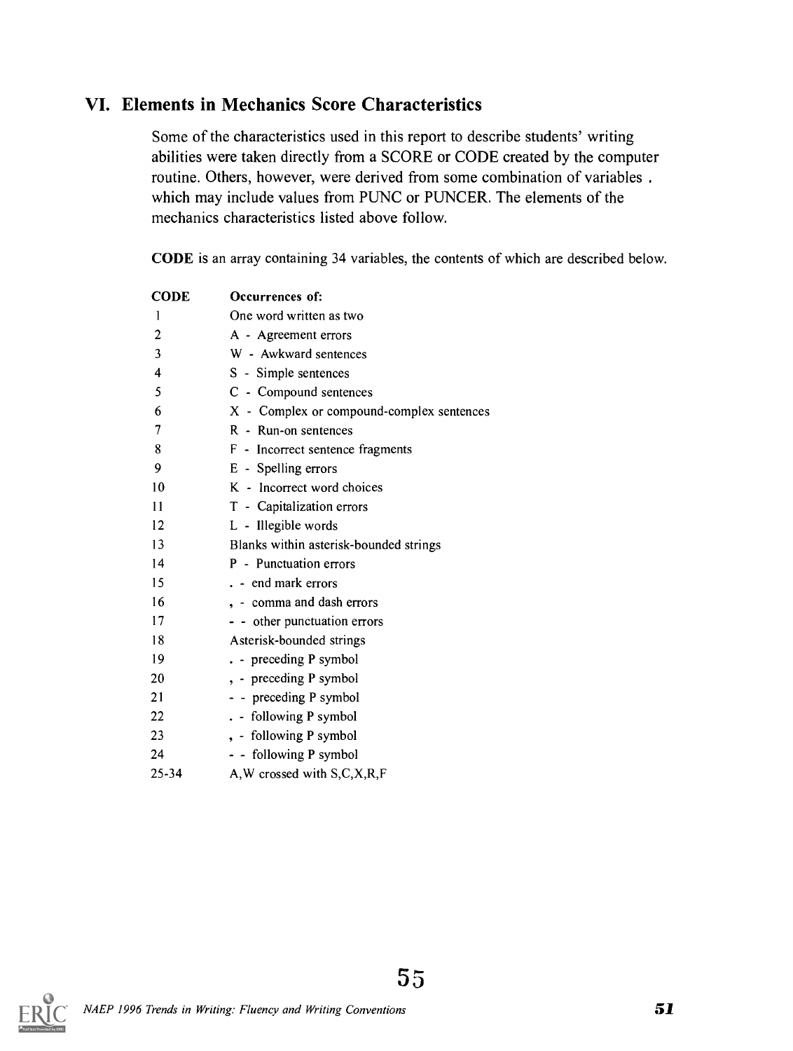## VI. Elements in Mechanics Score Characteristics

Some of the characteristics used in this report to describe students' writing abilities were taken directly from a SCORE or CODE created by the computer routine. Others, however, were derived from some combination of variables . which may include values from PUNC or PUNCER. The elements of the mechanics characteristics listed above follow.

**CODE** is an array containing 34 variables, the contents of which are described below.

| CODE | Occurrences of: |
|---|---|
| 1 | One word written as two |
| 2 | A - Agreement errors |
| 3 | W - Awkward sentences |
| 4 | S - Simple sentences |
| 5 | C - Compound sentences |
| 6 | X - Complex or compound-complex sentences |
| 7 | R - Run-on sentences |
| 8 | F - Incorrect sentence fragments |
| 9 | E - Spelling errors |
| 10 | K - Incorrect word choices |
| 11 | T - Capitalization errors |
| 12 | L - Illegible words |
| 13 | Blanks within asterisk-bounded strings |
| 14 | P - Punctuation errors |
| 15 | . - end mark errors |
| 16 | , - comma and dash errors |
| 17 | - - other punctuation errors |
| 18 | Asterisk-bounded strings |
| 19 | . - preceding P symbol |
| 20 | , - preceding P symbol |
| 21 | - - preceding P symbol |
| 22 | . - following P symbol |
| 23 | , - following P symbol |
| 24 | - - following P symbol |
| 25-34 | A,W crossed with S,C,X,R,F |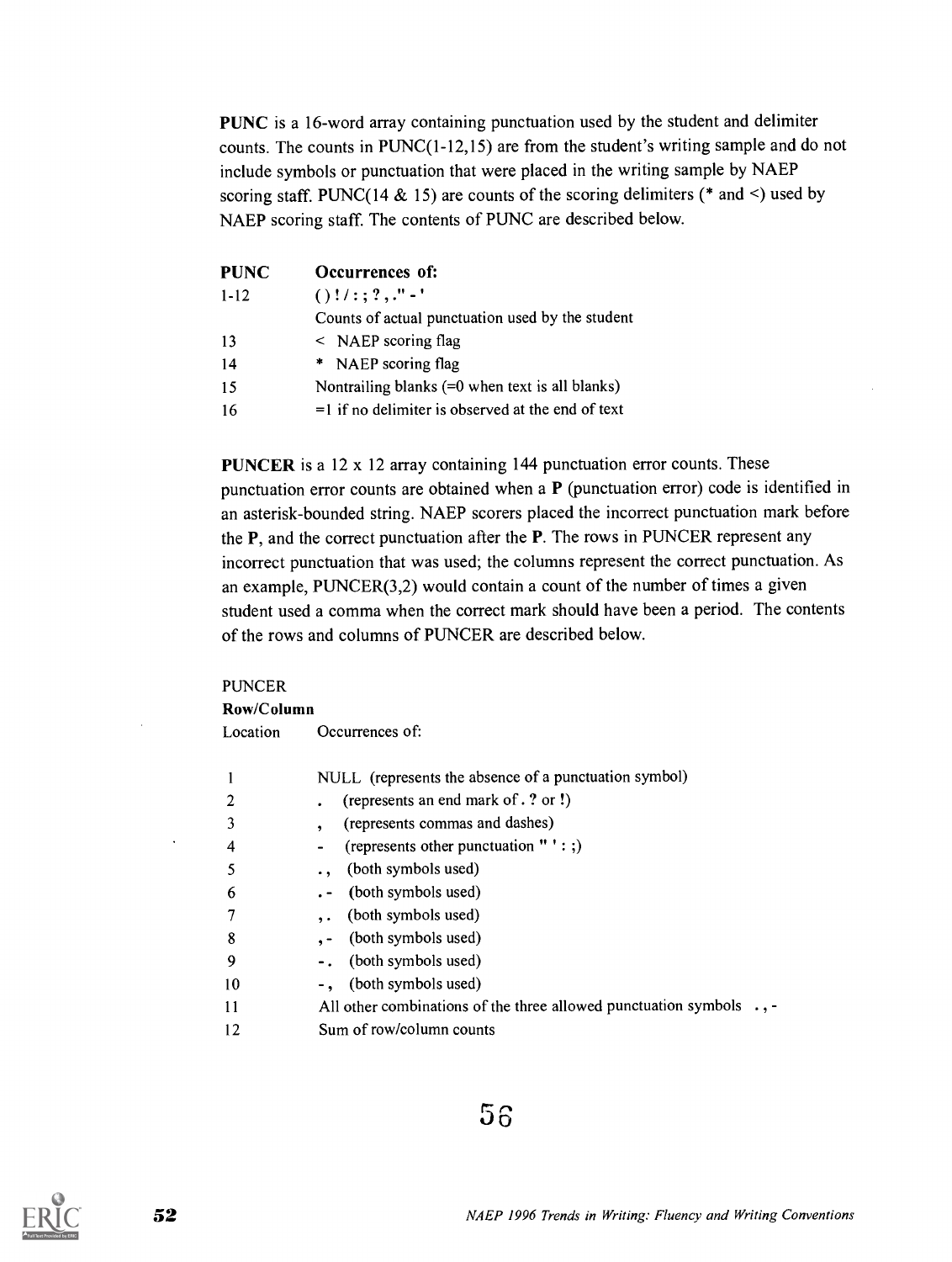**PUNC** is a 16-word array containing punctuation used by the student and delimiter counts. The counts in PUNC(1-12,15) are from the student's writing sample and do not include symbols or punctuation that were placed in the writing sample by NAEP scoring staff. PUNC(14 & 15) are counts of the scoring delimiters (* and <) used by NAEP scoring staff. The contents of PUNC are described below.

| PUNC | Occurrences of: |
|---|---|
| 1-12 | ( ) ! / : ; ? , . " - ' <br> Counts of actual punctuation used by the student |
| 13 | < NAEP scoring flag |
| 14 | * NAEP scoring flag |
| 15 | Nontrailing blanks (=0 when text is all blanks) |
| 16 | =1 if no delimiter is observed at the end of text |

**PUNCER** is a 12 x 12 array containing 144 punctuation error counts. These punctuation error counts are obtained when a **P** (punctuation error) code is identified in an asterisk-bounded string. NAEP scorers placed the incorrect punctuation mark before the **P**, and the correct punctuation after the **P**. The rows in PUNCER represent any incorrect punctuation that was used; the columns represent the correct punctuation. As an example, PUNCER(3,2) would contain a count of the number of times a given student used a comma when the correct mark should have been a period. The contents of the rows and columns of PUNCER are described below.

| PUNCER **Row/Column** Location | Occurrences of: |
|---|---|
| 1 | NULL (represents the absence of a punctuation symbol) |
| 2 | . (represents an end mark of . ? or !) |
| 3 | , (represents commas and dashes) |
| 4 | - (represents other punctuation " ' : ;) |
| 5 | . , (both symbols used) |
| 6 | . - (both symbols used) |
| 7 | , . (both symbols used) |
| 8 | , - (both symbols used) |
| 9 | - . (both symbols used) |
| 10 | - , (both symbols used) |
| 11 | All other combinations of the three allowed punctuation symbols . , - |
| 12 | Sum of row/column counts |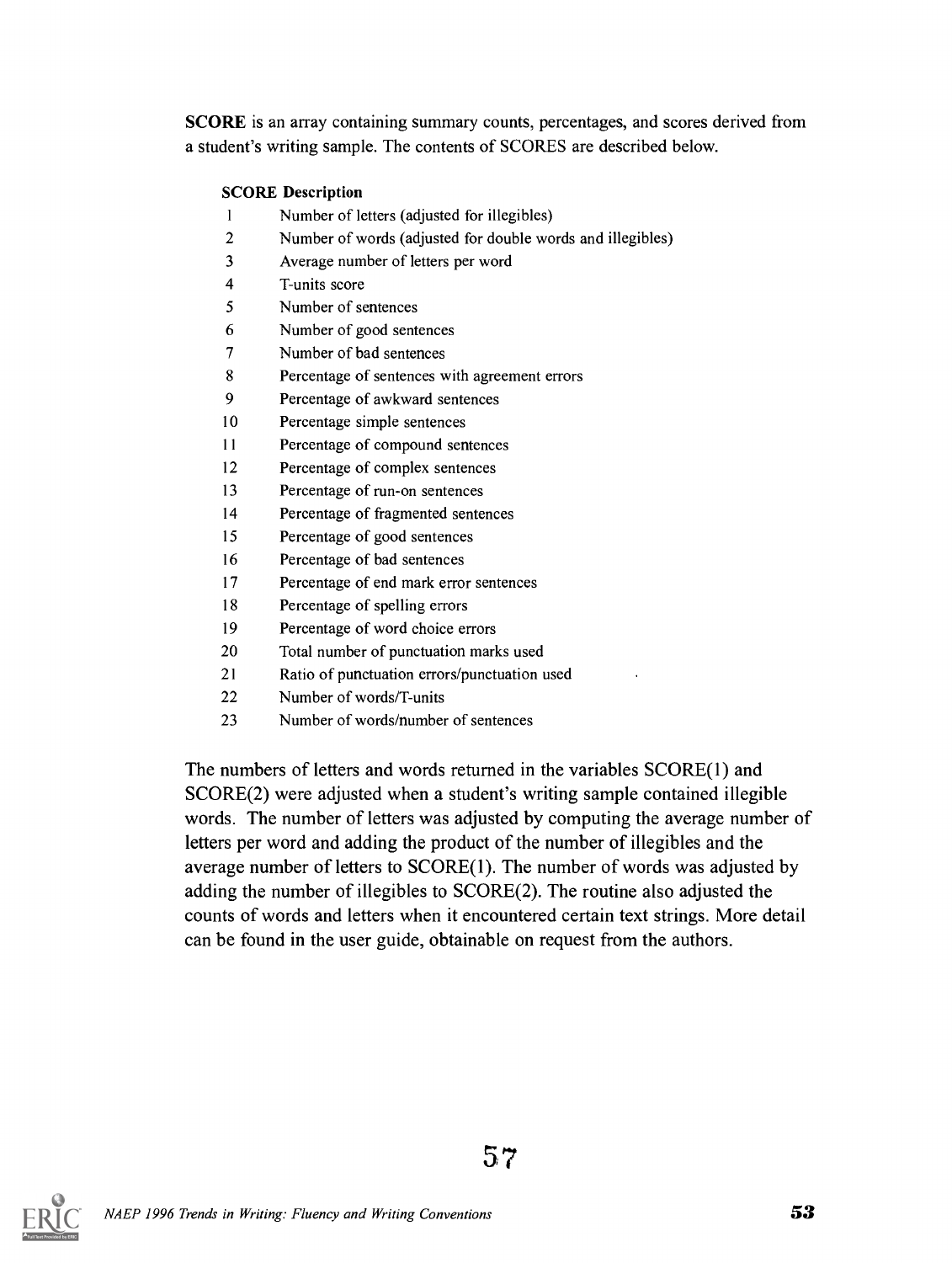**SCORE** is an array containing summary counts, percentages, and scores derived from a student's writing sample. The contents of SCORES are described below.

| SCORE | Description |
|---|---|
| 1 | Number of letters (adjusted for illegibles) |
| 2 | Number of words (adjusted for double words and illegibles) |
| 3 | Average number of letters per word |
| 4 | T-units score |
| 5 | Number of sentences |
| 6 | Number of good sentences |
| 7 | Number of bad sentences |
| 8 | Percentage of sentences with agreement errors |
| 9 | Percentage of awkward sentences |
| 10 | Percentage simple sentences |
| 11 | Percentage of compound sentences |
| 12 | Percentage of complex sentences |
| 13 | Percentage of run-on sentences |
| 14 | Percentage of fragmented sentences |
| 15 | Percentage of good sentences |
| 16 | Percentage of bad sentences |
| 17 | Percentage of end mark error sentences |
| 18 | Percentage of spelling errors |
| 19 | Percentage of word choice errors |
| 20 | Total number of punctuation marks used |
| 21 | Ratio of punctuation errors/punctuation used |
| 22 | Number of words/T-units |
| 23 | Number of words/number of sentences |

The numbers of letters and words returned in the variables SCORE(1) and SCORE(2) were adjusted when a student's writing sample contained illegible words. The number of letters was adjusted by computing the average number of letters per word and adding the product of the number of illegibles and the average number of letters to SCORE(1). The number of words was adjusted by adding the number of illegibles to SCORE(2). The routine also adjusted the counts of words and letters when it encountered certain text strings. More detail can be found in the user guide, obtainable on request from the authors.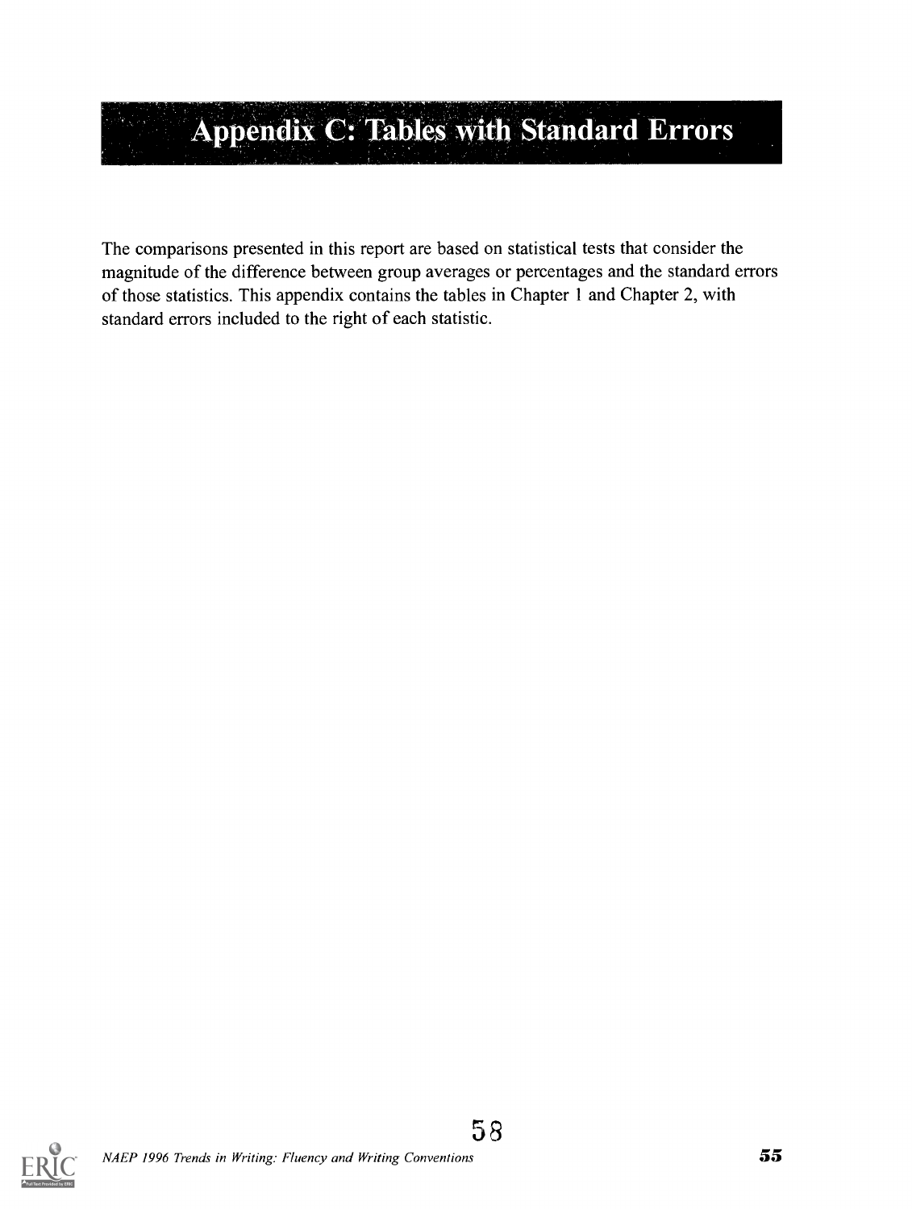# Appendix C: Tables with Standard Errors

The comparisons presented in this report are based on statistical tests that consider the magnitude of the difference between group averages or percentages and the standard errors of those statistics. This appendix contains the tables in Chapter 1 and Chapter 2, with standard errors included to the right of each statistic.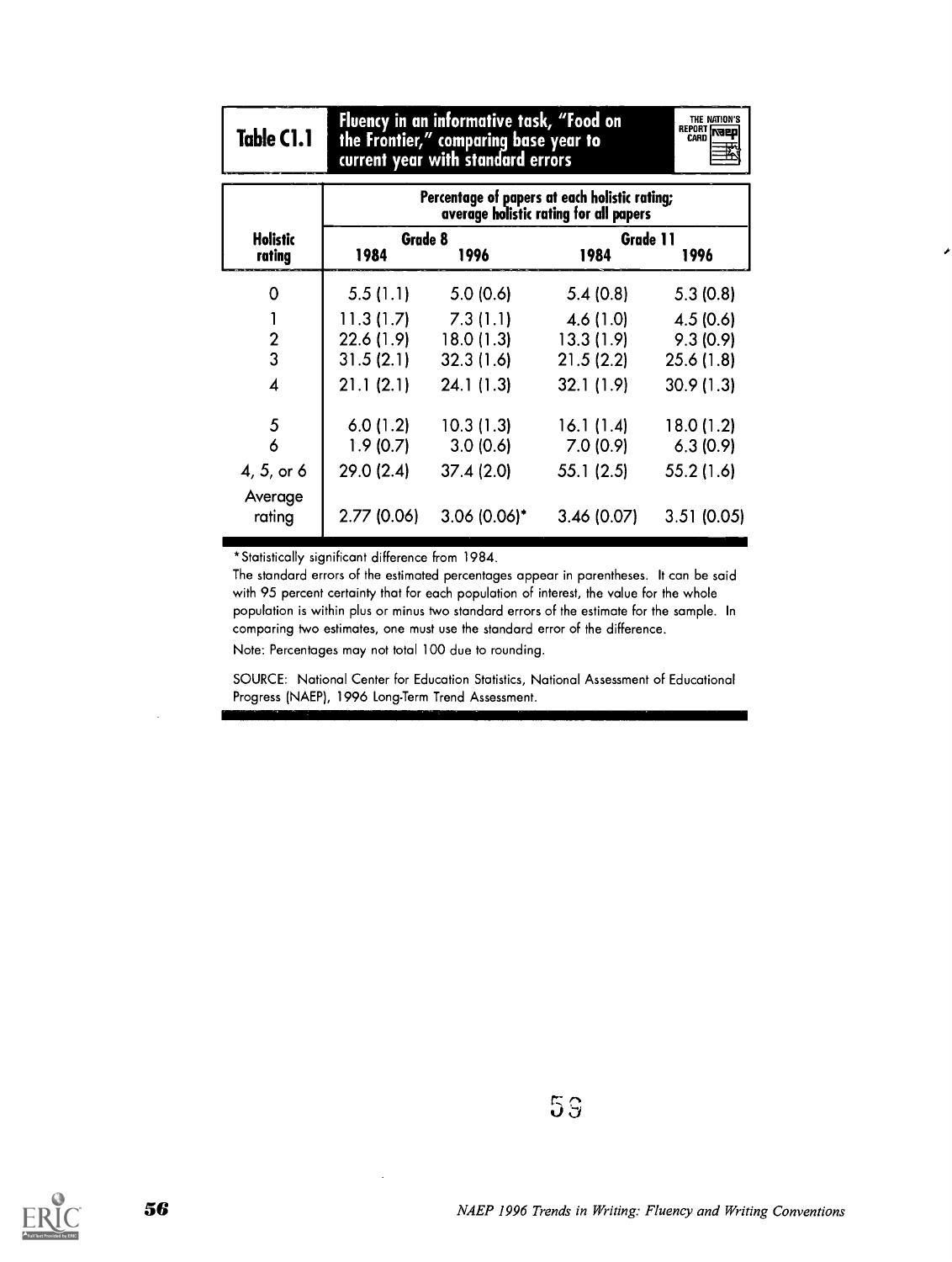## Table C1.1 Fluency in an informative task, "Food on the Frontier," comparing base year to current year with standard errors

| Holistic rating | Percentage of papers at each holistic rating; average holistic rating for all papers | | | |
|---|---|---|---|---|
| | Grade 8 | | Grade 11 | |
| | 1984 | 1996 | 1984 | 1996 |
| 0 | 5.5 (1.1) | 5.0 (0.6) | 5.4 (0.8) | 5.3 (0.8) |
| 1 | 11.3 (1.7) | 7.3 (1.1) | 4.6 (1.0) | 4.5 (0.6) |
| 2 | 22.6 (1.9) | 18.0 (1.3) | 13.3 (1.9) | 9.3 (0.9) |
| 3 | 31.5 (2.1) | 32.3 (1.6) | 21.5 (2.2) | 25.6 (1.8) |
| 4 | 21.1 (2.1) | 24.1 (1.3) | 32.1 (1.9) | 30.9 (1.3) |
| 5 | 6.0 (1.2) | 10.3 (1.3) | 16.1 (1.4) | 18.0 (1.2) |
| 6 | 1.9 (0.7) | 3.0 (0.6) | 7.0 (0.9) | 6.3 (0.9) |
| 4, 5, or 6 | 29.0 (2.4) | 37.4 (2.0) | 55.1 (2.5) | 55.2 (1.6) |
| Average rating | 2.77 (0.06) | 3.06 (0.06)* | 3.46 (0.07) | 3.51 (0.05) |

*Statistically significant difference from 1984.

The standard errors of the estimated percentages appear in parentheses. It can be said with 95 percent certainty that for each population of interest, the value for the whole population is within plus or minus two standard errors of the estimate for the sample. In comparing two estimates, one must use the standard error of the difference.

Note: Percentages may not total 100 due to rounding.

SOURCE: National Center for Education Statistics, National Assessment of Educational Progress (NAEP), 1996 Long-Term Trend Assessment.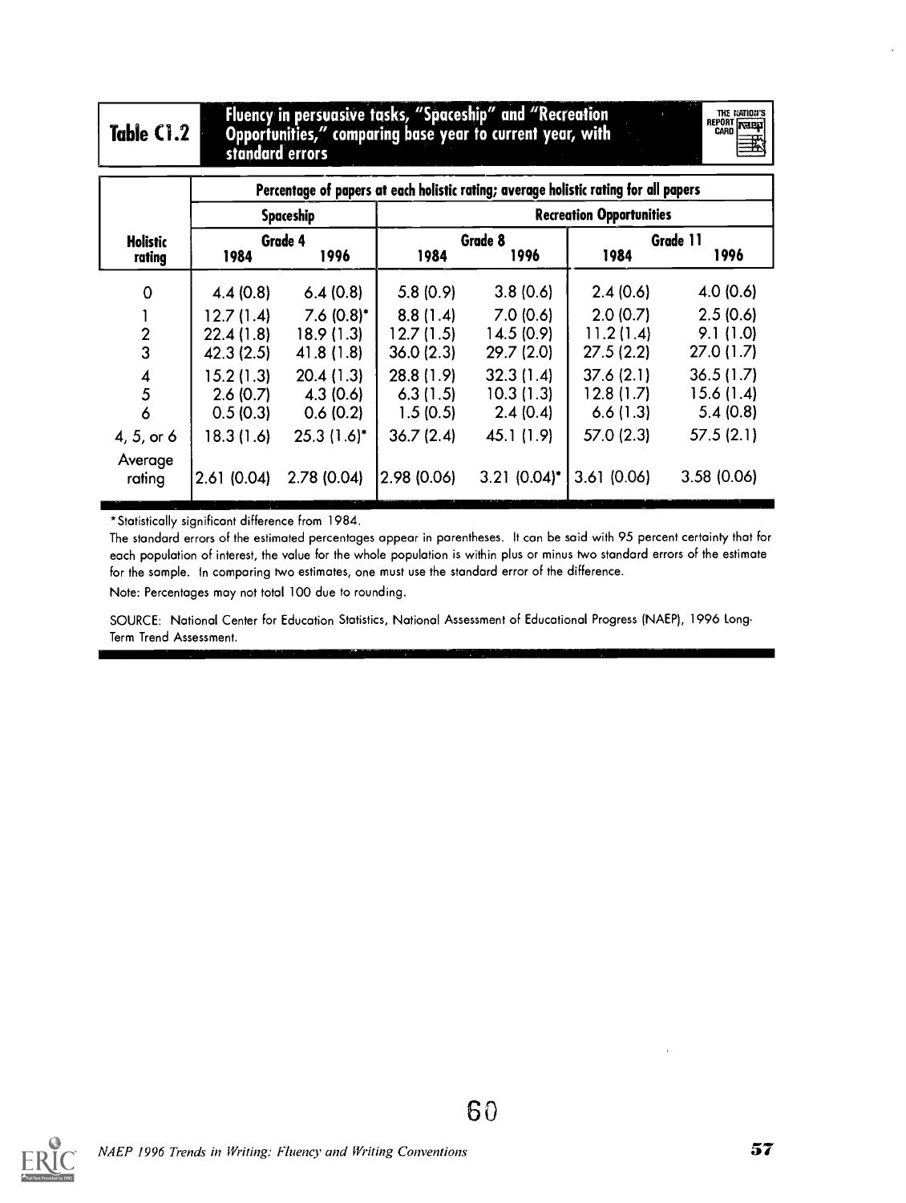## Table C1.2 Fluency in persuasive tasks, "Spaceship" and "Recreation Opportunities," comparing base year to current year, with standard errors

| | Percentage of papers at each holistic rating; average holistic rating for all papers | | | | | |
|---|---|---|---|---|---|---|
| | Spaceship | | Recreation Opportunities | | | |
| | Grade 4 | | Grade 8 | | Grade 11 | |
| Holistic rating | 1984 | 1996 | 1984 | 1996 | 1984 | 1996 |
| 0 | 4.4 (0.8) | 6.4 (0.8) | 5.8 (0.9) | 3.8 (0.6) | 2.4 (0.6) | 4.0 (0.6) |
| 1 | 12.7 (1.4) | 7.6 (0.8)* | 8.8 (1.4) | 7.0 (0.6) | 2.0 (0.7) | 2.5 (0.6) |
| 2 | 22.4 (1.8) | 18.9 (1.3) | 12.7 (1.5) | 14.5 (0.9) | 11.2 (1.4) | 9.1 (1.0) |
| 3 | 42.3 (2.5) | 41.8 (1.8) | 36.0 (2.3) | 29.7 (2.0) | 27.5 (2.2) | 27.0 (1.7) |
| 4 | 15.2 (1.3) | 20.4 (1.3) | 28.8 (1.9) | 32.3 (1.4) | 37.6 (2.1) | 36.5 (1.7) |
| 5 | 2.6 (0.7) | 4.3 (0.6) | 6.3 (1.5) | 10.3 (1.3) | 12.8 (1.7) | 15.6 (1.4) |
| 6 | 0.5 (0.3) | 0.6 (0.2) | 1.5 (0.5) | 2.4 (0.4) | 6.6 (1.3) | 5.4 (0.8) |
| 4, 5, or 6 | 18.3 (1.6) | 25.3 (1.6)* | 36.7 (2.4) | 45.1 (1.9) | 57.0 (2.3) | 57.5 (2.1) |
| Average rating | 2.61 (0.04) | 2.78 (0.04) | 2.98 (0.06) | 3.21 (0.04)* | 3.61 (0.06) | 3.58 (0.06) |

*Statistically significant difference from 1984.

The standard errors of the estimated percentages appear in parentheses. It can be said with 95 percent certainty that for each population of interest, the value for the whole population is within plus or minus two standard errors of the estimate for the sample. In comparing two estimates, one must use the standard error of the difference.

Note: Percentages may not total 100 due to rounding.

SOURCE: National Center for Education Statistics, National Assessment of Educational Progress (NAEP), 1996 Long-Term Trend Assessment.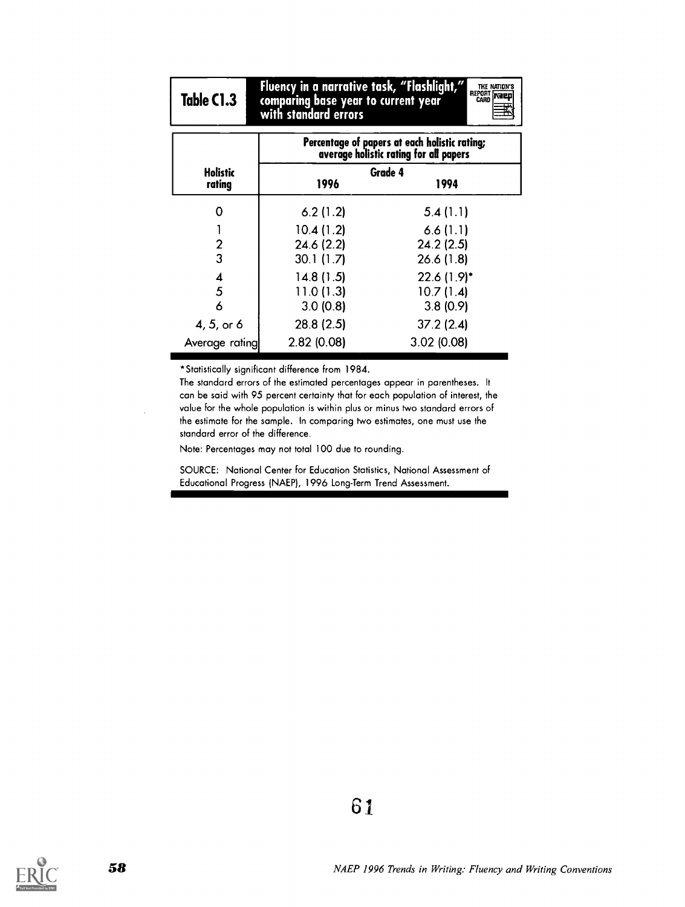## Table C1.3 Fluency in a narrative task, "Flashlight," comparing base year to current year with standard errors

| Holistic rating | Percentage of papers at each holistic rating; average holistic rating for all papers | |
|---|---|---|
| | Grade 4 | |
| | 1996 | 1994 |
| 0 | 6.2 (1.2) | 5.4 (1.1) |
| 1 | 10.4 (1.2) | 6.6 (1.1) |
| 2 | 24.6 (2.2) | 24.2 (2.5) |
| 3 | 30.1 (1.7) | 26.6 (1.8) |
| 4 | 14.8 (1.5) | 22.6 (1.9)* |
| 5 | 11.0 (1.3) | 10.7 (1.4) |
| 6 | 3.0 (0.8) | 3.8 (0.9) |
| 4, 5, or 6 | 28.8 (2.5) | 37.2 (2.4) |
| Average rating | 2.82 (0.08) | 3.02 (0.08) |

*Statistically significant difference from 1984.

The standard errors of the estimated percentages appear in parentheses. It can be said with 95 percent certainty that for each population of interest, the value for the whole population is within plus or minus two standard errors of the estimate for the sample. In comparing two estimates, one must use the standard error of the difference.

Note: Percentages may not total 100 due to rounding.

SOURCE: National Center for Education Statistics, National Assessment of Educational Progress (NAEP), 1996 Long-Term Trend Assessment.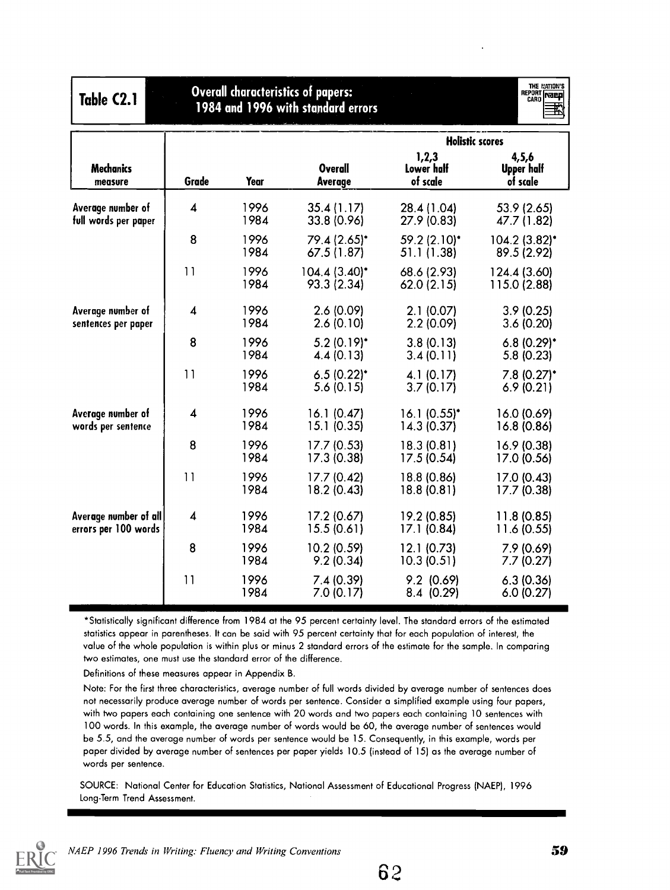## Table C2.1 Overall characteristics of papers: 1984 and 1996 with standard errors

| Mechanics measure | Grade | Year | Overall Average | Holistic scores: 1,2,3 Lower half of scale | Holistic scores: 4,5,6 Upper half of scale |
|---|---|---|---|---|---|
| Average number of full words per paper | 4 | 1996 | 35.4 (1.17) | 28.4 (1.04) | 53.9 (2.65) |
| | | 1984 | 33.8 (0.96) | 27.9 (0.83) | 47.7 (1.82) |
| | 8 | 1996 | 79.4 (2.65)* | 59.2 (2.10)* | 104.2 (3.82)* |
| | | 1984 | 67.5 (1.87) | 51.1 (1.38) | 89.5 (2.92) |
| | 11 | 1996 | 104.4 (3.40)* | 68.6 (2.93) | 124.4 (3.60) |
| | | 1984 | 93.3 (2.34) | 62.0 (2.15) | 115.0 (2.88) |
| Average number of sentences per paper | 4 | 1996 | 2.6 (0.09) | 2.1 (0.07) | 3.9 (0.25) |
| | | 1984 | 2.6 (0.10) | 2.2 (0.09) | 3.6 (0.20) |
| | 8 | 1996 | 5.2 (0.19)* | 3.8 (0.13) | 6.8 (0.29)* |
| | | 1984 | 4.4 (0.13) | 3.4 (0.11) | 5.8 (0.23) |
| | 11 | 1996 | 6.5 (0.22)* | 4.1 (0.17) | 7.8 (0.27)* |
| | | 1984 | 5.6 (0.15) | 3.7 (0.17) | 6.9 (0.21) |
| Average number of words per sentence | 4 | 1996 | 16.1 (0.47) | 16.1 (0.55)* | 16.0 (0.69) |
| | | 1984 | 15.1 (0.35) | 14.3 (0.37) | 16.8 (0.86) |
| | 8 | 1996 | 17.7 (0.53) | 18.3 (0.81) | 16.9 (0.38) |
| | | 1984 | 17.3 (0.38) | 17.5 (0.54) | 17.0 (0.56) |
| | 11 | 1996 | 17.7 (0.42) | 18.8 (0.86) | 17.0 (0.43) |
| | | 1984 | 18.2 (0.43) | 18.8 (0.81) | 17.7 (0.38) |
| Average number of all errors per 100 words | 4 | 1996 | 17.2 (0.67) | 19.2 (0.85) | 11.8 (0.85) |
| | | 1984 | 15.5 (0.61) | 17.1 (0.84) | 11.6 (0.55) |
| | 8 | 1996 | 10.2 (0.59) | 12.1 (0.73) | 7.9 (0.69) |
| | | 1984 | 9.2 (0.34) | 10.3 (0.51) | 7.7 (0.27) |
| | 11 | 1996 | 7.4 (0.39) | 9.2 (0.69) | 6.3 (0.36) |
| | | 1984 | 7.0 (0.17) | 8.4 (0.29) | 6.0 (0.27) |

*Statistically significant difference from 1984 at the 95 percent certainty level. The standard errors of the estimated statistics appear in parentheses. It can be said with 95 percent certainty that for each population of interest, the value of the whole population is within plus or minus 2 standard errors of the estimate for the sample. In comparing two estimates, one must use the standard error of the difference.

Definitions of these measures appear in Appendix B.

Note: For the first three characteristics, average number of full words divided by average number of sentences does not necessarily produce average number of words per sentence. Consider a simplified example using four papers, with two papers each containing one sentence with 20 words and two papers each containing 10 sentences with 100 words. In this example, the average number of words would be 60, the average number of sentences would be 5.5, and the average number of words per sentence would be 15. Consequently, in this example, words per paper divided by average number of sentences per paper yields 10.5 (instead of 15) as the average number of words per sentence.

SOURCE: National Center for Education Statistics, National Assessment of Educational Progress (NAEP), 1996 Long-Term Trend Assessment.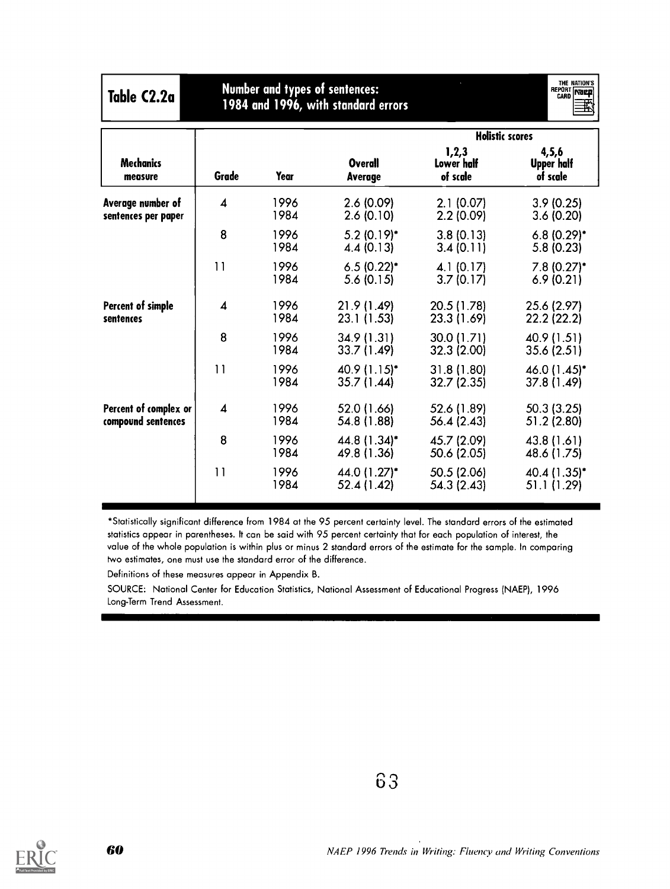## Table C2.2a — Number and types of sentences: 1984 and 1996, with standard errors

| Mechanics measure | Grade | Year | Overall Average | Holistic scores: 1,2,3 Lower half of scale | Holistic scores: 4,5,6 Upper half of scale |
|---|---|---|---|---|---|
| Average number of sentences per paper | 4 | 1996 | 2.6 (0.09) | 2.1 (0.07) | 3.9 (0.25) |
| | | 1984 | 2.6 (0.10) | 2.2 (0.09) | 3.6 (0.20) |
| | 8 | 1996 | 5.2 (0.19)* | 3.8 (0.13) | 6.8 (0.29)* |
| | | 1984 | 4.4 (0.13) | 3.4 (0.11) | 5.8 (0.23) |
| | 11 | 1996 | 6.5 (0.22)* | 4.1 (0.17) | 7.8 (0.27)* |
| | | 1984 | 5.6 (0.15) | 3.7 (0.17) | 6.9 (0.21) |
| Percent of simple sentences | 4 | 1996 | 21.9 (1.49) | 20.5 (1.78) | 25.6 (2.97) |
| | | 1984 | 23.1 (1.53) | 23.3 (1.69) | 22.2 (22.2) |
| | 8 | 1996 | 34.9 (1.31) | 30.0 (1.71) | 40.9 (1.51) |
| | | 1984 | 33.7 (1.49) | 32.3 (2.00) | 35.6 (2.51) |
| | 11 | 1996 | 40.9 (1.15)* | 31.8 (1.80) | 46.0 (1.45)* |
| | | 1984 | 35.7 (1.44) | 32.7 (2.35) | 37.8 (1.49) |
| Percent of complex or compound sentences | 4 | 1996 | 52.0 (1.66) | 52.6 (1.89) | 50.3 (3.25) |
| | | 1984 | 54.8 (1.88) | 56.4 (2.43) | 51.2 (2.80) |
| | 8 | 1996 | 44.8 (1.34)* | 45.7 (2.09) | 43.8 (1.61) |
| | | 1984 | 49.8 (1.36) | 50.6 (2.05) | 48.6 (1.75) |
| | 11 | 1996 | 44.0 (1.27)* | 50.5 (2.06) | 40.4 (1.35)* |
| | | 1984 | 52.4 (1.42) | 54.3 (2.43) | 51.1 (1.29) |

*Statistically significant difference from 1984 at the 95 percent certainty level. The standard errors of the estimated statistics appear in parentheses. It can be said with 95 percent certainty that for each population of interest, the value of the whole population is within plus or minus 2 standard errors of the estimate for the sample. In comparing two estimates, one must use the standard error of the difference.

Definitions of these measures appear in Appendix B.

SOURCE: National Center for Education Statistics, National Assessment of Educational Progress (NAEP), 1996 Long-Term Trend Assessment.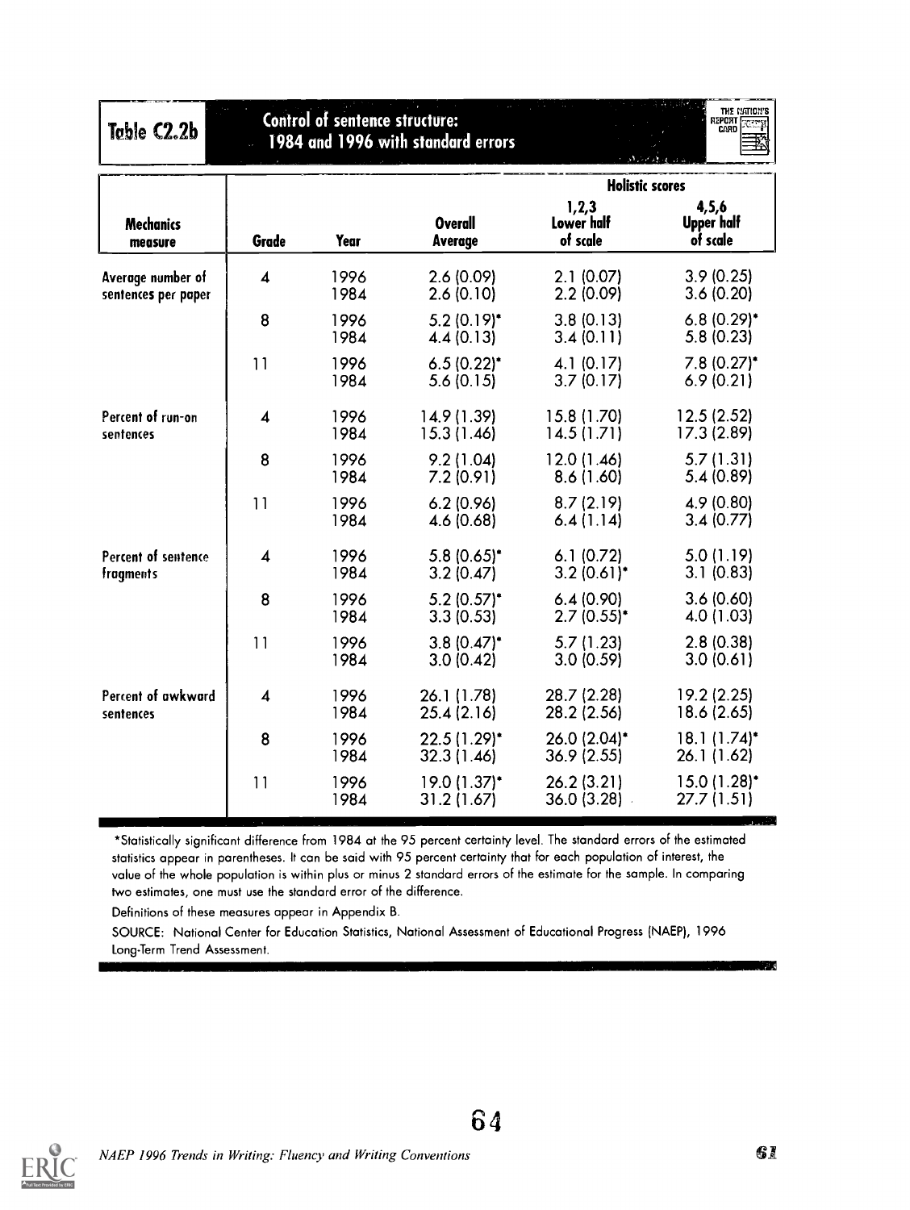## Table C2.2b Control of sentence structure: 1984 and 1996 with standard errors

| Mechanics measure | Grade | Year | Overall Average | Holistic scores: 1,2,3 Lower half of scale | Holistic scores: 4,5,6 Upper half of scale |
|---|---|---|---|---|---|
| Average number of sentences per paper | 4 | 1996 | 2.6 (0.09) | 2.1 (0.07) | 3.9 (0.25) |
| | | 1984 | 2.6 (0.10) | 2.2 (0.09) | 3.6 (0.20) |
| | 8 | 1996 | 5.2 (0.19)* | 3.8 (0.13) | 6.8 (0.29)* |
| | | 1984 | 4.4 (0.13) | 3.4 (0.11) | 5.8 (0.23) |
| | 11 | 1996 | 6.5 (0.22)* | 4.1 (0.17) | 7.8 (0.27)* |
| | | 1984 | 5.6 (0.15) | 3.7 (0.17) | 6.9 (0.21) |
| Percent of run-on sentences | 4 | 1996 | 14.9 (1.39) | 15.8 (1.70) | 12.5 (2.52) |
| | | 1984 | 15.3 (1.46) | 14.5 (1.71) | 17.3 (2.89) |
| | 8 | 1996 | 9.2 (1.04) | 12.0 (1.46) | 5.7 (1.31) |
| | | 1984 | 7.2 (0.91) | 8.6 (1.60) | 5.4 (0.89) |
| | 11 | 1996 | 6.2 (0.96) | 8.7 (2.19) | 4.9 (0.80) |
| | | 1984 | 4.6 (0.68) | 6.4 (1.14) | 3.4 (0.77) |
| Percent of sentence fragments | 4 | 1996 | 5.8 (0.65)* | 6.1 (0.72) | 5.0 (1.19) |
| | | 1984 | 3.2 (0.47) | 3.2 (0.61)* | 3.1 (0.83) |
| | 8 | 1996 | 5.2 (0.57)* | 6.4 (0.90) | 3.6 (0.60) |
| | | 1984 | 3.3 (0.53) | 2.7 (0.55)* | 4.0 (1.03) |
| | 11 | 1996 | 3.8 (0.47)* | 5.7 (1.23) | 2.8 (0.38) |
| | | 1984 | 3.0 (0.42) | 3.0 (0.59) | 3.0 (0.61) |
| Percent of awkward sentences | 4 | 1996 | 26.1 (1.78) | 28.7 (2.28) | 19.2 (2.25) |
| | | 1984 | 25.4 (2.16) | 28.2 (2.56) | 18.6 (2.65) |
| | 8 | 1996 | 22.5 (1.29)* | 26.0 (2.04)* | 18.1 (1.74)* |
| | | 1984 | 32.3 (1.46) | 36.9 (2.55) | 26.1 (1.62) |
| | 11 | 1996 | 19.0 (1.37)* | 26.2 (3.21) | 15.0 (1.28)* |
| | | 1984 | 31.2 (1.67) | 36.0 (3.28) | 27.7 (1.51) |

*Statistically significant difference from 1984 at the 95 percent certainty level. The standard errors of the estimated statistics appear in parentheses. It can be said with 95 percent certainty that for each population of interest, the value of the whole population is within plus or minus 2 standard errors of the estimate for the sample. In comparing two estimates, one must use the standard error of the difference.

Definitions of these measures appear in Appendix B.

SOURCE: National Center for Education Statistics, National Assessment of Educational Progress (NAEP), 1996 Long-Term Trend Assessment.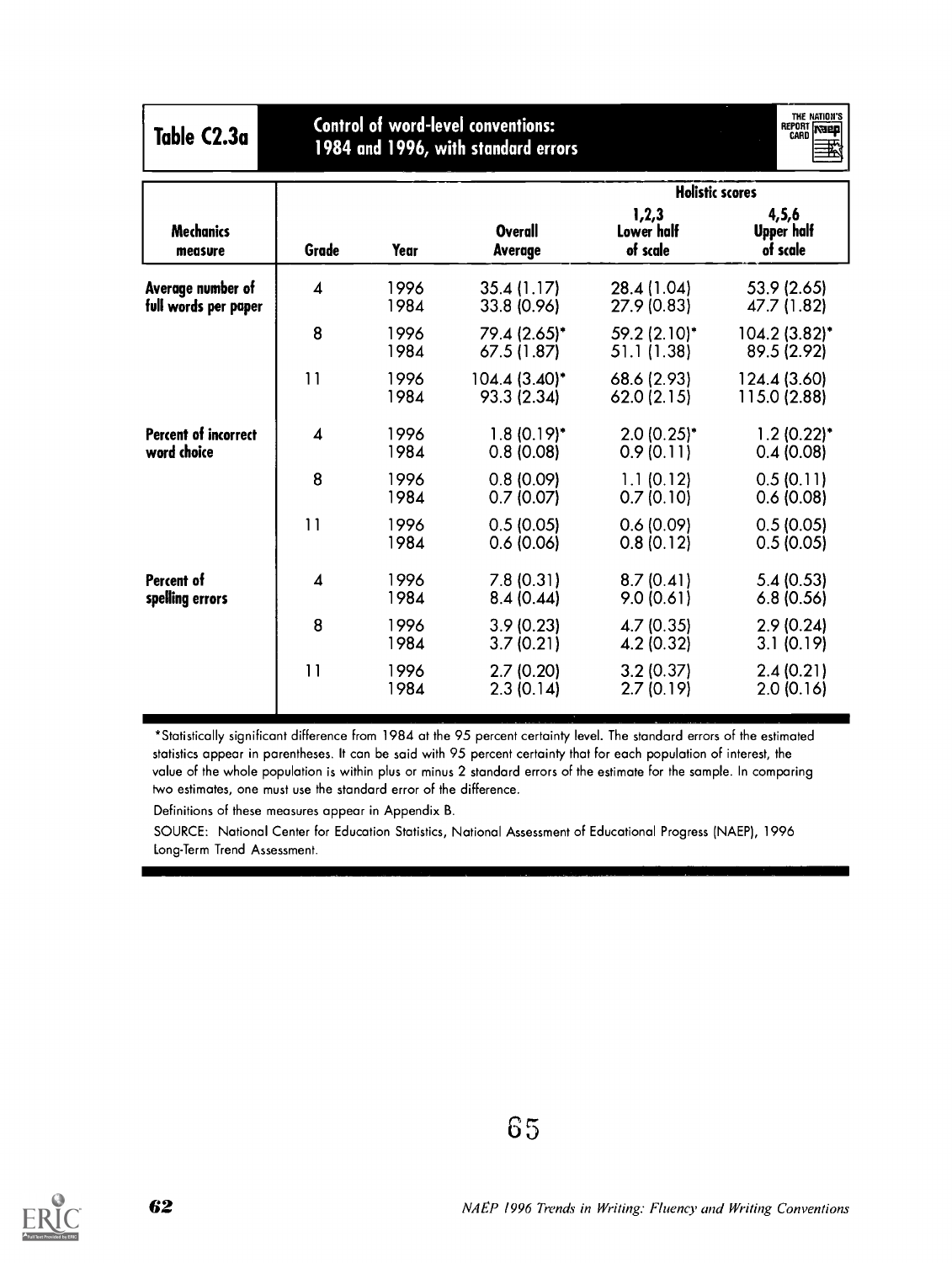## Table C2.3a — Control of word-level conventions: 1984 and 1996, with standard errors

| Mechanics measure | Grade | Year | Overall Average | Holistic scores: 1,2,3 Lower half of scale | Holistic scores: 4,5,6 Upper half of scale |
|---|---|---|---|---|---|
| Average number of full words per paper | 4 | 1996 | 35.4 (1.17) | 28.4 (1.04) | 53.9 (2.65) |
| | | 1984 | 33.8 (0.96) | 27.9 (0.83) | 47.7 (1.82) |
| | 8 | 1996 | 79.4 (2.65)* | 59.2 (2.10)* | 104.2 (3.82)* |
| | | 1984 | 67.5 (1.87) | 51.1 (1.38) | 89.5 (2.92) |
| | 11 | 1996 | 104.4 (3.40)* | 68.6 (2.93) | 124.4 (3.60) |
| | | 1984 | 93.3 (2.34) | 62.0 (2.15) | 115.0 (2.88) |
| Percent of incorrect word choice | 4 | 1996 | 1.8 (0.19)* | 2.0 (0.25)* | 1.2 (0.22)* |
| | | 1984 | 0.8 (0.08) | 0.9 (0.11) | 0.4 (0.08) |
| | 8 | 1996 | 0.8 (0.09) | 1.1 (0.12) | 0.5 (0.11) |
| | | 1984 | 0.7 (0.07) | 0.7 (0.10) | 0.6 (0.08) |
| | 11 | 1996 | 0.5 (0.05) | 0.6 (0.09) | 0.5 (0.05) |
| | | 1984 | 0.6 (0.06) | 0.8 (0.12) | 0.5 (0.05) |
| Percent of spelling errors | 4 | 1996 | 7.8 (0.31) | 8.7 (0.41) | 5.4 (0.53) |
| | | 1984 | 8.4 (0.44) | 9.0 (0.61) | 6.8 (0.56) |
| | 8 | 1996 | 3.9 (0.23) | 4.7 (0.35) | 2.9 (0.24) |
| | | 1984 | 3.7 (0.21) | 4.2 (0.32) | 3.1 (0.19) |
| | 11 | 1996 | 2.7 (0.20) | 3.2 (0.37) | 2.4 (0.21) |
| | | 1984 | 2.3 (0.14) | 2.7 (0.19) | 2.0 (0.16) |

*Statistically significant difference from 1984 at the 95 percent certainty level. The standard errors of the estimated statistics appear in parentheses. It can be said with 95 percent certainty that for each population of interest, the value of the whole population is within plus or minus 2 standard errors of the estimate for the sample. In comparing two estimates, one must use the standard error of the difference.

Definitions of these measures appear in Appendix B.

SOURCE: National Center for Education Statistics, National Assessment of Educational Progress (NAEP), 1996 Long-Term Trend Assessment.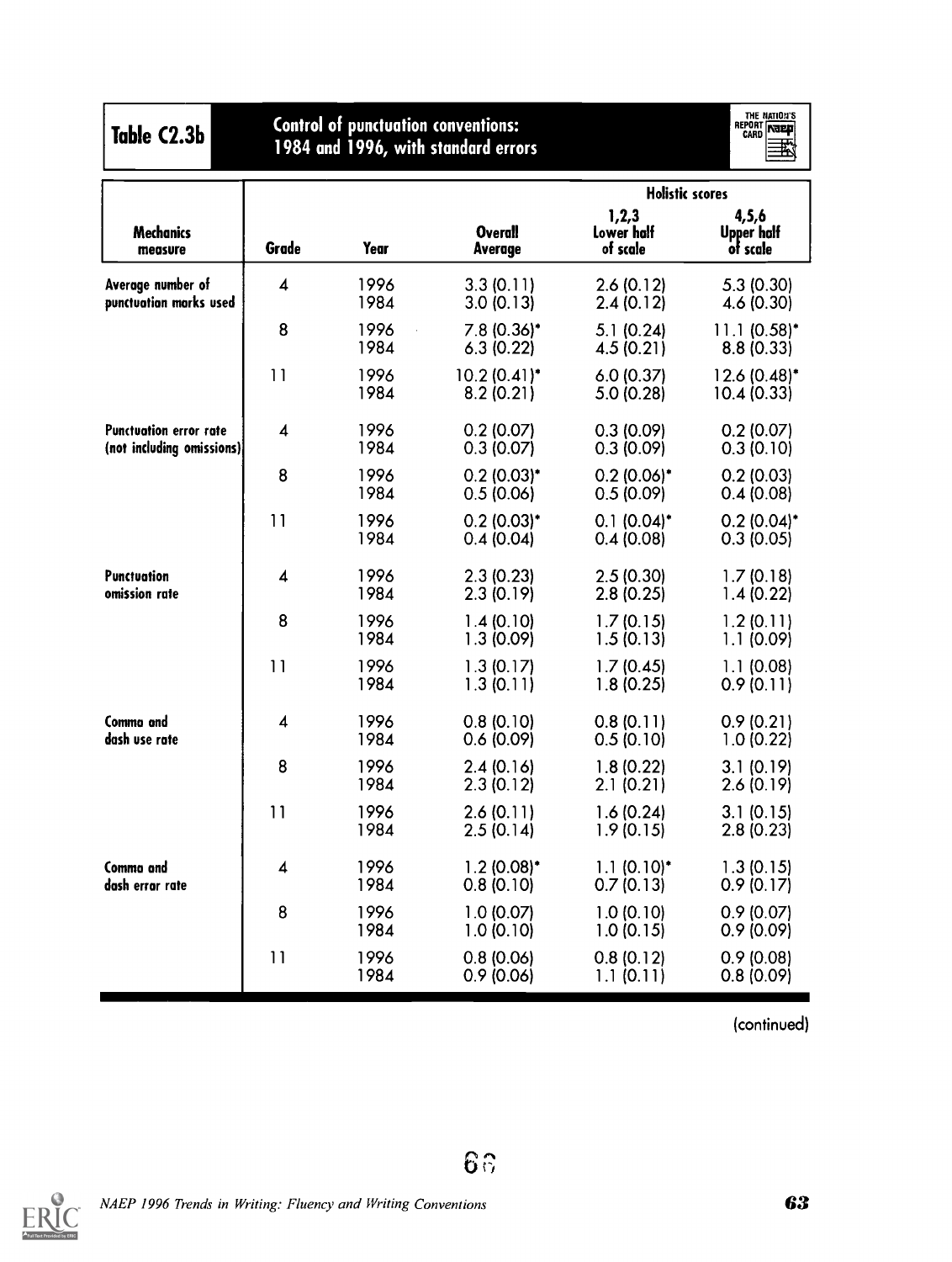## Table C2.3b Control of punctuation conventions: 1984 and 1996, with standard errors

| Mechanics measure | Grade | Year | Overall Average | Holistic scores 1,2,3 Lower half of scale | Holistic scores 4,5,6 Upper half of scale |
|---|---|---|---|---|---|
| Average number of punctuation marks used | 4 | 1996 | 3.3 (0.11) | 2.6 (0.12) | 5.3 (0.30) |
| | | 1984 | 3.0 (0.13) | 2.4 (0.12) | 4.6 (0.30) |
| | 8 | 1996 | 7.8 (0.36)* | 5.1 (0.24) | 11.1 (0.58)* |
| | | 1984 | 6.3 (0.22) | 4.5 (0.21) | 8.8 (0.33) |
| | 11 | 1996 | 10.2 (0.41)* | 6.0 (0.37) | 12.6 (0.48)* |
| | | 1984 | 8.2 (0.21) | 5.0 (0.28) | 10.4 (0.33) |
| Punctuation error rate (not including omissions) | 4 | 1996 | 0.2 (0.07) | 0.3 (0.09) | 0.2 (0.07) |
| | | 1984 | 0.3 (0.07) | 0.3 (0.09) | 0.3 (0.10) |
| | 8 | 1996 | 0.2 (0.03)* | 0.2 (0.06)* | 0.2 (0.03) |
| | | 1984 | 0.5 (0.06) | 0.5 (0.09) | 0.4 (0.08) |
| | 11 | 1996 | 0.2 (0.03)* | 0.1 (0.04)* | 0.2 (0.04)* |
| | | 1984 | 0.4 (0.04) | 0.4 (0.08) | 0.3 (0.05) |
| Punctuation omission rate | 4 | 1996 | 2.3 (0.23) | 2.5 (0.30) | 1.7 (0.18) |
| | | 1984 | 2.3 (0.19) | 2.8 (0.25) | 1.4 (0.22) |
| | 8 | 1996 | 1.4 (0.10) | 1.7 (0.15) | 1.2 (0.11) |
| | | 1984 | 1.3 (0.09) | 1.5 (0.13) | 1.1 (0.09) |
| | 11 | 1996 | 1.3 (0.17) | 1.7 (0.45) | 1.1 (0.08) |
| | | 1984 | 1.3 (0.11) | 1.8 (0.25) | 0.9 (0.11) |
| Comma and dash use rate | 4 | 1996 | 0.8 (0.10) | 0.8 (0.11) | 0.9 (0.21) |
| | | 1984 | 0.6 (0.09) | 0.5 (0.10) | 1.0 (0.22) |
| | 8 | 1996 | 2.4 (0.16) | 1.8 (0.22) | 3.1 (0.19) |
| | | 1984 | 2.3 (0.12) | 2.1 (0.21) | 2.6 (0.19) |
| | 11 | 1996 | 2.6 (0.11) | 1.6 (0.24) | 3.1 (0.15) |
| | | 1984 | 2.5 (0.14) | 1.9 (0.15) | 2.8 (0.23) |
| Comma and dash error rate | 4 | 1996 | 1.2 (0.08)* | 1.1 (0.10)* | 1.3 (0.15) |
| | | 1984 | 0.8 (0.10) | 0.7 (0.13) | 0.9 (0.17) |
| | 8 | 1996 | 1.0 (0.07) | 1.0 (0.10) | 0.9 (0.07) |
| | | 1984 | 1.0 (0.10) | 1.0 (0.15) | 0.9 (0.09) |
| | 11 | 1996 | 0.8 (0.06) | 0.8 (0.12) | 0.9 (0.08) |
| | | 1984 | 0.9 (0.06) | 1.1 (0.11) | 0.8 (0.09) |

(continued)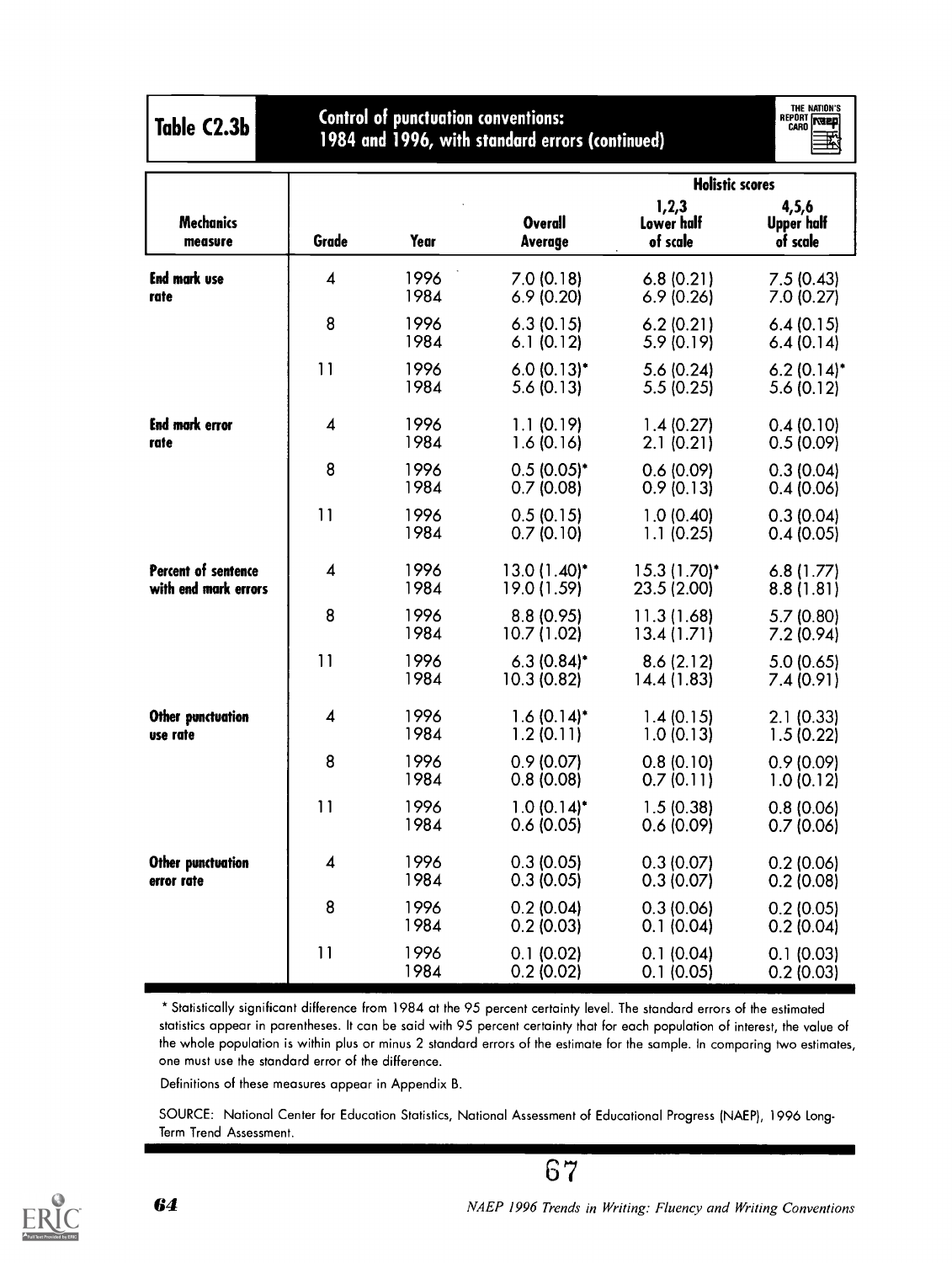## Table C2.3b Control of punctuation conventions: 1984 and 1996, with standard errors (continued)

| Mechanics measure | Grade | Year | Overall Average | Holistic scores: 1,2,3 Lower half of scale | Holistic scores: 4,5,6 Upper half of scale |
|---|---|---|---|---|---|
| End mark use rate | 4 | 1996 | 7.0 (0.18) | 6.8 (0.21) | 7.5 (0.43) |
| | | 1984 | 6.9 (0.20) | 6.9 (0.26) | 7.0 (0.27) |
| | 8 | 1996 | 6.3 (0.15) | 6.2 (0.21) | 6.4 (0.15) |
| | | 1984 | 6.1 (0.12) | 5.9 (0.19) | 6.4 (0.14) |
| | 11 | 1996 | 6.0 (0.13)* | 5.6 (0.24) | 6.2 (0.14)* |
| | | 1984 | 5.6 (0.13) | 5.5 (0.25) | 5.6 (0.12) |
| End mark error rate | 4 | 1996 | 1.1 (0.19) | 1.4 (0.27) | 0.4 (0.10) |
| | | 1984 | 1.6 (0.16) | 2.1 (0.21) | 0.5 (0.09) |
| | 8 | 1996 | 0.5 (0.05)* | 0.6 (0.09) | 0.3 (0.04) |
| | | 1984 | 0.7 (0.08) | 0.9 (0.13) | 0.4 (0.06) |
| | 11 | 1996 | 0.5 (0.15) | 1.0 (0.40) | 0.3 (0.04) |
| | | 1984 | 0.7 (0.10) | 1.1 (0.25) | 0.4 (0.05) |
| Percent of sentence with end mark errors | 4 | 1996 | 13.0 (1.40)* | 15.3 (1.70)* | 6.8 (1.77) |
| | | 1984 | 19.0 (1.59) | 23.5 (2.00) | 8.8 (1.81) |
| | 8 | 1996 | 8.8 (0.95) | 11.3 (1.68) | 5.7 (0.80) |
| | | 1984 | 10.7 (1.02) | 13.4 (1.71) | 7.2 (0.94) |
| | 11 | 1996 | 6.3 (0.84)* | 8.6 (2.12) | 5.0 (0.65) |
| | | 1984 | 10.3 (0.82) | 14.4 (1.83) | 7.4 (0.91) |
| Other punctuation use rate | 4 | 1996 | 1.6 (0.14)* | 1.4 (0.15) | 2.1 (0.33) |
| | | 1984 | 1.2 (0.11) | 1.0 (0.13) | 1.5 (0.22) |
| | 8 | 1996 | 0.9 (0.07) | 0.8 (0.10) | 0.9 (0.09) |
| | | 1984 | 0.8 (0.08) | 0.7 (0.11) | 1.0 (0.12) |
| | 11 | 1996 | 1.0 (0.14)* | 1.5 (0.38) | 0.8 (0.06) |
| | | 1984 | 0.6 (0.05) | 0.6 (0.09) | 0.7 (0.06) |
| Other punctuation error rate | 4 | 1996 | 0.3 (0.05) | 0.3 (0.07) | 0.2 (0.06) |
| | | 1984 | 0.3 (0.05) | 0.3 (0.07) | 0.2 (0.08) |
| | 8 | 1996 | 0.2 (0.04) | 0.3 (0.06) | 0.2 (0.05) |
| | | 1984 | 0.2 (0.03) | 0.1 (0.04) | 0.2 (0.04) |
| | 11 | 1996 | 0.1 (0.02) | 0.1 (0.04) | 0.1 (0.03) |
| | | 1984 | 0.2 (0.02) | 0.1 (0.05) | 0.2 (0.03) |

* Statistically significant difference from 1984 at the 95 percent certainty level. The standard errors of the estimated statistics appear in parentheses. It can be said with 95 percent certainty that for each population of interest, the value of the whole population is within plus or minus 2 standard errors of the estimate for the sample. In comparing two estimates, one must use the standard error of the difference.

Definitions of these measures appear in Appendix B.

SOURCE: National Center for Education Statistics, National Assessment of Educational Progress (NAEP), 1996 Long-Term Trend Assessment.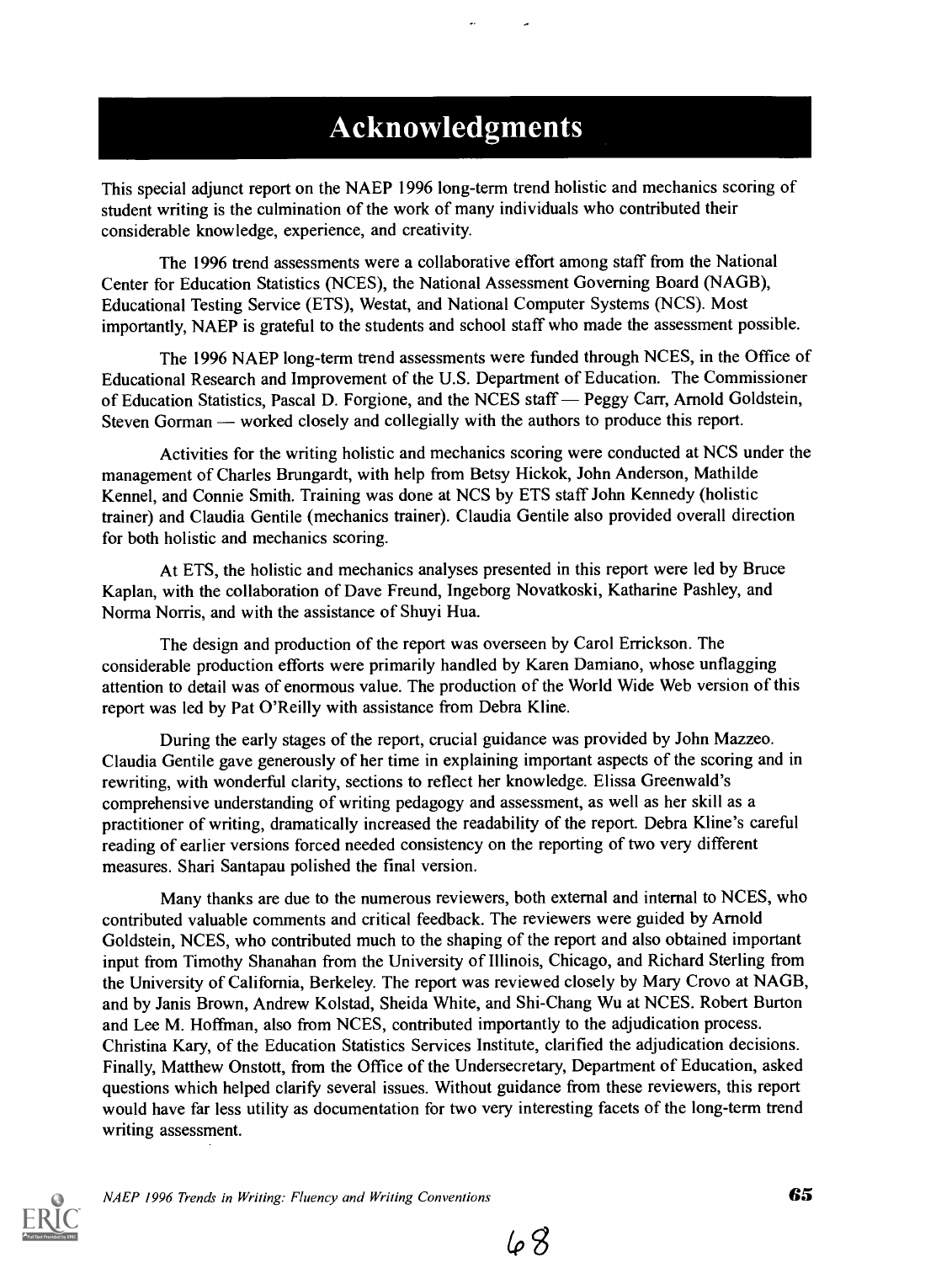# Acknowledgments

This special adjunct report on the NAEP 1996 long-term trend holistic and mechanics scoring of student writing is the culmination of the work of many individuals who contributed their considerable knowledge, experience, and creativity.

The 1996 trend assessments were a collaborative effort among staff from the National Center for Education Statistics (NCES), the National Assessment Governing Board (NAGB), Educational Testing Service (ETS), Westat, and National Computer Systems (NCS). Most importantly, NAEP is grateful to the students and school staff who made the assessment possible.

The 1996 NAEP long-term trend assessments were funded through NCES, in the Office of Educational Research and Improvement of the U.S. Department of Education. The Commissioner of Education Statistics, Pascal D. Forgione, and the NCES staff — Peggy Carr, Arnold Goldstein, Steven Gorman — worked closely and collegially with the authors to produce this report.

Activities for the writing holistic and mechanics scoring were conducted at NCS under the management of Charles Brungardt, with help from Betsy Hickok, John Anderson, Mathilde Kennel, and Connie Smith. Training was done at NCS by ETS staff John Kennedy (holistic trainer) and Claudia Gentile (mechanics trainer). Claudia Gentile also provided overall direction for both holistic and mechanics scoring.

At ETS, the holistic and mechanics analyses presented in this report were led by Bruce Kaplan, with the collaboration of Dave Freund, Ingeborg Novatkoski, Katharine Pashley, and Norma Norris, and with the assistance of Shuyi Hua.

The design and production of the report was overseen by Carol Errickson. The considerable production efforts were primarily handled by Karen Damiano, whose unflagging attention to detail was of enormous value. The production of the World Wide Web version of this report was led by Pat O'Reilly with assistance from Debra Kline.

During the early stages of the report, crucial guidance was provided by John Mazzeo. Claudia Gentile gave generously of her time in explaining important aspects of the scoring and in rewriting, with wonderful clarity, sections to reflect her knowledge. Elissa Greenwald's comprehensive understanding of writing pedagogy and assessment, as well as her skill as a practitioner of writing, dramatically increased the readability of the report. Debra Kline's careful reading of earlier versions forced needed consistency on the reporting of two very different measures. Shari Santapau polished the final version.

Many thanks are due to the numerous reviewers, both external and internal to NCES, who contributed valuable comments and critical feedback. The reviewers were guided by Arnold Goldstein, NCES, who contributed much to the shaping of the report and also obtained important input from Timothy Shanahan from the University of Illinois, Chicago, and Richard Sterling from the University of California, Berkeley. The report was reviewed closely by Mary Crovo at NAGB, and by Janis Brown, Andrew Kolstad, Sheida White, and Shi-Chang Wu at NCES. Robert Burton and Lee M. Hoffman, also from NCES, contributed importantly to the adjudication process. Christina Kary, of the Education Statistics Services Institute, clarified the adjudication decisions. Finally, Matthew Onstott, from the Office of the Undersecretary, Department of Education, asked questions which helped clarify several issues. Without guidance from these reviewers, this report would have far less utility as documentation for two very interesting facets of the long-term trend writing assessment.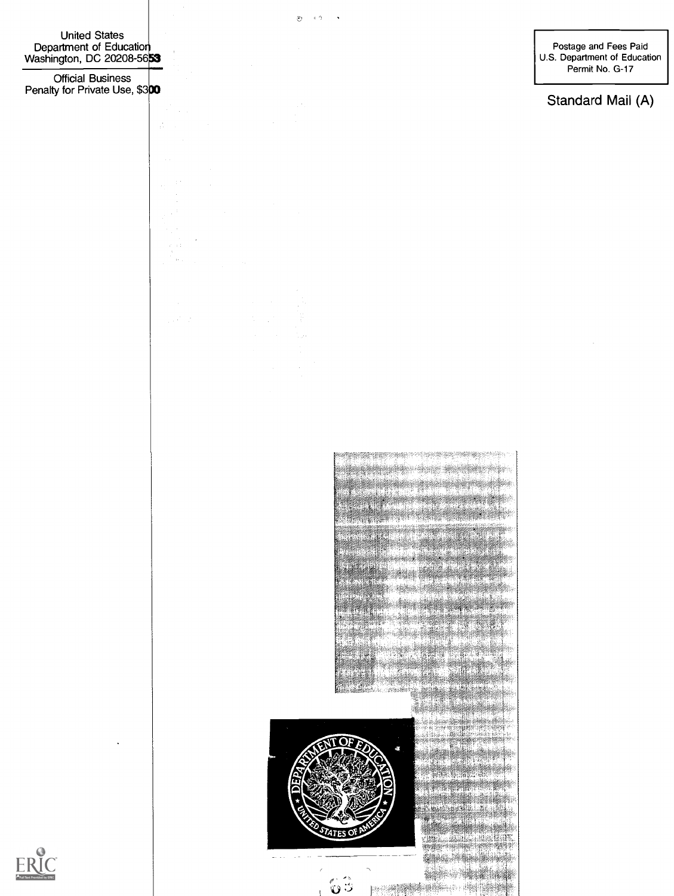United States
Department of Education
Washington, DC 20208-5653

Official Business
Penalty for Private Use, $300

Postage and Fees Paid
U.S. Department of Education
Permit No. G-17

Standard Mail (A)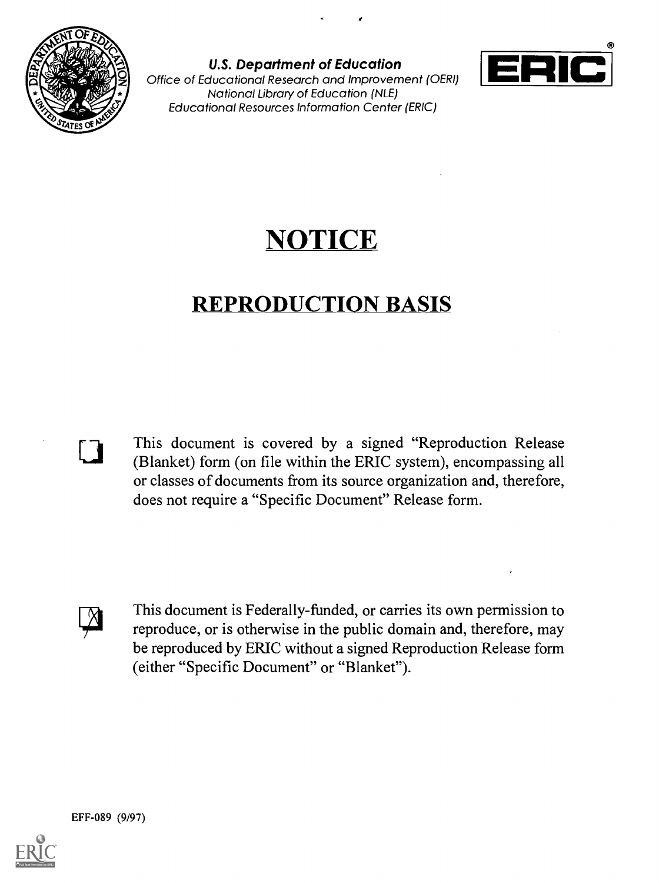***U.S. Department of Education***
*Office of Educational Research and Improvement (OERI)*
*National Library of Education (NLE)*
*Educational Resources Information Center (ERIC)*

ERIC®

# NOTICE

## REPRODUCTION BASIS

☐ This document is covered by a signed "Reproduction Release (Blanket) form (on file within the ERIC system), encompassing all or classes of documents from its source organization and, therefore, does not require a "Specific Document" Release form.

☒ This document is Federally-funded, or carries its own permission to reproduce, or is otherwise in the public domain and, therefore, may be reproduced by ERIC without a signed Reproduction Release form (either "Specific Document" or "Blanket").

EFF-089 (9/97)